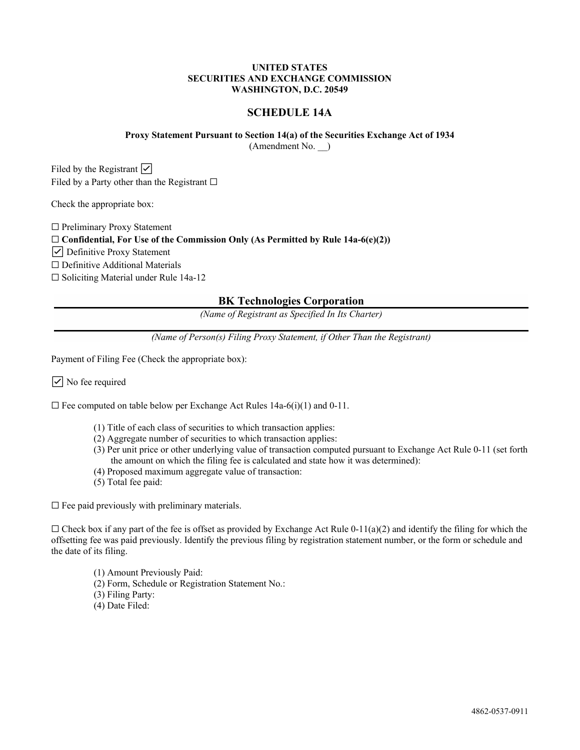**UNITED STATES**
**SECURITIES AND EXCHANGE COMMISSION**
**WASHINGTON, D.C. 20549**

# SCHEDULE 14A

**Proxy Statement Pursuant to Section 14(a) of the Securities Exchange Act of 1934**
(Amendment No. __)

Filed by the Registrant ☑
Filed by a Party other than the Registrant ☐

Check the appropriate box:

☐ Preliminary Proxy Statement
☐ **Confidential, For Use of the Commission Only (As Permitted by Rule 14a-6(e)(2))**
☑ Definitive Proxy Statement
☐ Definitive Additional Materials
☐ Soliciting Material under Rule 14a-12

**BK Technologies Corporation**
*(Name of Registrant as Specified In Its Charter)*

*(Name of Person(s) Filing Proxy Statement, if Other Than the Registrant)*

Payment of Filing Fee (Check the appropriate box):

☑ No fee required

☐ Fee computed on table below per Exchange Act Rules 14a-6(i)(1) and 0-11.

(1) Title of each class of securities to which transaction applies:
(2) Aggregate number of securities to which transaction applies:
(3) Per unit price or other underlying value of transaction computed pursuant to Exchange Act Rule 0-11 (set forth the amount on which the filing fee is calculated and state how it was determined):
(4) Proposed maximum aggregate value of transaction:
(5) Total fee paid:

☐ Fee paid previously with preliminary materials.

☐ Check box if any part of the fee is offset as provided by Exchange Act Rule 0-11(a)(2) and identify the filing for which the offsetting fee was paid previously. Identify the previous filing by registration statement number, or the form or schedule and the date of its filing.

(1) Amount Previously Paid:
(2) Form, Schedule or Registration Statement No.:
(3) Filing Party:
(4) Date Filed:

4862-0537-0911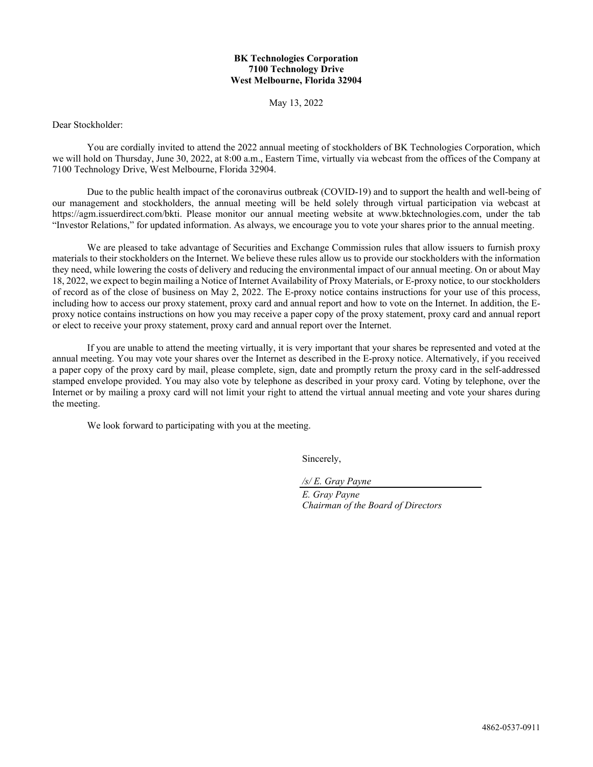**BK Technologies Corporation**
**7100 Technology Drive**
**West Melbourne, Florida 32904**

May 13, 2022

Dear Stockholder:

You are cordially invited to attend the 2022 annual meeting of stockholders of BK Technologies Corporation, which we will hold on Thursday, June 30, 2022, at 8:00 a.m., Eastern Time, virtually via webcast from the offices of the Company at 7100 Technology Drive, West Melbourne, Florida 32904.

Due to the public health impact of the coronavirus outbreak (COVID-19) and to support the health and well-being of our management and stockholders, the annual meeting will be held solely through virtual participation via webcast at https://agm.issuerdirect.com/bkti. Please monitor our annual meeting website at www.bktechnologies.com, under the tab "Investor Relations," for updated information. As always, we encourage you to vote your shares prior to the annual meeting.

We are pleased to take advantage of Securities and Exchange Commission rules that allow issuers to furnish proxy materials to their stockholders on the Internet. We believe these rules allow us to provide our stockholders with the information they need, while lowering the costs of delivery and reducing the environmental impact of our annual meeting. On or about May 18, 2022, we expect to begin mailing a Notice of Internet Availability of Proxy Materials, or E-proxy notice, to our stockholders of record as of the close of business on May 2, 2022. The E-proxy notice contains instructions for your use of this process, including how to access our proxy statement, proxy card and annual report and how to vote on the Internet. In addition, the E-proxy notice contains instructions on how you may receive a paper copy of the proxy statement, proxy card and annual report or elect to receive your proxy statement, proxy card and annual report over the Internet.

If you are unable to attend the meeting virtually, it is very important that your shares be represented and voted at the annual meeting. You may vote your shares over the Internet as described in the E-proxy notice. Alternatively, if you received a paper copy of the proxy card by mail, please complete, sign, date and promptly return the proxy card in the self-addressed stamped envelope provided. You may also vote by telephone as described in your proxy card. Voting by telephone, over the Internet or by mailing a proxy card will not limit your right to attend the virtual annual meeting and vote your shares during the meeting.

We look forward to participating with you at the meeting.

Sincerely,

*/s/ E. Gray Payne*

*E. Gray Payne*
*Chairman of the Board of Directors*

4862-0537-0911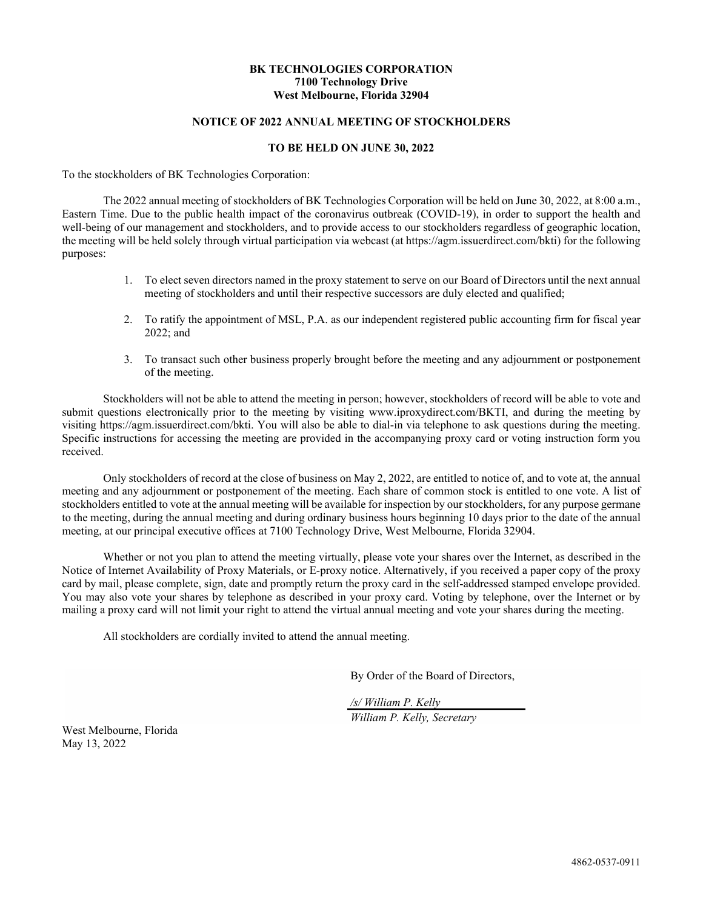**BK TECHNOLOGIES CORPORATION**
**7100 Technology Drive**
**West Melbourne, Florida 32904**

**NOTICE OF 2022 ANNUAL MEETING OF STOCKHOLDERS**

**TO BE HELD ON JUNE 30, 2022**

To the stockholders of BK Technologies Corporation:

The 2022 annual meeting of stockholders of BK Technologies Corporation will be held on June 30, 2022, at 8:00 a.m., Eastern Time. Due to the public health impact of the coronavirus outbreak (COVID-19), in order to support the health and well-being of our management and stockholders, and to provide access to our stockholders regardless of geographic location, the meeting will be held solely through virtual participation via webcast (at https://agm.issuerdirect.com/bkti) for the following purposes:

1. To elect seven directors named in the proxy statement to serve on our Board of Directors until the next annual meeting of stockholders and until their respective successors are duly elected and qualified;

2. To ratify the appointment of MSL, P.A. as our independent registered public accounting firm for fiscal year 2022; and

3. To transact such other business properly brought before the meeting and any adjournment or postponement of the meeting.

Stockholders will not be able to attend the meeting in person; however, stockholders of record will be able to vote and submit questions electronically prior to the meeting by visiting www.iproxydirect.com/BKTI, and during the meeting by visiting https://agm.issuerdirect.com/bkti. You will also be able to dial-in via telephone to ask questions during the meeting. Specific instructions for accessing the meeting are provided in the accompanying proxy card or voting instruction form you received.

Only stockholders of record at the close of business on May 2, 2022, are entitled to notice of, and to vote at, the annual meeting and any adjournment or postponement of the meeting. Each share of common stock is entitled to one vote. A list of stockholders entitled to vote at the annual meeting will be available for inspection by our stockholders, for any purpose germane to the meeting, during the annual meeting and during ordinary business hours beginning 10 days prior to the date of the annual meeting, at our principal executive offices at 7100 Technology Drive, West Melbourne, Florida 32904.

Whether or not you plan to attend the meeting virtually, please vote your shares over the Internet, as described in the Notice of Internet Availability of Proxy Materials, or E-proxy notice. Alternatively, if you received a paper copy of the proxy card by mail, please complete, sign, date and promptly return the proxy card in the self-addressed stamped envelope provided. You may also vote your shares by telephone as described in your proxy card. Voting by telephone, over the Internet or by mailing a proxy card will not limit your right to attend the virtual annual meeting and vote your shares during the meeting.

All stockholders are cordially invited to attend the annual meeting.

By Order of the Board of Directors,

*/s/ William P. Kelly*
*William P. Kelly, Secretary*

West Melbourne, Florida
May 13, 2022

4862-0537-0911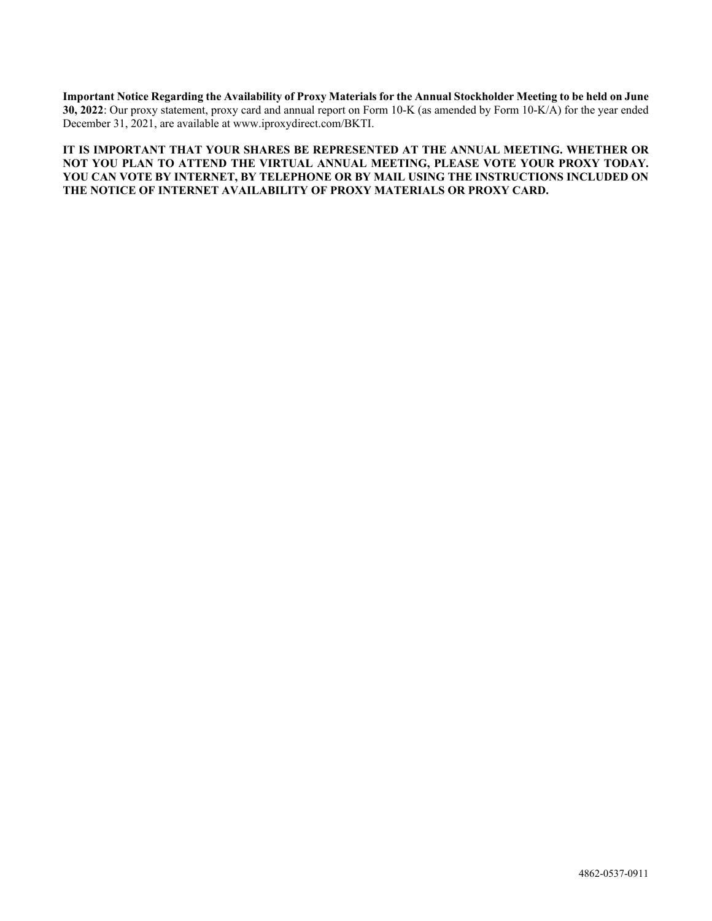**Important Notice Regarding the Availability of Proxy Materials for the Annual Stockholder Meeting to be held on June 30, 2022**: Our proxy statement, proxy card and annual report on Form 10-K (as amended by Form 10-K/A) for the year ended December 31, 2021, are available at www.iproxydirect.com/BKTI.

**IT IS IMPORTANT THAT YOUR SHARES BE REPRESENTED AT THE ANNUAL MEETING. WHETHER OR NOT YOU PLAN TO ATTEND THE VIRTUAL ANNUAL MEETING, PLEASE VOTE YOUR PROXY TODAY. YOU CAN VOTE BY INTERNET, BY TELEPHONE OR BY MAIL USING THE INSTRUCTIONS INCLUDED ON THE NOTICE OF INTERNET AVAILABILITY OF PROXY MATERIALS OR PROXY CARD.**

4862-0537-0911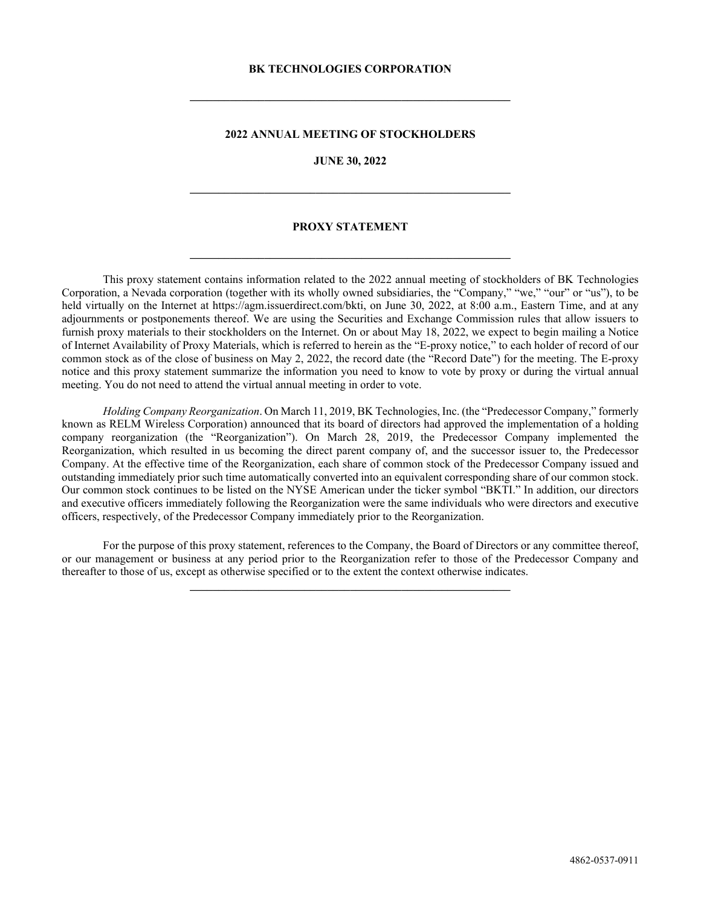**BK TECHNOLOGIES CORPORATION**

---

**2022 ANNUAL MEETING OF STOCKHOLDERS**

**JUNE 30, 2022**

---

**PROXY STATEMENT**

---

This proxy statement contains information related to the 2022 annual meeting of stockholders of BK Technologies Corporation, a Nevada corporation (together with its wholly owned subsidiaries, the "Company," "we," "our" or "us"), to be held virtually on the Internet at https://agm.issuerdirect.com/bkti, on June 30, 2022, at 8:00 a.m., Eastern Time, and at any adjournments or postponements thereof. We are using the Securities and Exchange Commission rules that allow issuers to furnish proxy materials to their stockholders on the Internet. On or about May 18, 2022, we expect to begin mailing a Notice of Internet Availability of Proxy Materials, which is referred to herein as the "E-proxy notice," to each holder of record of our common stock as of the close of business on May 2, 2022, the record date (the "Record Date") for the meeting. The E-proxy notice and this proxy statement summarize the information you need to know to vote by proxy or during the virtual annual meeting. You do not need to attend the virtual annual meeting in order to vote.

*Holding Company Reorganization*. On March 11, 2019, BK Technologies, Inc. (the "Predecessor Company," formerly known as RELM Wireless Corporation) announced that its board of directors had approved the implementation of a holding company reorganization (the "Reorganization"). On March 28, 2019, the Predecessor Company implemented the Reorganization, which resulted in us becoming the direct parent company of, and the successor issuer to, the Predecessor Company. At the effective time of the Reorganization, each share of common stock of the Predecessor Company issued and outstanding immediately prior such time automatically converted into an equivalent corresponding share of our common stock. Our common stock continues to be listed on the NYSE American under the ticker symbol "BKTI." In addition, our directors and executive officers immediately following the Reorganization were the same individuals who were directors and executive officers, respectively, of the Predecessor Company immediately prior to the Reorganization.

For the purpose of this proxy statement, references to the Company, the Board of Directors or any committee thereof, or our management or business at any period prior to the Reorganization refer to those of the Predecessor Company and thereafter to those of us, except as otherwise specified or to the extent the context otherwise indicates.

---

4862-0537-0911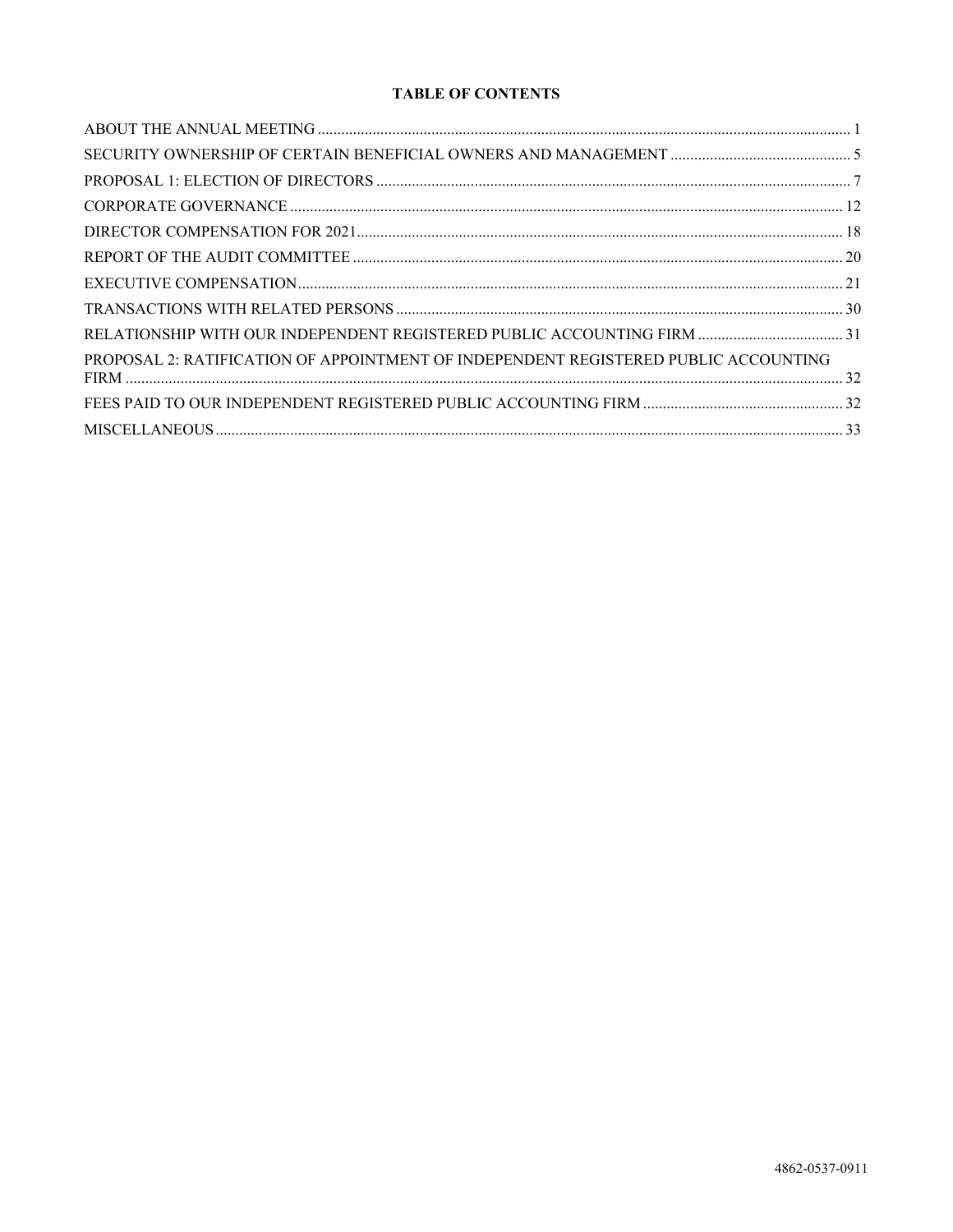# TABLE OF CONTENTS

| | |
|---|---|
| ABOUT THE ANNUAL MEETING | 1 |
| SECURITY OWNERSHIP OF CERTAIN BENEFICIAL OWNERS AND MANAGEMENT | 5 |
| PROPOSAL 1: ELECTION OF DIRECTORS | 7 |
| CORPORATE GOVERNANCE | 12 |
| DIRECTOR COMPENSATION FOR 2021 | 18 |
| REPORT OF THE AUDIT COMMITTEE | 20 |
| EXECUTIVE COMPENSATION | 21 |
| TRANSACTIONS WITH RELATED PERSONS | 30 |
| RELATIONSHIP WITH OUR INDEPENDENT REGISTERED PUBLIC ACCOUNTING FIRM | 31 |
| PROPOSAL 2: RATIFICATION OF APPOINTMENT OF INDEPENDENT REGISTERED PUBLIC ACCOUNTING FIRM | 32 |
| FEES PAID TO OUR INDEPENDENT REGISTERED PUBLIC ACCOUNTING FIRM | 32 |
| MISCELLANEOUS | 33 |

4862-0537-0911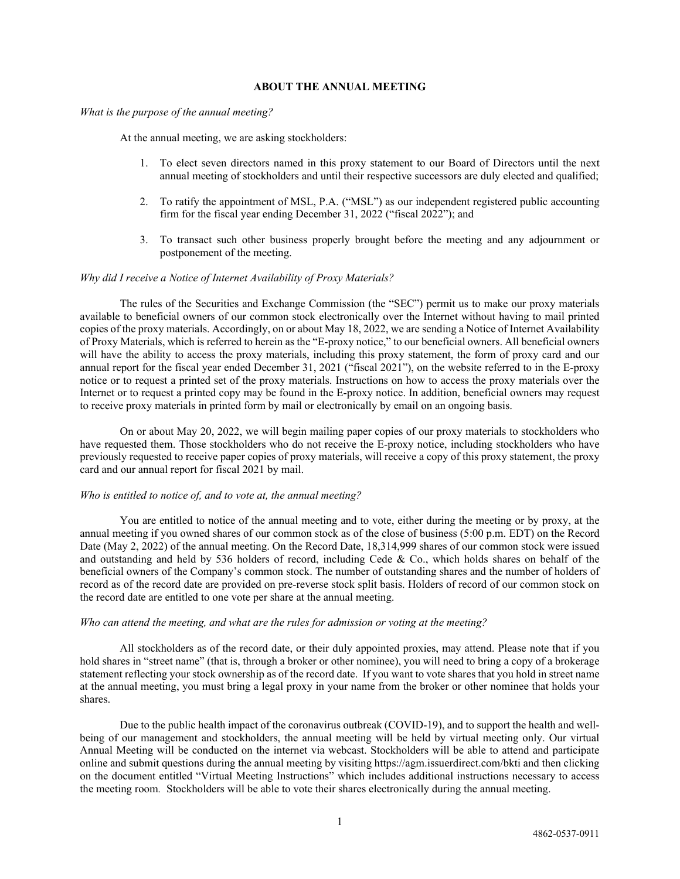## ABOUT THE ANNUAL MEETING

*What is the purpose of the annual meeting?*

At the annual meeting, we are asking stockholders:

1. To elect seven directors named in this proxy statement to our Board of Directors until the next annual meeting of stockholders and until their respective successors are duly elected and qualified;

2. To ratify the appointment of MSL, P.A. ("MSL") as our independent registered public accounting firm for the fiscal year ending December 31, 2022 ("fiscal 2022"); and

3. To transact such other business properly brought before the meeting and any adjournment or postponement of the meeting.

*Why did I receive a Notice of Internet Availability of Proxy Materials?*

The rules of the Securities and Exchange Commission (the "SEC") permit us to make our proxy materials available to beneficial owners of our common stock electronically over the Internet without having to mail printed copies of the proxy materials. Accordingly, on or about May 18, 2022, we are sending a Notice of Internet Availability of Proxy Materials, which is referred to herein as the "E-proxy notice," to our beneficial owners. All beneficial owners will have the ability to access the proxy materials, including this proxy statement, the form of proxy card and our annual report for the fiscal year ended December 31, 2021 ("fiscal 2021"), on the website referred to in the E-proxy notice or to request a printed set of the proxy materials. Instructions on how to access the proxy materials over the Internet or to request a printed copy may be found in the E-proxy notice. In addition, beneficial owners may request to receive proxy materials in printed form by mail or electronically by email on an ongoing basis.

On or about May 20, 2022, we will begin mailing paper copies of our proxy materials to stockholders who have requested them. Those stockholders who do not receive the E-proxy notice, including stockholders who have previously requested to receive paper copies of proxy materials, will receive a copy of this proxy statement, the proxy card and our annual report for fiscal 2021 by mail.

*Who is entitled to notice of, and to vote at, the annual meeting?*

You are entitled to notice of the annual meeting and to vote, either during the meeting or by proxy, at the annual meeting if you owned shares of our common stock as of the close of business (5:00 p.m. EDT) on the Record Date (May 2, 2022) of the annual meeting. On the Record Date, 18,314,999 shares of our common stock were issued and outstanding and held by 536 holders of record, including Cede & Co., which holds shares on behalf of the beneficial owners of the Company's common stock. The number of outstanding shares and the number of holders of record as of the record date are provided on pre-reverse stock split basis. Holders of record of our common stock on the record date are entitled to one vote per share at the annual meeting.

*Who can attend the meeting, and what are the rules for admission or voting at the meeting?*

All stockholders as of the record date, or their duly appointed proxies, may attend. Please note that if you hold shares in "street name" (that is, through a broker or other nominee), you will need to bring a copy of a brokerage statement reflecting your stock ownership as of the record date. If you want to vote shares that you hold in street name at the annual meeting, you must bring a legal proxy in your name from the broker or other nominee that holds your shares.

Due to the public health impact of the coronavirus outbreak (COVID-19), and to support the health and well-being of our management and stockholders, the annual meeting will be held by virtual meeting only. Our virtual Annual Meeting will be conducted on the internet via webcast. Stockholders will be able to attend and participate online and submit questions during the annual meeting by visiting https://agm.issuerdirect.com/bkti and then clicking on the document entitled "Virtual Meeting Instructions" which includes additional instructions necessary to access the meeting room. Stockholders will be able to vote their shares electronically during the annual meeting.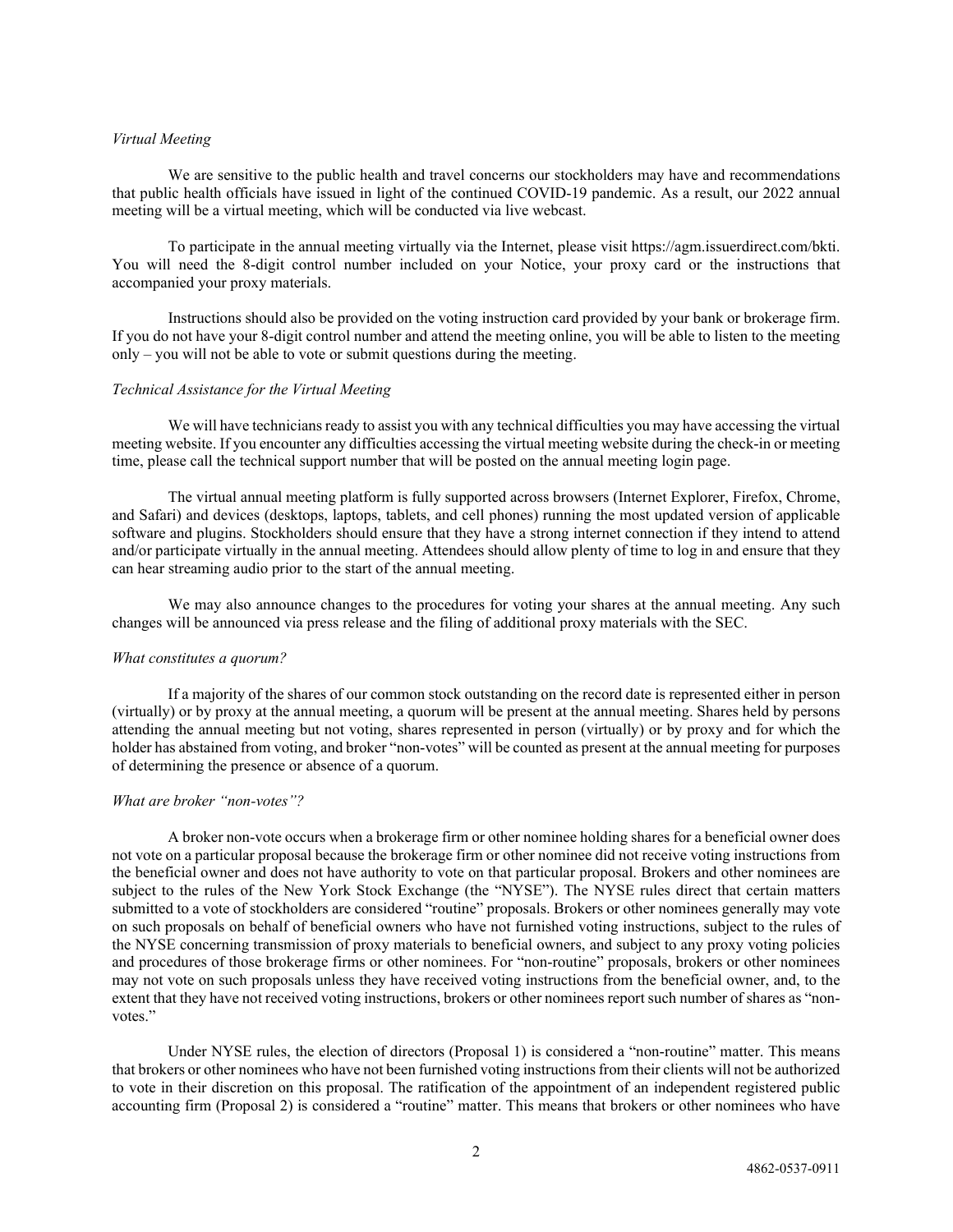*Virtual Meeting*

We are sensitive to the public health and travel concerns our stockholders may have and recommendations that public health officials have issued in light of the continued COVID-19 pandemic. As a result, our 2022 annual meeting will be a virtual meeting, which will be conducted via live webcast.

To participate in the annual meeting virtually via the Internet, please visit https://agm.issuerdirect.com/bkti. You will need the 8-digit control number included on your Notice, your proxy card or the instructions that accompanied your proxy materials.

Instructions should also be provided on the voting instruction card provided by your bank or brokerage firm. If you do not have your 8-digit control number and attend the meeting online, you will be able to listen to the meeting only – you will not be able to vote or submit questions during the meeting.

*Technical Assistance for the Virtual Meeting*

We will have technicians ready to assist you with any technical difficulties you may have accessing the virtual meeting website. If you encounter any difficulties accessing the virtual meeting website during the check-in or meeting time, please call the technical support number that will be posted on the annual meeting login page.

The virtual annual meeting platform is fully supported across browsers (Internet Explorer, Firefox, Chrome, and Safari) and devices (desktops, laptops, tablets, and cell phones) running the most updated version of applicable software and plugins. Stockholders should ensure that they have a strong internet connection if they intend to attend and/or participate virtually in the annual meeting. Attendees should allow plenty of time to log in and ensure that they can hear streaming audio prior to the start of the annual meeting.

We may also announce changes to the procedures for voting your shares at the annual meeting. Any such changes will be announced via press release and the filing of additional proxy materials with the SEC.

*What constitutes a quorum?*

If a majority of the shares of our common stock outstanding on the record date is represented either in person (virtually) or by proxy at the annual meeting, a quorum will be present at the annual meeting. Shares held by persons attending the annual meeting but not voting, shares represented in person (virtually) or by proxy and for which the holder has abstained from voting, and broker "non-votes" will be counted as present at the annual meeting for purposes of determining the presence or absence of a quorum.

*What are broker "non-votes"?*

A broker non-vote occurs when a brokerage firm or other nominee holding shares for a beneficial owner does not vote on a particular proposal because the brokerage firm or other nominee did not receive voting instructions from the beneficial owner and does not have authority to vote on that particular proposal. Brokers and other nominees are subject to the rules of the New York Stock Exchange (the "NYSE"). The NYSE rules direct that certain matters submitted to a vote of stockholders are considered "routine" proposals. Brokers or other nominees generally may vote on such proposals on behalf of beneficial owners who have not furnished voting instructions, subject to the rules of the NYSE concerning transmission of proxy materials to beneficial owners, and subject to any proxy voting policies and procedures of those brokerage firms or other nominees. For "non-routine" proposals, brokers or other nominees may not vote on such proposals unless they have received voting instructions from the beneficial owner, and, to the extent that they have not received voting instructions, brokers or other nominees report such number of shares as "non-votes."

Under NYSE rules, the election of directors (Proposal 1) is considered a "non-routine" matter. This means that brokers or other nominees who have not been furnished voting instructions from their clients will not be authorized to vote in their discretion on this proposal. The ratification of the appointment of an independent registered public accounting firm (Proposal 2) is considered a "routine" matter. This means that brokers or other nominees who have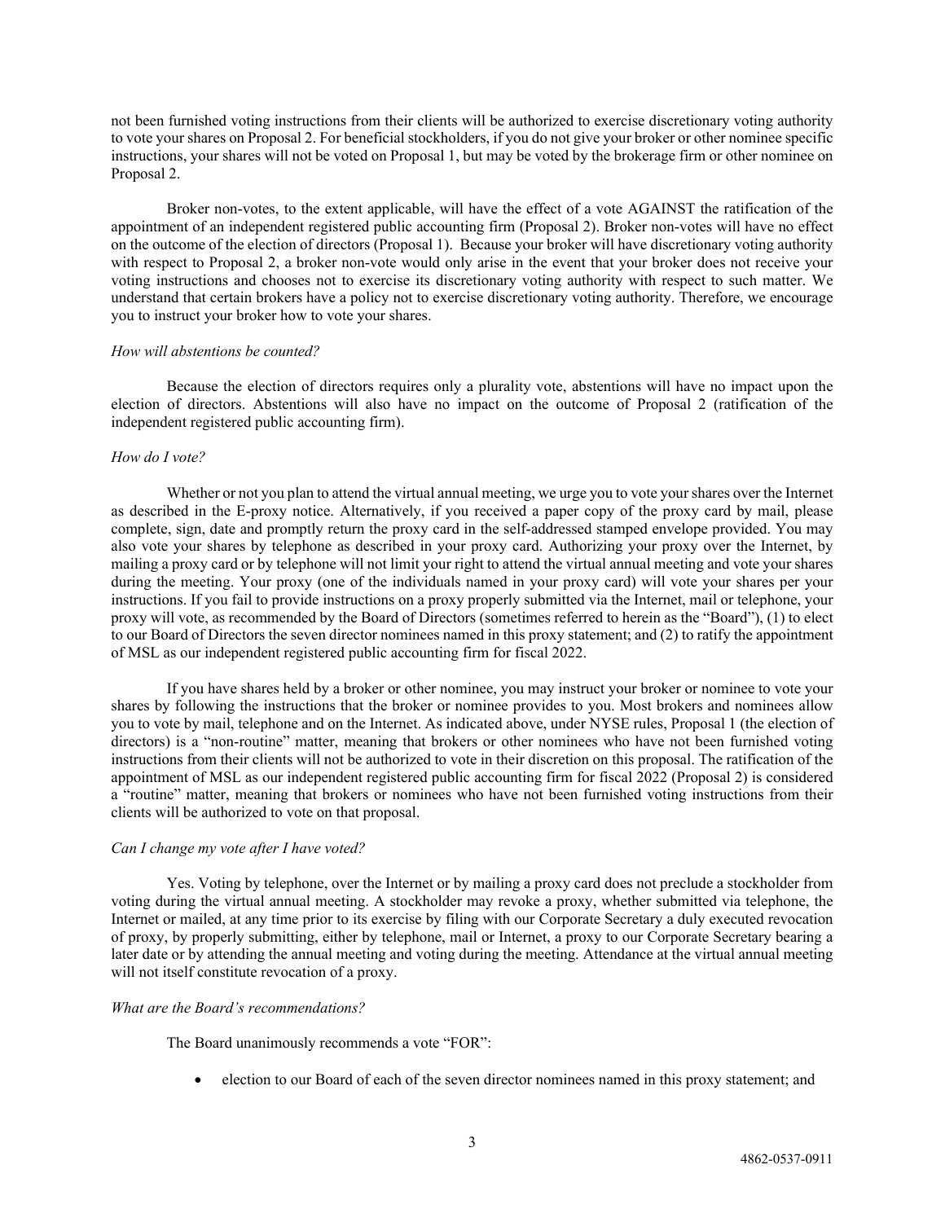not been furnished voting instructions from their clients will be authorized to exercise discretionary voting authority to vote your shares on Proposal 2. For beneficial stockholders, if you do not give your broker or other nominee specific instructions, your shares will not be voted on Proposal 1, but may be voted by the brokerage firm or other nominee on Proposal 2.

Broker non-votes, to the extent applicable, will have the effect of a vote AGAINST the ratification of the appointment of an independent registered public accounting firm (Proposal 2). Broker non-votes will have no effect on the outcome of the election of directors (Proposal 1). Because your broker will have discretionary voting authority with respect to Proposal 2, a broker non-vote would only arise in the event that your broker does not receive your voting instructions and chooses not to exercise its discretionary voting authority with respect to such matter. We understand that certain brokers have a policy not to exercise discretionary voting authority. Therefore, we encourage you to instruct your broker how to vote your shares.

*How will abstentions be counted?*

Because the election of directors requires only a plurality vote, abstentions will have no impact upon the election of directors. Abstentions will also have no impact on the outcome of Proposal 2 (ratification of the independent registered public accounting firm).

*How do I vote?*

Whether or not you plan to attend the virtual annual meeting, we urge you to vote your shares over the Internet as described in the E-proxy notice. Alternatively, if you received a paper copy of the proxy card by mail, please complete, sign, date and promptly return the proxy card in the self-addressed stamped envelope provided. You may also vote your shares by telephone as described in your proxy card. Authorizing your proxy over the Internet, by mailing a proxy card or by telephone will not limit your right to attend the virtual annual meeting and vote your shares during the meeting. Your proxy (one of the individuals named in your proxy card) will vote your shares per your instructions. If you fail to provide instructions on a proxy properly submitted via the Internet, mail or telephone, your proxy will vote, as recommended by the Board of Directors (sometimes referred to herein as the "Board"), (1) to elect to our Board of Directors the seven director nominees named in this proxy statement; and (2) to ratify the appointment of MSL as our independent registered public accounting firm for fiscal 2022.

If you have shares held by a broker or other nominee, you may instruct your broker or nominee to vote your shares by following the instructions that the broker or nominee provides to you. Most brokers and nominees allow you to vote by mail, telephone and on the Internet. As indicated above, under NYSE rules, Proposal 1 (the election of directors) is a "non-routine" matter, meaning that brokers or other nominees who have not been furnished voting instructions from their clients will not be authorized to vote in their discretion on this proposal. The ratification of the appointment of MSL as our independent registered public accounting firm for fiscal 2022 (Proposal 2) is considered a "routine" matter, meaning that brokers or nominees who have not been furnished voting instructions from their clients will be authorized to vote on that proposal.

*Can I change my vote after I have voted?*

Yes. Voting by telephone, over the Internet or by mailing a proxy card does not preclude a stockholder from voting during the virtual annual meeting. A stockholder may revoke a proxy, whether submitted via telephone, the Internet or mailed, at any time prior to its exercise by filing with our Corporate Secretary a duly executed revocation of proxy, by properly submitting, either by telephone, mail or Internet, a proxy to our Corporate Secretary bearing a later date or by attending the annual meeting and voting during the meeting. Attendance at the virtual annual meeting will not itself constitute revocation of a proxy.

*What are the Board's recommendations?*

The Board unanimously recommends a vote "FOR":

- election to our Board of each of the seven director nominees named in this proxy statement; and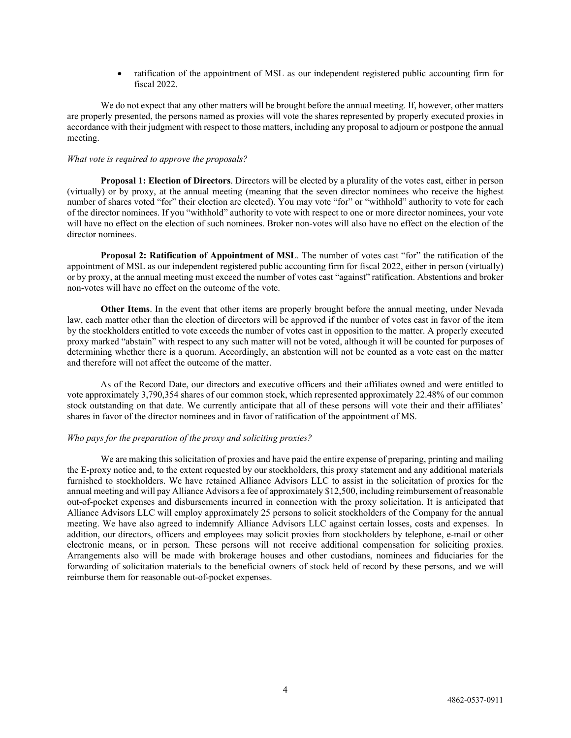- ratification of the appointment of MSL as our independent registered public accounting firm for fiscal 2022.

We do not expect that any other matters will be brought before the annual meeting. If, however, other matters are properly presented, the persons named as proxies will vote the shares represented by properly executed proxies in accordance with their judgment with respect to those matters, including any proposal to adjourn or postpone the annual meeting.

*What vote is required to approve the proposals?*

**Proposal 1: Election of Directors**. Directors will be elected by a plurality of the votes cast, either in person (virtually) or by proxy, at the annual meeting (meaning that the seven director nominees who receive the highest number of shares voted "for" their election are elected). You may vote "for" or "withhold" authority to vote for each of the director nominees. If you "withhold" authority to vote with respect to one or more director nominees, your vote will have no effect on the election of such nominees. Broker non-votes will also have no effect on the election of the director nominees.

**Proposal 2: Ratification of Appointment of MSL**. The number of votes cast "for" the ratification of the appointment of MSL as our independent registered public accounting firm for fiscal 2022, either in person (virtually) or by proxy, at the annual meeting must exceed the number of votes cast "against" ratification. Abstentions and broker non-votes will have no effect on the outcome of the vote.

**Other Items**. In the event that other items are properly brought before the annual meeting, under Nevada law, each matter other than the election of directors will be approved if the number of votes cast in favor of the item by the stockholders entitled to vote exceeds the number of votes cast in opposition to the matter. A properly executed proxy marked "abstain" with respect to any such matter will not be voted, although it will be counted for purposes of determining whether there is a quorum. Accordingly, an abstention will not be counted as a vote cast on the matter and therefore will not affect the outcome of the matter.

As of the Record Date, our directors and executive officers and their affiliates owned and were entitled to vote approximately 3,790,354 shares of our common stock, which represented approximately 22.48% of our common stock outstanding on that date. We currently anticipate that all of these persons will vote their and their affiliates' shares in favor of the director nominees and in favor of ratification of the appointment of MS.

*Who pays for the preparation of the proxy and soliciting proxies?*

We are making this solicitation of proxies and have paid the entire expense of preparing, printing and mailing the E-proxy notice and, to the extent requested by our stockholders, this proxy statement and any additional materials furnished to stockholders. We have retained Alliance Advisors LLC to assist in the solicitation of proxies for the annual meeting and will pay Alliance Advisors a fee of approximately $12,500, including reimbursement of reasonable out-of-pocket expenses and disbursements incurred in connection with the proxy solicitation. It is anticipated that Alliance Advisors LLC will employ approximately 25 persons to solicit stockholders of the Company for the annual meeting. We have also agreed to indemnify Alliance Advisors LLC against certain losses, costs and expenses. In addition, our directors, officers and employees may solicit proxies from stockholders by telephone, e-mail or other electronic means, or in person. These persons will not receive additional compensation for soliciting proxies. Arrangements also will be made with brokerage houses and other custodians, nominees and fiduciaries for the forwarding of solicitation materials to the beneficial owners of stock held of record by these persons, and we will reimburse them for reasonable out-of-pocket expenses.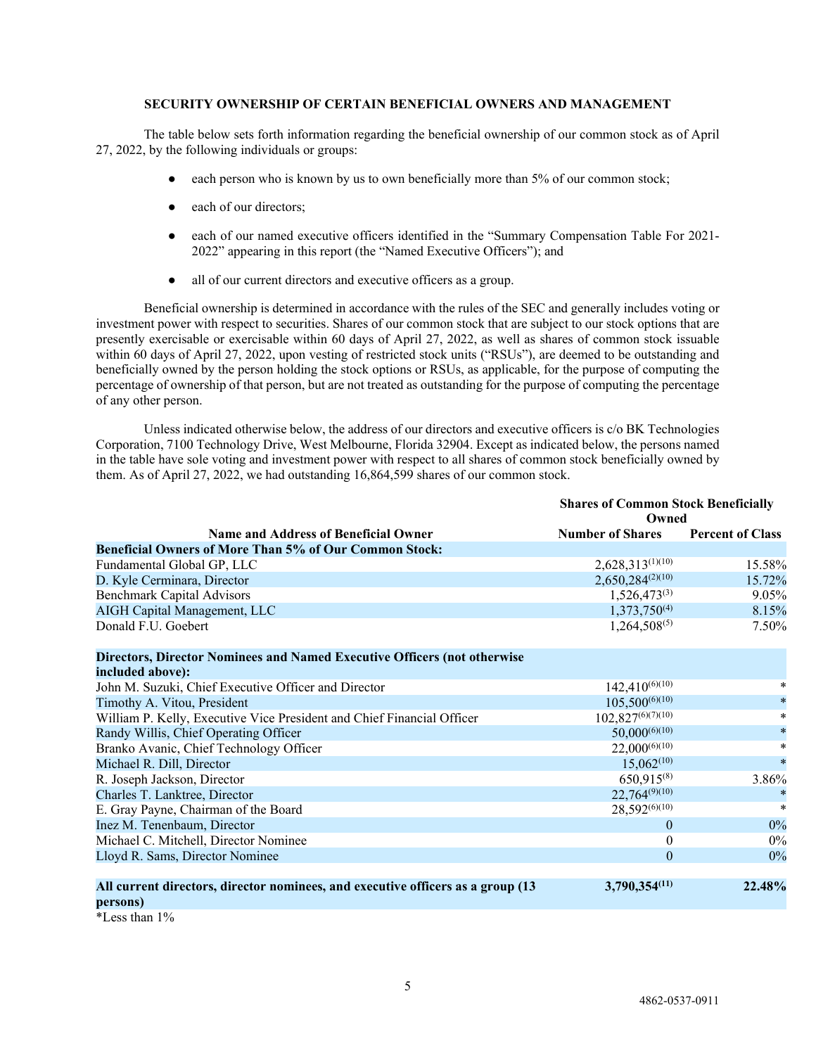## SECURITY OWNERSHIP OF CERTAIN BENEFICIAL OWNERS AND MANAGEMENT

The table below sets forth information regarding the beneficial ownership of our common stock as of April 27, 2022, by the following individuals or groups:

- each person who is known by us to own beneficially more than 5% of our common stock;
- each of our directors;
- each of our named executive officers identified in the "Summary Compensation Table For 2021-2022" appearing in this report (the "Named Executive Officers"); and
- all of our current directors and executive officers as a group.

Beneficial ownership is determined in accordance with the rules of the SEC and generally includes voting or investment power with respect to securities. Shares of our common stock that are subject to our stock options that are presently exercisable or exercisable within 60 days of April 27, 2022, as well as shares of common stock issuable within 60 days of April 27, 2022, upon vesting of restricted stock units ("RSUs"), are deemed to be outstanding and beneficially owned by the person holding the stock options or RSUs, as applicable, for the purpose of computing the percentage of ownership of that person, but are not treated as outstanding for the purpose of computing the percentage of any other person.

Unless indicated otherwise below, the address of our directors and executive officers is c/o BK Technologies Corporation, 7100 Technology Drive, West Melbourne, Florida 32904. Except as indicated below, the persons named in the table have sole voting and investment power with respect to all shares of common stock beneficially owned by them. As of April 27, 2022, we had outstanding 16,864,599 shares of our common stock.

| | Shares of Common Stock Beneficially Owned | |
|---|---|---|
| **Name and Address of Beneficial Owner** | **Number of Shares** | **Percent of Class** |
| **Beneficial Owners of More Than 5% of Our Common Stock:** | | |
| Fundamental Global GP, LLC | 2,628,313(1)(10) | 15.58% |
| D. Kyle Cerminara, Director | 2,650,284(2)(10) | 15.72% |
| Benchmark Capital Advisors | 1,526,473(3) | 9.05% |
| AIGH Capital Management, LLC | 1,373,750(4) | 8.15% |
| Donald F.U. Goebert | 1,264,508(5) | 7.50% |
| **Directors, Director Nominees and Named Executive Officers (not otherwise included above):** | | |
| John M. Suzuki, Chief Executive Officer and Director | 142,410(6)(10) | * |
| Timothy A. Vitou, President | 105,500(6)(10) | * |
| William P. Kelly, Executive Vice President and Chief Financial Officer | 102,827(6)(7)(10) | * |
| Randy Willis, Chief Operating Officer | 50,000(6)(10) | * |
| Branko Avanic, Chief Technology Officer | 22,000(6)(10) | * |
| Michael R. Dill, Director | 15,062(10) | * |
| R. Joseph Jackson, Director | 650,915(8) | 3.86% |
| Charles T. Lanktree, Director | 22,764(9)(10) | * |
| E. Gray Payne, Chairman of the Board | 28,592(6)(10) | * |
| Inez M. Tenenbaum, Director | 0 | 0% |
| Michael C. Mitchell, Director Nominee | 0 | 0% |
| Lloyd R. Sams, Director Nominee | 0 | 0% |
| **All current directors, director nominees, and executive officers as a group (13 persons)** | **3,790,354(11)** | **22.48%** |

*Less than 1%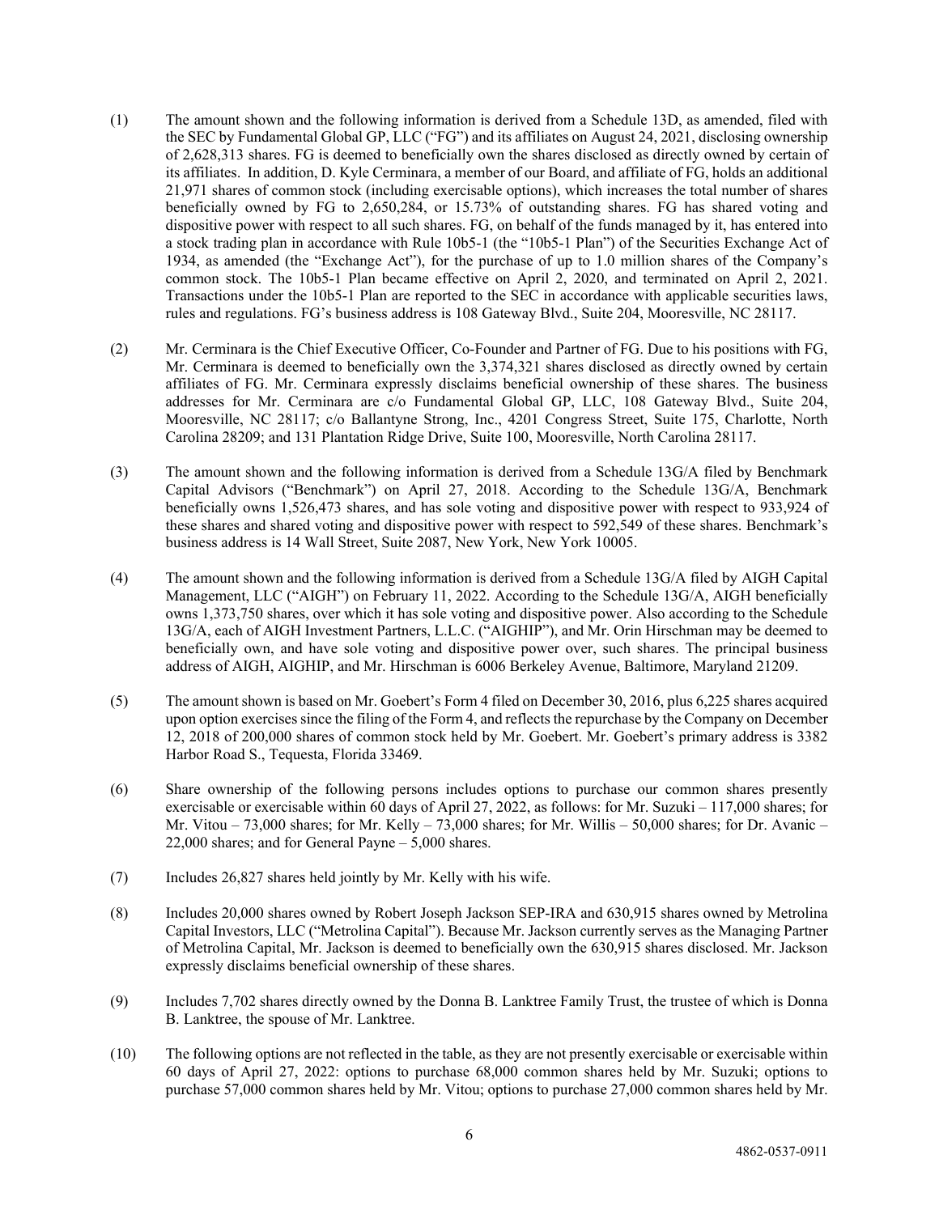(1) The amount shown and the following information is derived from a Schedule 13D, as amended, filed with the SEC by Fundamental Global GP, LLC ("FG") and its affiliates on August 24, 2021, disclosing ownership of 2,628,313 shares. FG is deemed to beneficially own the shares disclosed as directly owned by certain of its affiliates. In addition, D. Kyle Cerminara, a member of our Board, and affiliate of FG, holds an additional 21,971 shares of common stock (including exercisable options), which increases the total number of shares beneficially owned by FG to 2,650,284, or 15.73% of outstanding shares. FG has shared voting and dispositive power with respect to all such shares. FG, on behalf of the funds managed by it, has entered into a stock trading plan in accordance with Rule 10b5-1 (the "10b5-1 Plan") of the Securities Exchange Act of 1934, as amended (the "Exchange Act"), for the purchase of up to 1.0 million shares of the Company's common stock. The 10b5-1 Plan became effective on April 2, 2020, and terminated on April 2, 2021. Transactions under the 10b5-1 Plan are reported to the SEC in accordance with applicable securities laws, rules and regulations. FG's business address is 108 Gateway Blvd., Suite 204, Mooresville, NC 28117.

(2) Mr. Cerminara is the Chief Executive Officer, Co-Founder and Partner of FG. Due to his positions with FG, Mr. Cerminara is deemed to beneficially own the 3,374,321 shares disclosed as directly owned by certain affiliates of FG. Mr. Cerminara expressly disclaims beneficial ownership of these shares. The business addresses for Mr. Cerminara are c/o Fundamental Global GP, LLC, 108 Gateway Blvd., Suite 204, Mooresville, NC 28117; c/o Ballantyne Strong, Inc., 4201 Congress Street, Suite 175, Charlotte, North Carolina 28209; and 131 Plantation Ridge Drive, Suite 100, Mooresville, North Carolina 28117.

(3) The amount shown and the following information is derived from a Schedule 13G/A filed by Benchmark Capital Advisors ("Benchmark") on April 27, 2018. According to the Schedule 13G/A, Benchmark beneficially owns 1,526,473 shares, and has sole voting and dispositive power with respect to 933,924 of these shares and shared voting and dispositive power with respect to 592,549 of these shares. Benchmark's business address is 14 Wall Street, Suite 2087, New York, New York 10005.

(4) The amount shown and the following information is derived from a Schedule 13G/A filed by AIGH Capital Management, LLC ("AIGH") on February 11, 2022. According to the Schedule 13G/A, AIGH beneficially owns 1,373,750 shares, over which it has sole voting and dispositive power. Also according to the Schedule 13G/A, each of AIGH Investment Partners, L.L.C. ("AIGHIP"), and Mr. Orin Hirschman may be deemed to beneficially own, and have sole voting and dispositive power over, such shares. The principal business address of AIGH, AIGHIP, and Mr. Hirschman is 6006 Berkeley Avenue, Baltimore, Maryland 21209.

(5) The amount shown is based on Mr. Goebert's Form 4 filed on December 30, 2016, plus 6,225 shares acquired upon option exercises since the filing of the Form 4, and reflects the repurchase by the Company on December 12, 2018 of 200,000 shares of common stock held by Mr. Goebert. Mr. Goebert's primary address is 3382 Harbor Road S., Tequesta, Florida 33469.

(6) Share ownership of the following persons includes options to purchase our common shares presently exercisable or exercisable within 60 days of April 27, 2022, as follows: for Mr. Suzuki – 117,000 shares; for Mr. Vitou – 73,000 shares; for Mr. Kelly – 73,000 shares; for Mr. Willis – 50,000 shares; for Dr. Avanic – 22,000 shares; and for General Payne – 5,000 shares.

(7) Includes 26,827 shares held jointly by Mr. Kelly with his wife.

(8) Includes 20,000 shares owned by Robert Joseph Jackson SEP-IRA and 630,915 shares owned by Metrolina Capital Investors, LLC ("Metrolina Capital"). Because Mr. Jackson currently serves as the Managing Partner of Metrolina Capital, Mr. Jackson is deemed to beneficially own the 630,915 shares disclosed. Mr. Jackson expressly disclaims beneficial ownership of these shares.

(9) Includes 7,702 shares directly owned by the Donna B. Lanktree Family Trust, the trustee of which is Donna B. Lanktree, the spouse of Mr. Lanktree.

(10) The following options are not reflected in the table, as they are not presently exercisable or exercisable within 60 days of April 27, 2022: options to purchase 68,000 common shares held by Mr. Suzuki; options to purchase 57,000 common shares held by Mr. Vitou; options to purchase 27,000 common shares held by Mr.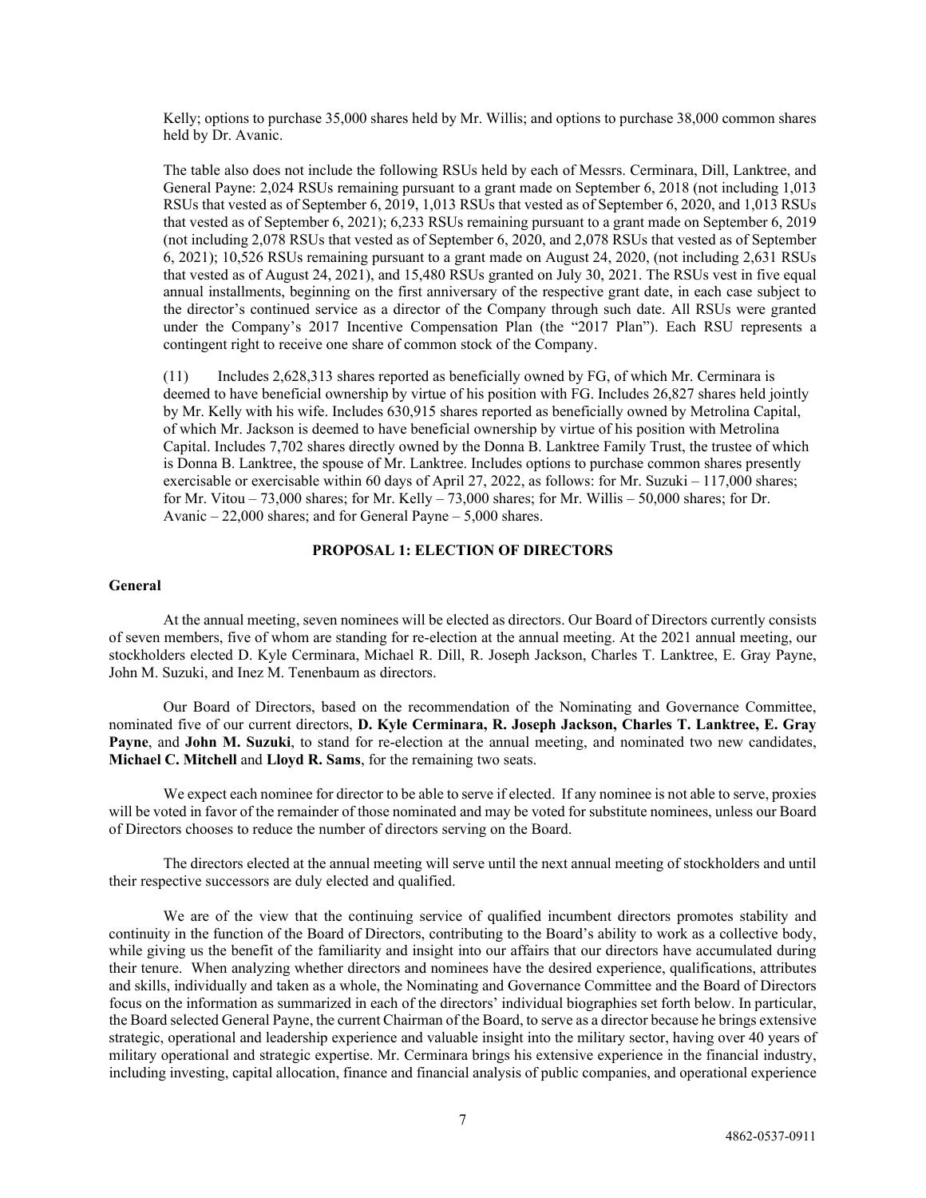Kelly; options to purchase 35,000 shares held by Mr. Willis; and options to purchase 38,000 common shares held by Dr. Avanic.

The table also does not include the following RSUs held by each of Messrs. Cerminara, Dill, Lanktree, and General Payne: 2,024 RSUs remaining pursuant to a grant made on September 6, 2018 (not including 1,013 RSUs that vested as of September 6, 2019, 1,013 RSUs that vested as of September 6, 2020, and 1,013 RSUs that vested as of September 6, 2021); 6,233 RSUs remaining pursuant to a grant made on September 6, 2019 (not including 2,078 RSUs that vested as of September 6, 2020, and 2,078 RSUs that vested as of September 6, 2021); 10,526 RSUs remaining pursuant to a grant made on August 24, 2020, (not including 2,631 RSUs that vested as of August 24, 2021), and 15,480 RSUs granted on July 30, 2021. The RSUs vest in five equal annual installments, beginning on the first anniversary of the respective grant date, in each case subject to the director's continued service as a director of the Company through such date. All RSUs were granted under the Company's 2017 Incentive Compensation Plan (the "2017 Plan"). Each RSU represents a contingent right to receive one share of common stock of the Company.

(11) Includes 2,628,313 shares reported as beneficially owned by FG, of which Mr. Cerminara is deemed to have beneficial ownership by virtue of his position with FG. Includes 26,827 shares held jointly by Mr. Kelly with his wife. Includes 630,915 shares reported as beneficially owned by Metrolina Capital, of which Mr. Jackson is deemed to have beneficial ownership by virtue of his position with Metrolina Capital. Includes 7,702 shares directly owned by the Donna B. Lanktree Family Trust, the trustee of which is Donna B. Lanktree, the spouse of Mr. Lanktree. Includes options to purchase common shares presently exercisable or exercisable within 60 days of April 27, 2022, as follows: for Mr. Suzuki – 117,000 shares; for Mr. Vitou – 73,000 shares; for Mr. Kelly – 73,000 shares; for Mr. Willis – 50,000 shares; for Dr. Avanic – 22,000 shares; and for General Payne – 5,000 shares.

## PROPOSAL 1: ELECTION OF DIRECTORS

### General

At the annual meeting, seven nominees will be elected as directors. Our Board of Directors currently consists of seven members, five of whom are standing for re-election at the annual meeting. At the 2021 annual meeting, our stockholders elected D. Kyle Cerminara, Michael R. Dill, R. Joseph Jackson, Charles T. Lanktree, E. Gray Payne, John M. Suzuki, and Inez M. Tenenbaum as directors.

Our Board of Directors, based on the recommendation of the Nominating and Governance Committee, nominated five of our current directors, **D. Kyle Cerminara, R. Joseph Jackson, Charles T. Lanktree, E. Gray Payne**, and **John M. Suzuki**, to stand for re-election at the annual meeting, and nominated two new candidates, **Michael C. Mitchell** and **Lloyd R. Sams**, for the remaining two seats.

We expect each nominee for director to be able to serve if elected. If any nominee is not able to serve, proxies will be voted in favor of the remainder of those nominated and may be voted for substitute nominees, unless our Board of Directors chooses to reduce the number of directors serving on the Board.

The directors elected at the annual meeting will serve until the next annual meeting of stockholders and until their respective successors are duly elected and qualified.

We are of the view that the continuing service of qualified incumbent directors promotes stability and continuity in the function of the Board of Directors, contributing to the Board's ability to work as a collective body, while giving us the benefit of the familiarity and insight into our affairs that our directors have accumulated during their tenure. When analyzing whether directors and nominees have the desired experience, qualifications, attributes and skills, individually and taken as a whole, the Nominating and Governance Committee and the Board of Directors focus on the information as summarized in each of the directors' individual biographies set forth below. In particular, the Board selected General Payne, the current Chairman of the Board, to serve as a director because he brings extensive strategic, operational and leadership experience and valuable insight into the military sector, having over 40 years of military operational and strategic expertise. Mr. Cerminara brings his extensive experience in the financial industry, including investing, capital allocation, finance and financial analysis of public companies, and operational experience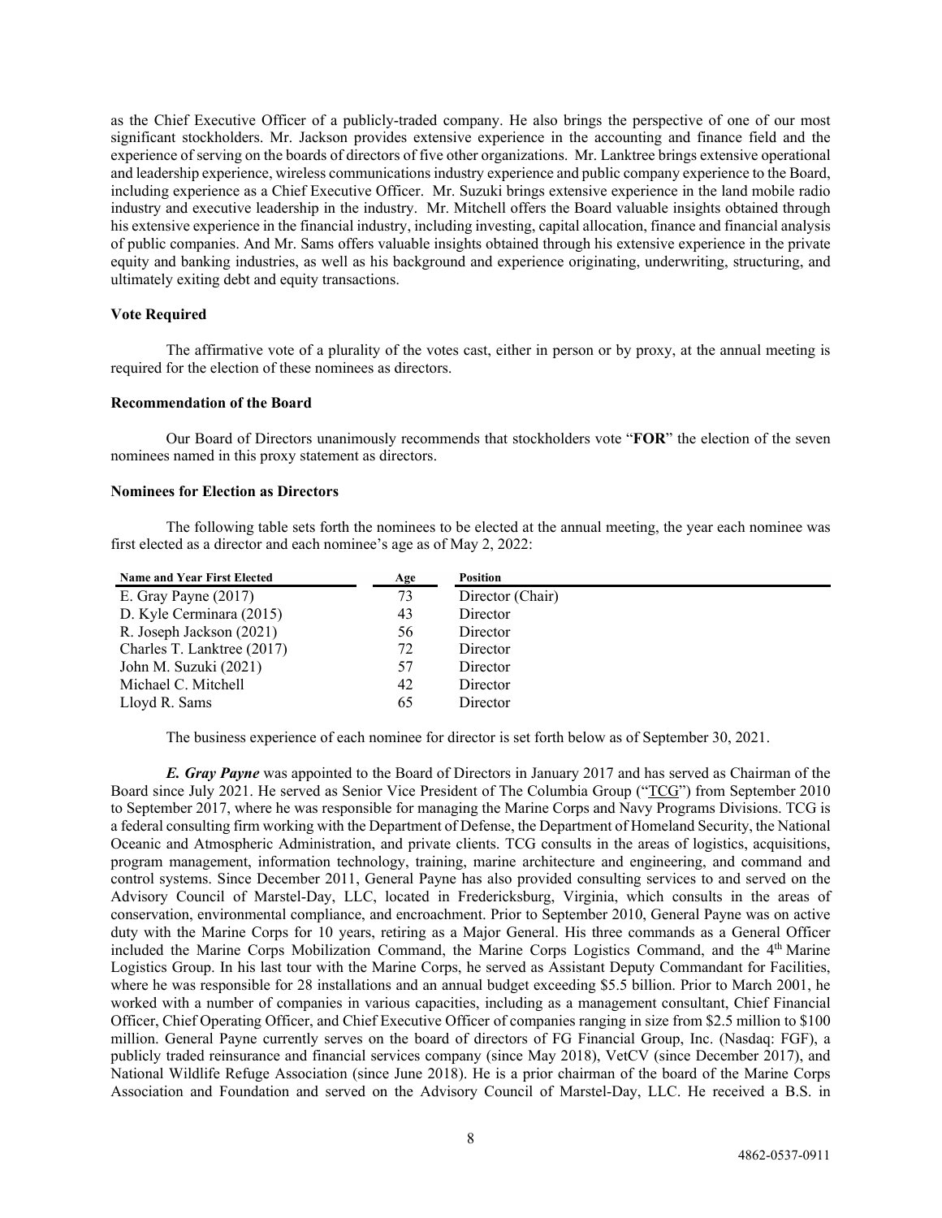as the Chief Executive Officer of a publicly-traded company. He also brings the perspective of one of our most significant stockholders. Mr. Jackson provides extensive experience in the accounting and finance field and the experience of serving on the boards of directors of five other organizations. Mr. Lanktree brings extensive operational and leadership experience, wireless communications industry experience and public company experience to the Board, including experience as a Chief Executive Officer. Mr. Suzuki brings extensive experience in the land mobile radio industry and executive leadership in the industry. Mr. Mitchell offers the Board valuable insights obtained through his extensive experience in the financial industry, including investing, capital allocation, finance and financial analysis of public companies. And Mr. Sams offers valuable insights obtained through his extensive experience in the private equity and banking industries, as well as his background and experience originating, underwriting, structuring, and ultimately exiting debt and equity transactions.

**Vote Required**

The affirmative vote of a plurality of the votes cast, either in person or by proxy, at the annual meeting is required for the election of these nominees as directors.

**Recommendation of the Board**

Our Board of Directors unanimously recommends that stockholders vote "**FOR**" the election of the seven nominees named in this proxy statement as directors.

**Nominees for Election as Directors**

The following table sets forth the nominees to be elected at the annual meeting, the year each nominee was first elected as a director and each nominee's age as of May 2, 2022:

| Name and Year First Elected | Age | Position |
| --- | --- | --- |
| E. Gray Payne (2017) | 73 | Director (Chair) |
| D. Kyle Cerminara (2015) | 43 | Director |
| R. Joseph Jackson (2021) | 56 | Director |
| Charles T. Lanktree (2017) | 72 | Director |
| John M. Suzuki (2021) | 57 | Director |
| Michael C. Mitchell | 42 | Director |
| Lloyd R. Sams | 65 | Director |

The business experience of each nominee for director is set forth below as of September 30, 2021.

***E. Gray Payne*** was appointed to the Board of Directors in January 2017 and has served as Chairman of the Board since July 2021. He served as Senior Vice President of The Columbia Group ("TCG") from September 2010 to September 2017, where he was responsible for managing the Marine Corps and Navy Programs Divisions. TCG is a federal consulting firm working with the Department of Defense, the Department of Homeland Security, the National Oceanic and Atmospheric Administration, and private clients. TCG consults in the areas of logistics, acquisitions, program management, information technology, training, marine architecture and engineering, and command and control systems. Since December 2011, General Payne has also provided consulting services to and served on the Advisory Council of Marstel-Day, LLC, located in Fredericksburg, Virginia, which consults in the areas of conservation, environmental compliance, and encroachment. Prior to September 2010, General Payne was on active duty with the Marine Corps for 10 years, retiring as a Major General. His three commands as a General Officer included the Marine Corps Mobilization Command, the Marine Corps Logistics Command, and the 4th Marine Logistics Group. In his last tour with the Marine Corps, he served as Assistant Deputy Commandant for Facilities, where he was responsible for 28 installations and an annual budget exceeding $5.5 billion. Prior to March 2001, he worked with a number of companies in various capacities, including as a management consultant, Chief Financial Officer, Chief Operating Officer, and Chief Executive Officer of companies ranging in size from $2.5 million to $100 million. General Payne currently serves on the board of directors of FG Financial Group, Inc. (Nasdaq: FGF), a publicly traded reinsurance and financial services company (since May 2018), VetCV (since December 2017), and National Wildlife Refuge Association (since June 2018). He is a prior chairman of the board of the Marine Corps Association and Foundation and served on the Advisory Council of Marstel-Day, LLC. He received a B.S. in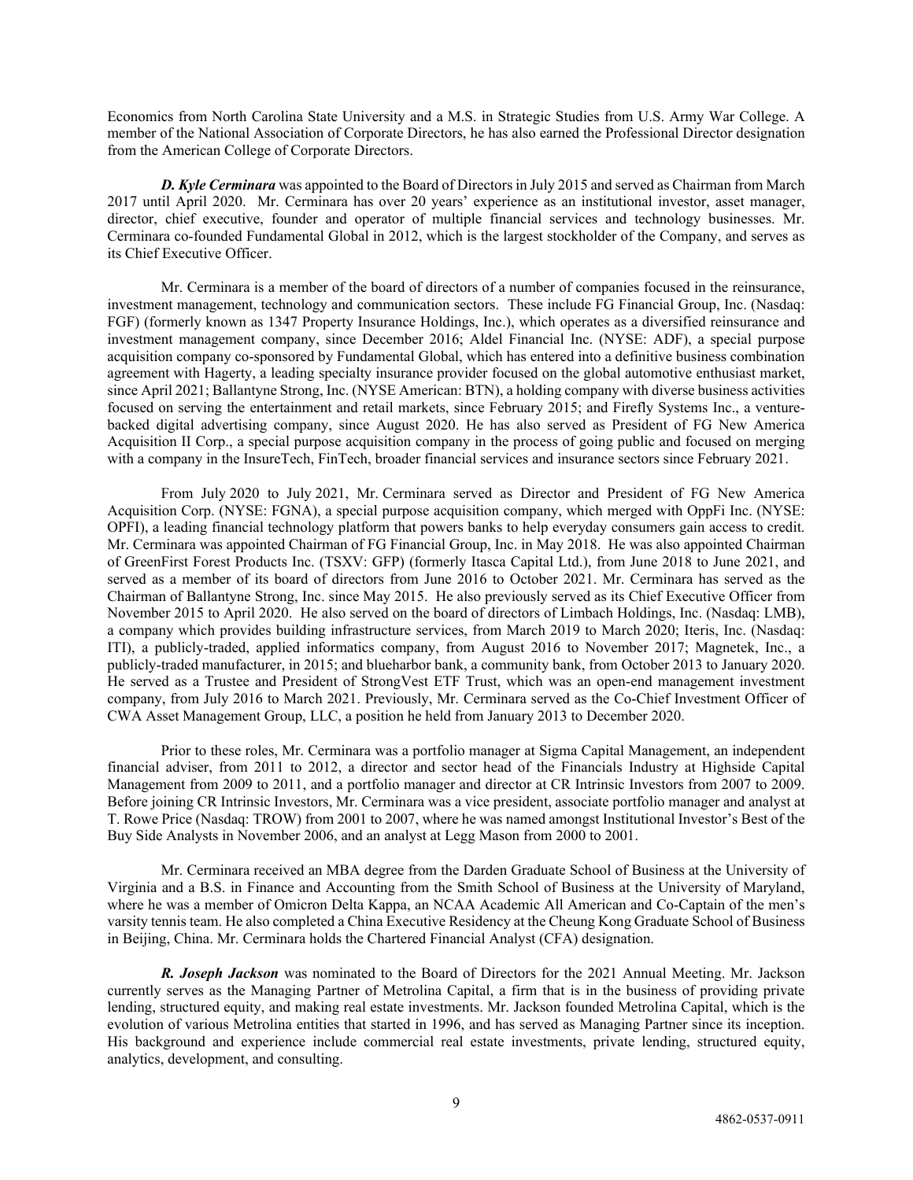Economics from North Carolina State University and a M.S. in Strategic Studies from U.S. Army War College. A member of the National Association of Corporate Directors, he has also earned the Professional Director designation from the American College of Corporate Directors.

***D. Kyle Cerminara*** was appointed to the Board of Directors in July 2015 and served as Chairman from March 2017 until April 2020. Mr. Cerminara has over 20 years' experience as an institutional investor, asset manager, director, chief executive, founder and operator of multiple financial services and technology businesses. Mr. Cerminara co-founded Fundamental Global in 2012, which is the largest stockholder of the Company, and serves as its Chief Executive Officer.

Mr. Cerminara is a member of the board of directors of a number of companies focused in the reinsurance, investment management, technology and communication sectors. These include FG Financial Group, Inc. (Nasdaq: FGF) (formerly known as 1347 Property Insurance Holdings, Inc.), which operates as a diversified reinsurance and investment management company, since December 2016; Aldel Financial Inc. (NYSE: ADF), a special purpose acquisition company co-sponsored by Fundamental Global, which has entered into a definitive business combination agreement with Hagerty, a leading specialty insurance provider focused on the global automotive enthusiast market, since April 2021; Ballantyne Strong, Inc. (NYSE American: BTN), a holding company with diverse business activities focused on serving the entertainment and retail markets, since February 2015; and Firefly Systems Inc., a venture-backed digital advertising company, since August 2020. He has also served as President of FG New America Acquisition II Corp., a special purpose acquisition company in the process of going public and focused on merging with a company in the InsureTech, FinTech, broader financial services and insurance sectors since February 2021.

From July 2020 to July 2021, Mr. Cerminara served as Director and President of FG New America Acquisition Corp. (NYSE: FGNA), a special purpose acquisition company, which merged with OppFi Inc. (NYSE: OPFI), a leading financial technology platform that powers banks to help everyday consumers gain access to credit. Mr. Cerminara was appointed Chairman of FG Financial Group, Inc. in May 2018. He was also appointed Chairman of GreenFirst Forest Products Inc. (TSXV: GFP) (formerly Itasca Capital Ltd.), from June 2018 to June 2021, and served as a member of its board of directors from June 2016 to October 2021. Mr. Cerminara has served as the Chairman of Ballantyne Strong, Inc. since May 2015. He also previously served as its Chief Executive Officer from November 2015 to April 2020. He also served on the board of directors of Limbach Holdings, Inc. (Nasdaq: LMB), a company which provides building infrastructure services, from March 2019 to March 2020; Iteris, Inc. (Nasdaq: ITI), a publicly-traded, applied informatics company, from August 2016 to November 2017; Magnetek, Inc., a publicly-traded manufacturer, in 2015; and blueharbor bank, a community bank, from October 2013 to January 2020. He served as a Trustee and President of StrongVest ETF Trust, which was an open-end management investment company, from July 2016 to March 2021. Previously, Mr. Cerminara served as the Co-Chief Investment Officer of CWA Asset Management Group, LLC, a position he held from January 2013 to December 2020.

Prior to these roles, Mr. Cerminara was a portfolio manager at Sigma Capital Management, an independent financial adviser, from 2011 to 2012, a director and sector head of the Financials Industry at Highside Capital Management from 2009 to 2011, and a portfolio manager and director at CR Intrinsic Investors from 2007 to 2009. Before joining CR Intrinsic Investors, Mr. Cerminara was a vice president, associate portfolio manager and analyst at T. Rowe Price (Nasdaq: TROW) from 2001 to 2007, where he was named amongst Institutional Investor's Best of the Buy Side Analysts in November 2006, and an analyst at Legg Mason from 2000 to 2001.

Mr. Cerminara received an MBA degree from the Darden Graduate School of Business at the University of Virginia and a B.S. in Finance and Accounting from the Smith School of Business at the University of Maryland, where he was a member of Omicron Delta Kappa, an NCAA Academic All American and Co-Captain of the men's varsity tennis team. He also completed a China Executive Residency at the Cheung Kong Graduate School of Business in Beijing, China. Mr. Cerminara holds the Chartered Financial Analyst (CFA) designation.

***R. Joseph Jackson*** was nominated to the Board of Directors for the 2021 Annual Meeting. Mr. Jackson currently serves as the Managing Partner of Metrolina Capital, a firm that is in the business of providing private lending, structured equity, and making real estate investments. Mr. Jackson founded Metrolina Capital, which is the evolution of various Metrolina entities that started in 1996, and has served as Managing Partner since its inception. His background and experience include commercial real estate investments, private lending, structured equity, analytics, development, and consulting.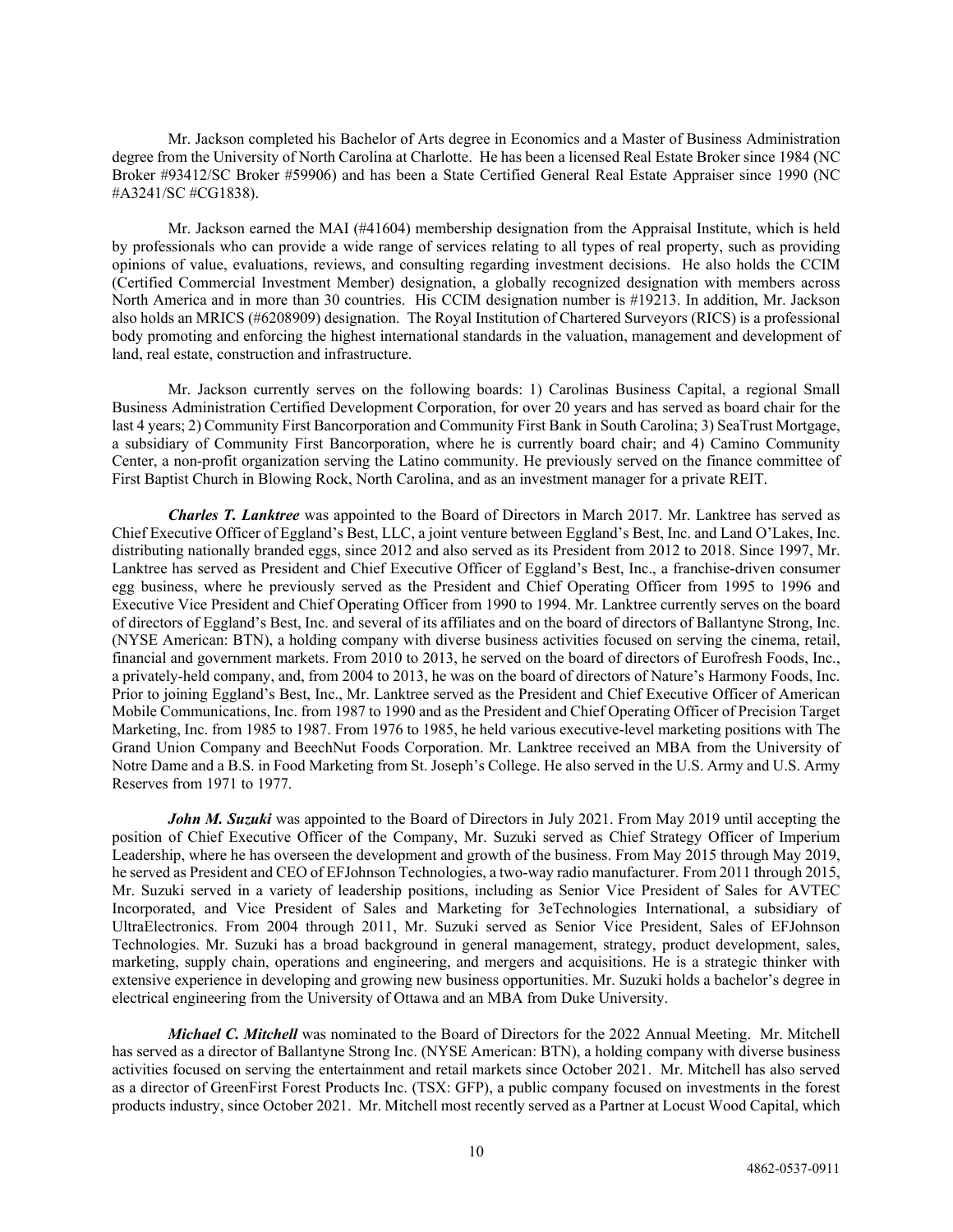Mr. Jackson completed his Bachelor of Arts degree in Economics and a Master of Business Administration degree from the University of North Carolina at Charlotte. He has been a licensed Real Estate Broker since 1984 (NC Broker #93412/SC Broker #59906) and has been a State Certified General Real Estate Appraiser since 1990 (NC #A3241/SC #CG1838).

Mr. Jackson earned the MAI (#41604) membership designation from the Appraisal Institute, which is held by professionals who can provide a wide range of services relating to all types of real property, such as providing opinions of value, evaluations, reviews, and consulting regarding investment decisions. He also holds the CCIM (Certified Commercial Investment Member) designation, a globally recognized designation with members across North America and in more than 30 countries. His CCIM designation number is #19213. In addition, Mr. Jackson also holds an MRICS (#6208909) designation. The Royal Institution of Chartered Surveyors (RICS) is a professional body promoting and enforcing the highest international standards in the valuation, management and development of land, real estate, construction and infrastructure.

Mr. Jackson currently serves on the following boards: 1) Carolinas Business Capital, a regional Small Business Administration Certified Development Corporation, for over 20 years and has served as board chair for the last 4 years; 2) Community First Bancorporation and Community First Bank in South Carolina; 3) SeaTrust Mortgage, a subsidiary of Community First Bancorporation, where he is currently board chair; and 4) Camino Community Center, a non-profit organization serving the Latino community. He previously served on the finance committee of First Baptist Church in Blowing Rock, North Carolina, and as an investment manager for a private REIT.

***Charles T. Lanktree*** was appointed to the Board of Directors in March 2017. Mr. Lanktree has served as Chief Executive Officer of Eggland's Best, LLC, a joint venture between Eggland's Best, Inc. and Land O'Lakes, Inc. distributing nationally branded eggs, since 2012 and also served as its President from 2012 to 2018. Since 1997, Mr. Lanktree has served as President and Chief Executive Officer of Eggland's Best, Inc., a franchise-driven consumer egg business, where he previously served as the President and Chief Operating Officer from 1995 to 1996 and Executive Vice President and Chief Operating Officer from 1990 to 1994. Mr. Lanktree currently serves on the board of directors of Eggland's Best, Inc. and several of its affiliates and on the board of directors of Ballantyne Strong, Inc. (NYSE American: BTN), a holding company with diverse business activities focused on serving the cinema, retail, financial and government markets. From 2010 to 2013, he served on the board of directors of Eurofresh Foods, Inc., a privately-held company, and, from 2004 to 2013, he was on the board of directors of Nature's Harmony Foods, Inc. Prior to joining Eggland's Best, Inc., Mr. Lanktree served as the President and Chief Executive Officer of American Mobile Communications, Inc. from 1987 to 1990 and as the President and Chief Operating Officer of Precision Target Marketing, Inc. from 1985 to 1987. From 1976 to 1985, he held various executive-level marketing positions with The Grand Union Company and BeechNut Foods Corporation. Mr. Lanktree received an MBA from the University of Notre Dame and a B.S. in Food Marketing from St. Joseph's College. He also served in the U.S. Army and U.S. Army Reserves from 1971 to 1977.

***John M. Suzuki*** was appointed to the Board of Directors in July 2021. From May 2019 until accepting the position of Chief Executive Officer of the Company, Mr. Suzuki served as Chief Strategy Officer of Imperium Leadership, where he has overseen the development and growth of the business. From May 2015 through May 2019, he served as President and CEO of EFJohnson Technologies, a two-way radio manufacturer. From 2011 through 2015, Mr. Suzuki served in a variety of leadership positions, including as Senior Vice President of Sales for AVTEC Incorporated, and Vice President of Sales and Marketing for 3eTechnologies International, a subsidiary of UltraElectronics. From 2004 through 2011, Mr. Suzuki served as Senior Vice President, Sales of EFJohnson Technologies. Mr. Suzuki has a broad background in general management, strategy, product development, sales, marketing, supply chain, operations and engineering, and mergers and acquisitions. He is a strategic thinker with extensive experience in developing and growing new business opportunities. Mr. Suzuki holds a bachelor's degree in electrical engineering from the University of Ottawa and an MBA from Duke University.

***Michael C. Mitchell*** was nominated to the Board of Directors for the 2022 Annual Meeting. Mr. Mitchell has served as a director of Ballantyne Strong Inc. (NYSE American: BTN), a holding company with diverse business activities focused on serving the entertainment and retail markets since October 2021. Mr. Mitchell has also served as a director of GreenFirst Forest Products Inc. (TSX: GFP), a public company focused on investments in the forest products industry, since October 2021. Mr. Mitchell most recently served as a Partner at Locust Wood Capital, which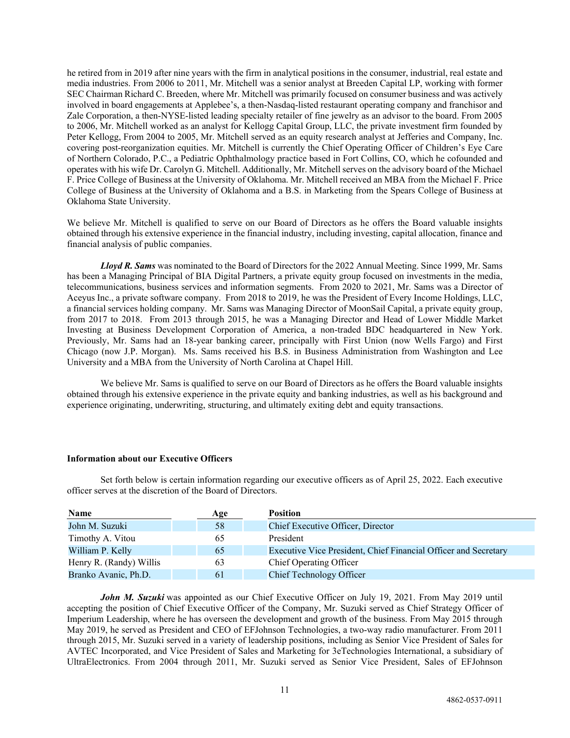he retired from in 2019 after nine years with the firm in analytical positions in the consumer, industrial, real estate and media industries. From 2006 to 2011, Mr. Mitchell was a senior analyst at Breeden Capital LP, working with former SEC Chairman Richard C. Breeden, where Mr. Mitchell was primarily focused on consumer business and was actively involved in board engagements at Applebee's, a then-Nasdaq-listed restaurant operating company and franchisor and Zale Corporation, a then-NYSE-listed leading specialty retailer of fine jewelry as an advisor to the board. From 2005 to 2006, Mr. Mitchell worked as an analyst for Kellogg Capital Group, LLC, the private investment firm founded by Peter Kellogg, From 2004 to 2005, Mr. Mitchell served as an equity research analyst at Jefferies and Company, Inc. covering post-reorganization equities. Mr. Mitchell is currently the Chief Operating Officer of Children's Eye Care of Northern Colorado, P.C., a Pediatric Ophthalmology practice based in Fort Collins, CO, which he cofounded and operates with his wife Dr. Carolyn G. Mitchell. Additionally, Mr. Mitchell serves on the advisory board of the Michael F. Price College of Business at the University of Oklahoma. Mr. Mitchell received an MBA from the Michael F. Price College of Business at the University of Oklahoma and a B.S. in Marketing from the Spears College of Business at Oklahoma State University.

We believe Mr. Mitchell is qualified to serve on our Board of Directors as he offers the Board valuable insights obtained through his extensive experience in the financial industry, including investing, capital allocation, finance and financial analysis of public companies.

***Lloyd R. Sams*** was nominated to the Board of Directors for the 2022 Annual Meeting. Since 1999, Mr. Sams has been a Managing Principal of BIA Digital Partners, a private equity group focused on investments in the media, telecommunications, business services and information segments. From 2020 to 2021, Mr. Sams was a Director of Aceyus Inc., a private software company. From 2018 to 2019, he was the President of Every Income Holdings, LLC, a financial services holding company. Mr. Sams was Managing Director of MoonSail Capital, a private equity group, from 2017 to 2018. From 2013 through 2015, he was a Managing Director and Head of Lower Middle Market Investing at Business Development Corporation of America, a non-traded BDC headquartered in New York. Previously, Mr. Sams had an 18-year banking career, principally with First Union (now Wells Fargo) and First Chicago (now J.P. Morgan). Ms. Sams received his B.S. in Business Administration from Washington and Lee University and a MBA from the University of North Carolina at Chapel Hill.

We believe Mr. Sams is qualified to serve on our Board of Directors as he offers the Board valuable insights obtained through his extensive experience in the private equity and banking industries, as well as his background and experience originating, underwriting, structuring, and ultimately exiting debt and equity transactions.

**Information about our Executive Officers**

Set forth below is certain information regarding our executive officers as of April 25, 2022. Each executive officer serves at the discretion of the Board of Directors.

| Name | Age | Position |
|---|---|---|
| John M. Suzuki | 58 | Chief Executive Officer, Director |
| Timothy A. Vitou | 65 | President |
| William P. Kelly | 65 | Executive Vice President, Chief Financial Officer and Secretary |
| Henry R. (Randy) Willis | 63 | Chief Operating Officer |
| Branko Avanic, Ph.D. | 61 | Chief Technology Officer |

***John M. Suzuki*** was appointed as our Chief Executive Officer on July 19, 2021. From May 2019 until accepting the position of Chief Executive Officer of the Company, Mr. Suzuki served as Chief Strategy Officer of Imperium Leadership, where he has overseen the development and growth of the business. From May 2015 through May 2019, he served as President and CEO of EFJohnson Technologies, a two-way radio manufacturer. From 2011 through 2015, Mr. Suzuki served in a variety of leadership positions, including as Senior Vice President of Sales for AVTEC Incorporated, and Vice President of Sales and Marketing for 3eTechnologies International, a subsidiary of UltraElectronics. From 2004 through 2011, Mr. Suzuki served as Senior Vice President, Sales of EFJohnson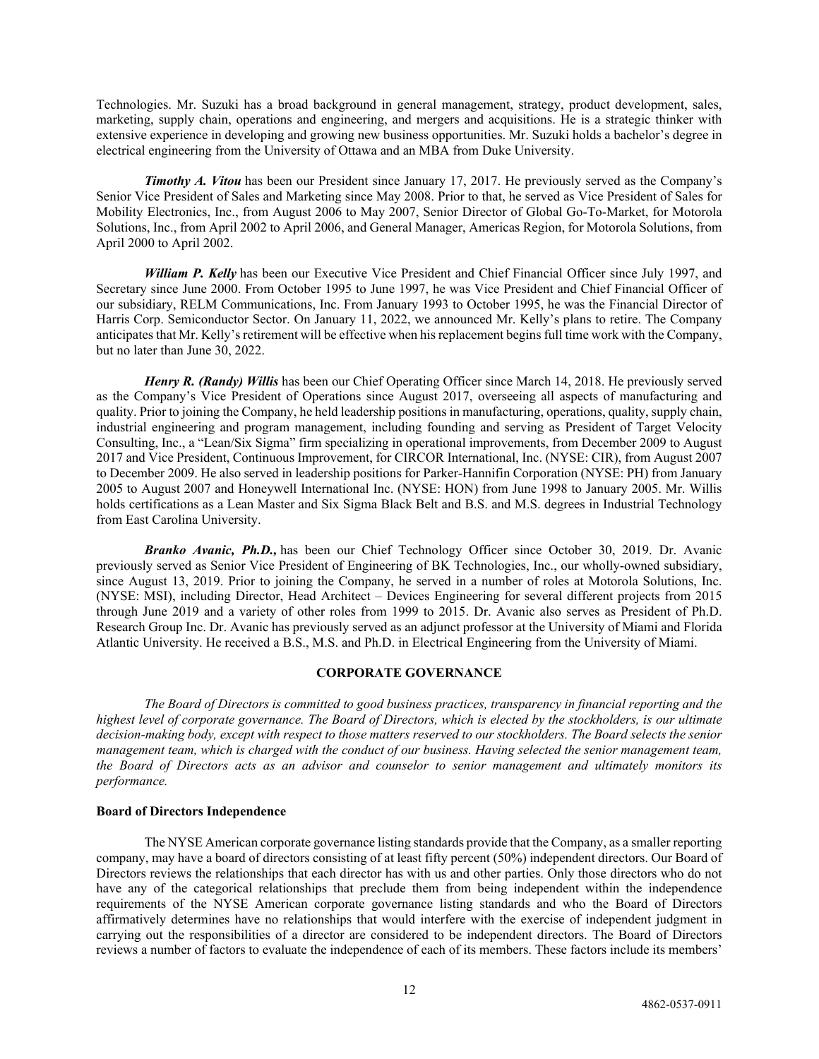Technologies. Mr. Suzuki has a broad background in general management, strategy, product development, sales, marketing, supply chain, operations and engineering, and mergers and acquisitions. He is a strategic thinker with extensive experience in developing and growing new business opportunities. Mr. Suzuki holds a bachelor's degree in electrical engineering from the University of Ottawa and an MBA from Duke University.

***Timothy A. Vitou*** has been our President since January 17, 2017. He previously served as the Company's Senior Vice President of Sales and Marketing since May 2008. Prior to that, he served as Vice President of Sales for Mobility Electronics, Inc., from August 2006 to May 2007, Senior Director of Global Go-To-Market, for Motorola Solutions, Inc., from April 2002 to April 2006, and General Manager, Americas Region, for Motorola Solutions, from April 2000 to April 2002.

***William P. Kelly*** has been our Executive Vice President and Chief Financial Officer since July 1997, and Secretary since June 2000. From October 1995 to June 1997, he was Vice President and Chief Financial Officer of our subsidiary, RELM Communications, Inc. From January 1993 to October 1995, he was the Financial Director of Harris Corp. Semiconductor Sector. On January 11, 2022, we announced Mr. Kelly's plans to retire. The Company anticipates that Mr. Kelly's retirement will be effective when his replacement begins full time work with the Company, but no later than June 30, 2022.

***Henry R. (Randy) Willis*** has been our Chief Operating Officer since March 14, 2018. He previously served as the Company's Vice President of Operations since August 2017, overseeing all aspects of manufacturing and quality. Prior to joining the Company, he held leadership positions in manufacturing, operations, quality, supply chain, industrial engineering and program management, including founding and serving as President of Target Velocity Consulting, Inc., a "Lean/Six Sigma" firm specializing in operational improvements, from December 2009 to August 2017 and Vice President, Continuous Improvement, for CIRCOR International, Inc. (NYSE: CIR), from August 2007 to December 2009. He also served in leadership positions for Parker-Hannifin Corporation (NYSE: PH) from January 2005 to August 2007 and Honeywell International Inc. (NYSE: HON) from June 1998 to January 2005. Mr. Willis holds certifications as a Lean Master and Six Sigma Black Belt and B.S. and M.S. degrees in Industrial Technology from East Carolina University.

***Branko Avanic, Ph.D.,*** has been our Chief Technology Officer since October 30, 2019. Dr. Avanic previously served as Senior Vice President of Engineering of BK Technologies, Inc., our wholly-owned subsidiary, since August 13, 2019. Prior to joining the Company, he served in a number of roles at Motorola Solutions, Inc. (NYSE: MSI), including Director, Head Architect – Devices Engineering for several different projects from 2015 through June 2019 and a variety of other roles from 1999 to 2015. Dr. Avanic also serves as President of Ph.D. Research Group Inc. Dr. Avanic has previously served as an adjunct professor at the University of Miami and Florida Atlantic University. He received a B.S., M.S. and Ph.D. in Electrical Engineering from the University of Miami.

## CORPORATE GOVERNANCE

*The Board of Directors is committed to good business practices, transparency in financial reporting and the highest level of corporate governance. The Board of Directors, which is elected by the stockholders, is our ultimate decision-making body, except with respect to those matters reserved to our stockholders. The Board selects the senior management team, which is charged with the conduct of our business. Having selected the senior management team, the Board of Directors acts as an advisor and counselor to senior management and ultimately monitors its performance.*

### Board of Directors Independence

The NYSE American corporate governance listing standards provide that the Company, as a smaller reporting company, may have a board of directors consisting of at least fifty percent (50%) independent directors. Our Board of Directors reviews the relationships that each director has with us and other parties. Only those directors who do not have any of the categorical relationships that preclude them from being independent within the independence requirements of the NYSE American corporate governance listing standards and who the Board of Directors affirmatively determines have no relationships that would interfere with the exercise of independent judgment in carrying out the responsibilities of a director are considered to be independent directors. The Board of Directors reviews a number of factors to evaluate the independence of each of its members. These factors include its members'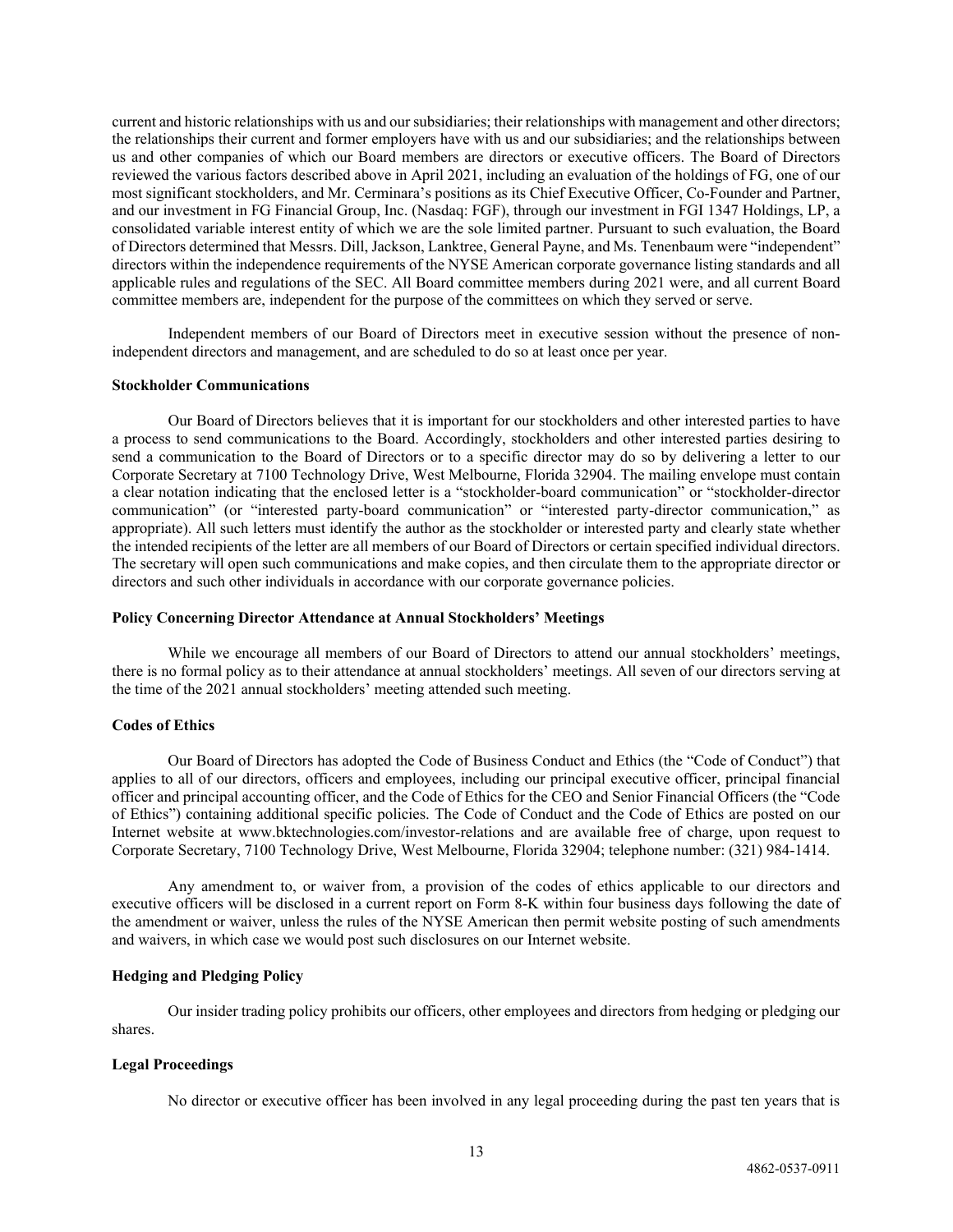current and historic relationships with us and our subsidiaries; their relationships with management and other directors; the relationships their current and former employers have with us and our subsidiaries; and the relationships between us and other companies of which our Board members are directors or executive officers. The Board of Directors reviewed the various factors described above in April 2021, including an evaluation of the holdings of FG, one of our most significant stockholders, and Mr. Cerminara's positions as its Chief Executive Officer, Co-Founder and Partner, and our investment in FG Financial Group, Inc. (Nasdaq: FGF), through our investment in FGI 1347 Holdings, LP, a consolidated variable interest entity of which we are the sole limited partner. Pursuant to such evaluation, the Board of Directors determined that Messrs. Dill, Jackson, Lanktree, General Payne, and Ms. Tenenbaum were "independent" directors within the independence requirements of the NYSE American corporate governance listing standards and all applicable rules and regulations of the SEC. All Board committee members during 2021 were, and all current Board committee members are, independent for the purpose of the committees on which they served or serve.

Independent members of our Board of Directors meet in executive session without the presence of non-independent directors and management, and are scheduled to do so at least once per year.

**Stockholder Communications**

Our Board of Directors believes that it is important for our stockholders and other interested parties to have a process to send communications to the Board. Accordingly, stockholders and other interested parties desiring to send a communication to the Board of Directors or to a specific director may do so by delivering a letter to our Corporate Secretary at 7100 Technology Drive, West Melbourne, Florida 32904. The mailing envelope must contain a clear notation indicating that the enclosed letter is a "stockholder-board communication" or "stockholder-director communication" (or "interested party-board communication" or "interested party-director communication," as appropriate). All such letters must identify the author as the stockholder or interested party and clearly state whether the intended recipients of the letter are all members of our Board of Directors or certain specified individual directors. The secretary will open such communications and make copies, and then circulate them to the appropriate director or directors and such other individuals in accordance with our corporate governance policies.

**Policy Concerning Director Attendance at Annual Stockholders' Meetings**

While we encourage all members of our Board of Directors to attend our annual stockholders' meetings, there is no formal policy as to their attendance at annual stockholders' meetings. All seven of our directors serving at the time of the 2021 annual stockholders' meeting attended such meeting.

**Codes of Ethics**

Our Board of Directors has adopted the Code of Business Conduct and Ethics (the "Code of Conduct") that applies to all of our directors, officers and employees, including our principal executive officer, principal financial officer and principal accounting officer, and the Code of Ethics for the CEO and Senior Financial Officers (the "Code of Ethics") containing additional specific policies. The Code of Conduct and the Code of Ethics are posted on our Internet website at www.bktechnologies.com/investor-relations and are available free of charge, upon request to Corporate Secretary, 7100 Technology Drive, West Melbourne, Florida 32904; telephone number: (321) 984-1414.

Any amendment to, or waiver from, a provision of the codes of ethics applicable to our directors and executive officers will be disclosed in a current report on Form 8-K within four business days following the date of the amendment or waiver, unless the rules of the NYSE American then permit website posting of such amendments and waivers, in which case we would post such disclosures on our Internet website.

**Hedging and Pledging Policy**

Our insider trading policy prohibits our officers, other employees and directors from hedging or pledging our shares.

**Legal Proceedings**

No director or executive officer has been involved in any legal proceeding during the past ten years that is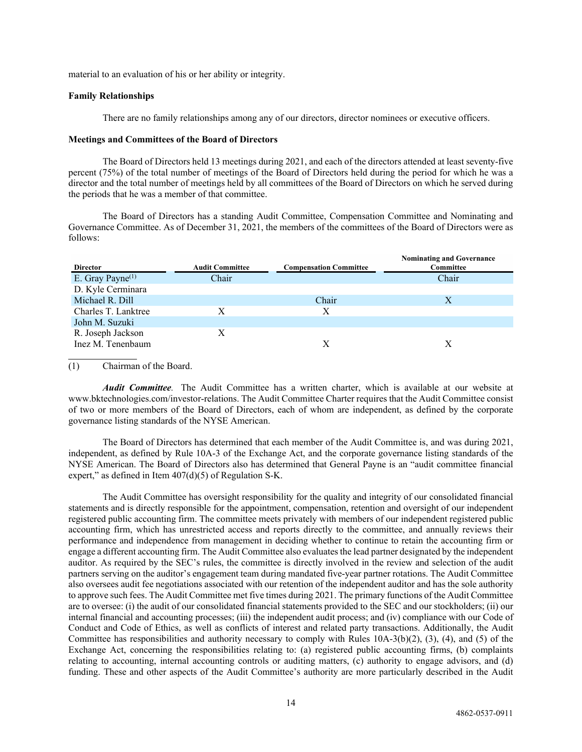material to an evaluation of his or her ability or integrity.

**Family Relationships**

There are no family relationships among any of our directors, director nominees or executive officers.

**Meetings and Committees of the Board of Directors**

The Board of Directors held 13 meetings during 2021, and each of the directors attended at least seventy-five percent (75%) of the total number of meetings of the Board of Directors held during the period for which he was a director and the total number of meetings held by all committees of the Board of Directors on which he served during the periods that he was a member of that committee.

The Board of Directors has a standing Audit Committee, Compensation Committee and Nominating and Governance Committee. As of December 31, 2021, the members of the committees of the Board of Directors were as follows:

| Director | Audit Committee | Compensation Committee | Nominating and Governance Committee |
|---|---|---|---|
| E. Gray Payne[(1)] | Chair | | Chair |
| D. Kyle Cerminara | | | |
| Michael R. Dill | | Chair | X |
| Charles T. Lanktree | X | X | |
| John M. Suzuki | | | |
| R. Joseph Jackson | X | | |
| Inez M. Tenenbaum | | X | X |

(1) Chairman of the Board.

***Audit Committee.*** The Audit Committee has a written charter, which is available at our website at www.bktechnologies.com/investor-relations. The Audit Committee Charter requires that the Audit Committee consist of two or more members of the Board of Directors, each of whom are independent, as defined by the corporate governance listing standards of the NYSE American.

The Board of Directors has determined that each member of the Audit Committee is, and was during 2021, independent, as defined by Rule 10A-3 of the Exchange Act, and the corporate governance listing standards of the NYSE American. The Board of Directors also has determined that General Payne is an "audit committee financial expert," as defined in Item 407(d)(5) of Regulation S-K.

The Audit Committee has oversight responsibility for the quality and integrity of our consolidated financial statements and is directly responsible for the appointment, compensation, retention and oversight of our independent registered public accounting firm. The committee meets privately with members of our independent registered public accounting firm, which has unrestricted access and reports directly to the committee, and annually reviews their performance and independence from management in deciding whether to continue to retain the accounting firm or engage a different accounting firm. The Audit Committee also evaluates the lead partner designated by the independent auditor. As required by the SEC's rules, the committee is directly involved in the review and selection of the audit partners serving on the auditor's engagement team during mandated five-year partner rotations. The Audit Committee also oversees audit fee negotiations associated with our retention of the independent auditor and has the sole authority to approve such fees. The Audit Committee met five times during 2021. The primary functions of the Audit Committee are to oversee: (i) the audit of our consolidated financial statements provided to the SEC and our stockholders; (ii) our internal financial and accounting processes; (iii) the independent audit process; and (iv) compliance with our Code of Conduct and Code of Ethics, as well as conflicts of interest and related party transactions. Additionally, the Audit Committee has responsibilities and authority necessary to comply with Rules 10A-3(b)(2), (3), (4), and (5) of the Exchange Act, concerning the responsibilities relating to: (a) registered public accounting firms, (b) complaints relating to accounting, internal accounting controls or auditing matters, (c) authority to engage advisors, and (d) funding. These and other aspects of the Audit Committee's authority are more particularly described in the Audit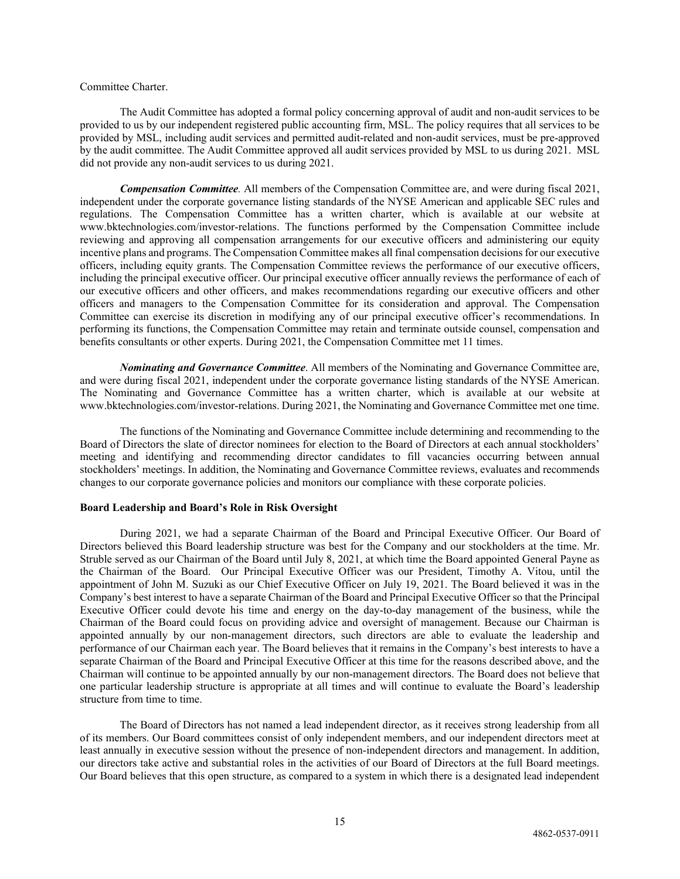Committee Charter.

The Audit Committee has adopted a formal policy concerning approval of audit and non-audit services to be provided to us by our independent registered public accounting firm, MSL. The policy requires that all services to be provided by MSL, including audit services and permitted audit-related and non-audit services, must be pre-approved by the audit committee. The Audit Committee approved all audit services provided by MSL to us during 2021. MSL did not provide any non-audit services to us during 2021.

***Compensation Committee.*** All members of the Compensation Committee are, and were during fiscal 2021, independent under the corporate governance listing standards of the NYSE American and applicable SEC rules and regulations. The Compensation Committee has a written charter, which is available at our website at www.bktechnologies.com/investor-relations. The functions performed by the Compensation Committee include reviewing and approving all compensation arrangements for our executive officers and administering our equity incentive plans and programs. The Compensation Committee makes all final compensation decisions for our executive officers, including equity grants. The Compensation Committee reviews the performance of our executive officers, including the principal executive officer. Our principal executive officer annually reviews the performance of each of our executive officers and other officers, and makes recommendations regarding our executive officers and other officers and managers to the Compensation Committee for its consideration and approval. The Compensation Committee can exercise its discretion in modifying any of our principal executive officer's recommendations. In performing its functions, the Compensation Committee may retain and terminate outside counsel, compensation and benefits consultants or other experts. During 2021, the Compensation Committee met 11 times.

***Nominating and Governance Committee.*** All members of the Nominating and Governance Committee are, and were during fiscal 2021, independent under the corporate governance listing standards of the NYSE American. The Nominating and Governance Committee has a written charter, which is available at our website at www.bktechnologies.com/investor-relations. During 2021, the Nominating and Governance Committee met one time.

The functions of the Nominating and Governance Committee include determining and recommending to the Board of Directors the slate of director nominees for election to the Board of Directors at each annual stockholders' meeting and identifying and recommending director candidates to fill vacancies occurring between annual stockholders' meetings. In addition, the Nominating and Governance Committee reviews, evaluates and recommends changes to our corporate governance policies and monitors our compliance with these corporate policies.

**Board Leadership and Board's Role in Risk Oversight**

During 2021, we had a separate Chairman of the Board and Principal Executive Officer. Our Board of Directors believed this Board leadership structure was best for the Company and our stockholders at the time. Mr. Struble served as our Chairman of the Board until July 8, 2021, at which time the Board appointed General Payne as the Chairman of the Board. Our Principal Executive Officer was our President, Timothy A. Vitou, until the appointment of John M. Suzuki as our Chief Executive Officer on July 19, 2021. The Board believed it was in the Company's best interest to have a separate Chairman of the Board and Principal Executive Officer so that the Principal Executive Officer could devote his time and energy on the day-to-day management of the business, while the Chairman of the Board could focus on providing advice and oversight of management. Because our Chairman is appointed annually by our non-management directors, such directors are able to evaluate the leadership and performance of our Chairman each year. The Board believes that it remains in the Company's best interests to have a separate Chairman of the Board and Principal Executive Officer at this time for the reasons described above, and the Chairman will continue to be appointed annually by our non-management directors. The Board does not believe that one particular leadership structure is appropriate at all times and will continue to evaluate the Board's leadership structure from time to time.

The Board of Directors has not named a lead independent director, as it receives strong leadership from all of its members. Our Board committees consist of only independent members, and our independent directors meet at least annually in executive session without the presence of non-independent directors and management. In addition, our directors take active and substantial roles in the activities of our Board of Directors at the full Board meetings. Our Board believes that this open structure, as compared to a system in which there is a designated lead independent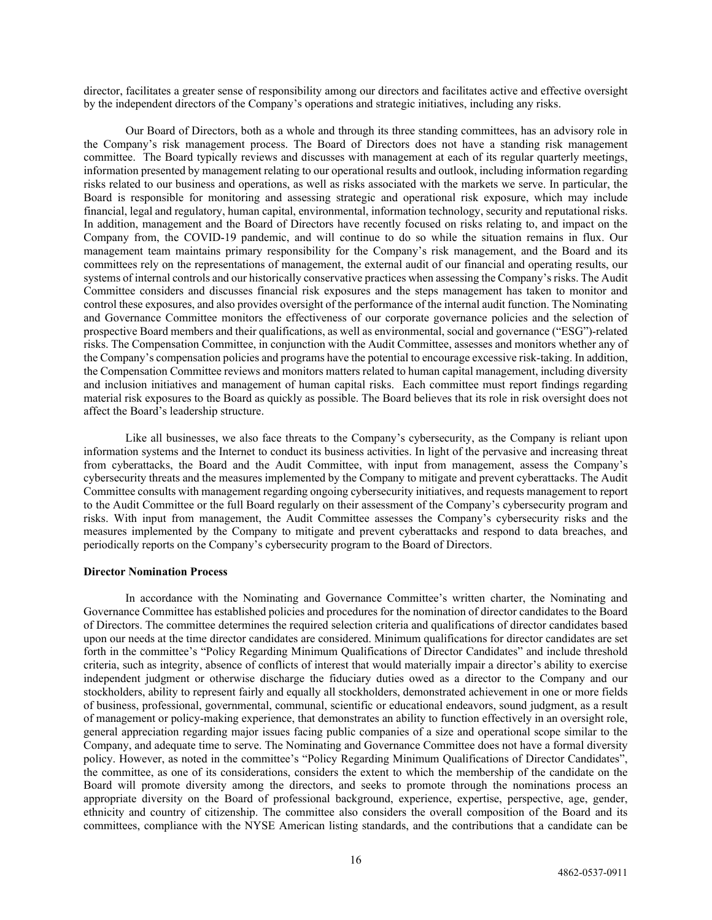director, facilitates a greater sense of responsibility among our directors and facilitates active and effective oversight by the independent directors of the Company's operations and strategic initiatives, including any risks.

Our Board of Directors, both as a whole and through its three standing committees, has an advisory role in the Company's risk management process. The Board of Directors does not have a standing risk management committee. The Board typically reviews and discusses with management at each of its regular quarterly meetings, information presented by management relating to our operational results and outlook, including information regarding risks related to our business and operations, as well as risks associated with the markets we serve. In particular, the Board is responsible for monitoring and assessing strategic and operational risk exposure, which may include financial, legal and regulatory, human capital, environmental, information technology, security and reputational risks. In addition, management and the Board of Directors have recently focused on risks relating to, and impact on the Company from, the COVID-19 pandemic, and will continue to do so while the situation remains in flux. Our management team maintains primary responsibility for the Company's risk management, and the Board and its committees rely on the representations of management, the external audit of our financial and operating results, our systems of internal controls and our historically conservative practices when assessing the Company's risks. The Audit Committee considers and discusses financial risk exposures and the steps management has taken to monitor and control these exposures, and also provides oversight of the performance of the internal audit function. The Nominating and Governance Committee monitors the effectiveness of our corporate governance policies and the selection of prospective Board members and their qualifications, as well as environmental, social and governance ("ESG")-related risks. The Compensation Committee, in conjunction with the Audit Committee, assesses and monitors whether any of the Company's compensation policies and programs have the potential to encourage excessive risk-taking. In addition, the Compensation Committee reviews and monitors matters related to human capital management, including diversity and inclusion initiatives and management of human capital risks. Each committee must report findings regarding material risk exposures to the Board as quickly as possible. The Board believes that its role in risk oversight does not affect the Board's leadership structure.

Like all businesses, we also face threats to the Company's cybersecurity, as the Company is reliant upon information systems and the Internet to conduct its business activities. In light of the pervasive and increasing threat from cyberattacks, the Board and the Audit Committee, with input from management, assess the Company's cybersecurity threats and the measures implemented by the Company to mitigate and prevent cyberattacks. The Audit Committee consults with management regarding ongoing cybersecurity initiatives, and requests management to report to the Audit Committee or the full Board regularly on their assessment of the Company's cybersecurity program and risks. With input from management, the Audit Committee assesses the Company's cybersecurity risks and the measures implemented by the Company to mitigate and prevent cyberattacks and respond to data breaches, and periodically reports on the Company's cybersecurity program to the Board of Directors.

**Director Nomination Process**

In accordance with the Nominating and Governance Committee's written charter, the Nominating and Governance Committee has established policies and procedures for the nomination of director candidates to the Board of Directors. The committee determines the required selection criteria and qualifications of director candidates based upon our needs at the time director candidates are considered. Minimum qualifications for director candidates are set forth in the committee's "Policy Regarding Minimum Qualifications of Director Candidates" and include threshold criteria, such as integrity, absence of conflicts of interest that would materially impair a director's ability to exercise independent judgment or otherwise discharge the fiduciary duties owed as a director to the Company and our stockholders, ability to represent fairly and equally all stockholders, demonstrated achievement in one or more fields of business, professional, governmental, communal, scientific or educational endeavors, sound judgment, as a result of management or policy-making experience, that demonstrates an ability to function effectively in an oversight role, general appreciation regarding major issues facing public companies of a size and operational scope similar to the Company, and adequate time to serve. The Nominating and Governance Committee does not have a formal diversity policy. However, as noted in the committee's "Policy Regarding Minimum Qualifications of Director Candidates", the committee, as one of its considerations, considers the extent to which the membership of the candidate on the Board will promote diversity among the directors, and seeks to promote through the nominations process an appropriate diversity on the Board of professional background, experience, expertise, perspective, age, gender, ethnicity and country of citizenship. The committee also considers the overall composition of the Board and its committees, compliance with the NYSE American listing standards, and the contributions that a candidate can be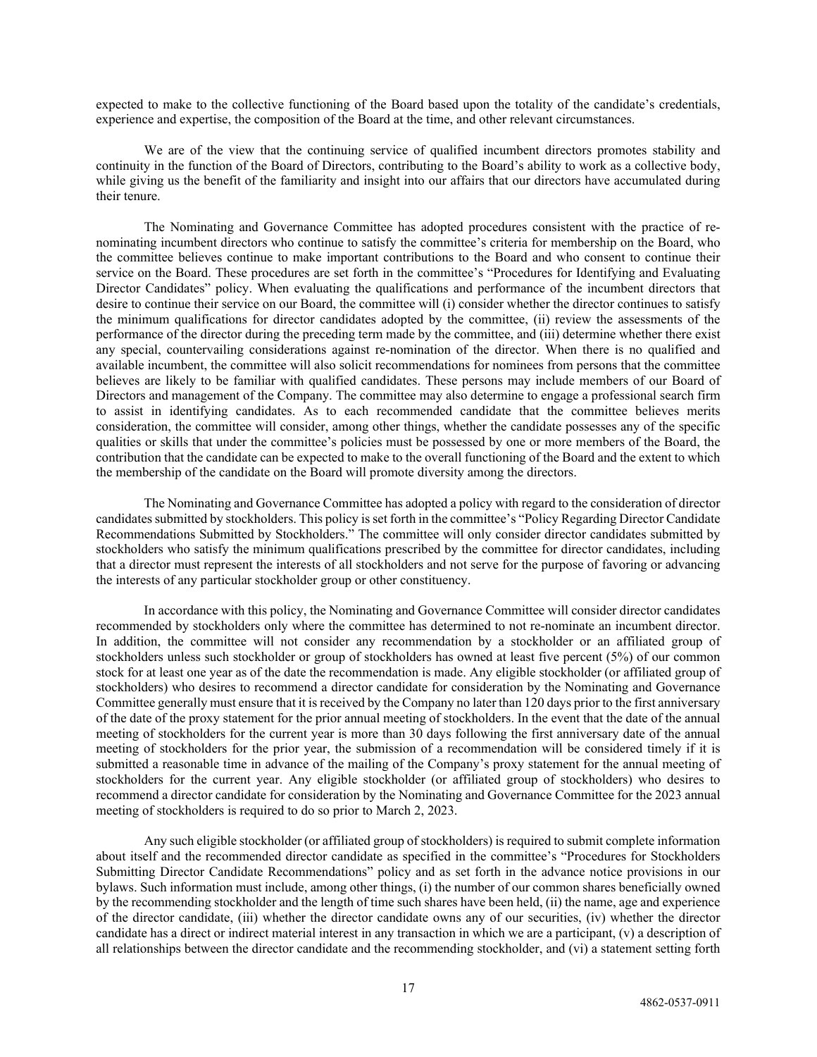expected to make to the collective functioning of the Board based upon the totality of the candidate's credentials, experience and expertise, the composition of the Board at the time, and other relevant circumstances.

We are of the view that the continuing service of qualified incumbent directors promotes stability and continuity in the function of the Board of Directors, contributing to the Board's ability to work as a collective body, while giving us the benefit of the familiarity and insight into our affairs that our directors have accumulated during their tenure.

The Nominating and Governance Committee has adopted procedures consistent with the practice of re-nominating incumbent directors who continue to satisfy the committee's criteria for membership on the Board, who the committee believes continue to make important contributions to the Board and who consent to continue their service on the Board. These procedures are set forth in the committee's "Procedures for Identifying and Evaluating Director Candidates" policy. When evaluating the qualifications and performance of the incumbent directors that desire to continue their service on our Board, the committee will (i) consider whether the director continues to satisfy the minimum qualifications for director candidates adopted by the committee, (ii) review the assessments of the performance of the director during the preceding term made by the committee, and (iii) determine whether there exist any special, countervailing considerations against re-nomination of the director. When there is no qualified and available incumbent, the committee will also solicit recommendations for nominees from persons that the committee believes are likely to be familiar with qualified candidates. These persons may include members of our Board of Directors and management of the Company. The committee may also determine to engage a professional search firm to assist in identifying candidates. As to each recommended candidate that the committee believes merits consideration, the committee will consider, among other things, whether the candidate possesses any of the specific qualities or skills that under the committee's policies must be possessed by one or more members of the Board, the contribution that the candidate can be expected to make to the overall functioning of the Board and the extent to which the membership of the candidate on the Board will promote diversity among the directors.

The Nominating and Governance Committee has adopted a policy with regard to the consideration of director candidates submitted by stockholders. This policy is set forth in the committee's "Policy Regarding Director Candidate Recommendations Submitted by Stockholders." The committee will only consider director candidates submitted by stockholders who satisfy the minimum qualifications prescribed by the committee for director candidates, including that a director must represent the interests of all stockholders and not serve for the purpose of favoring or advancing the interests of any particular stockholder group or other constituency.

In accordance with this policy, the Nominating and Governance Committee will consider director candidates recommended by stockholders only where the committee has determined to not re-nominate an incumbent director. In addition, the committee will not consider any recommendation by a stockholder or an affiliated group of stockholders unless such stockholder or group of stockholders has owned at least five percent (5%) of our common stock for at least one year as of the date the recommendation is made. Any eligible stockholder (or affiliated group of stockholders) who desires to recommend a director candidate for consideration by the Nominating and Governance Committee generally must ensure that it is received by the Company no later than 120 days prior to the first anniversary of the date of the proxy statement for the prior annual meeting of stockholders. In the event that the date of the annual meeting of stockholders for the current year is more than 30 days following the first anniversary date of the annual meeting of stockholders for the prior year, the submission of a recommendation will be considered timely if it is submitted a reasonable time in advance of the mailing of the Company's proxy statement for the annual meeting of stockholders for the current year. Any eligible stockholder (or affiliated group of stockholders) who desires to recommend a director candidate for consideration by the Nominating and Governance Committee for the 2023 annual meeting of stockholders is required to do so prior to March 2, 2023.

Any such eligible stockholder (or affiliated group of stockholders) is required to submit complete information about itself and the recommended director candidate as specified in the committee's "Procedures for Stockholders Submitting Director Candidate Recommendations" policy and as set forth in the advance notice provisions in our bylaws. Such information must include, among other things, (i) the number of our common shares beneficially owned by the recommending stockholder and the length of time such shares have been held, (ii) the name, age and experience of the director candidate, (iii) whether the director candidate owns any of our securities, (iv) whether the director candidate has a direct or indirect material interest in any transaction in which we are a participant, (v) a description of all relationships between the director candidate and the recommending stockholder, and (vi) a statement setting forth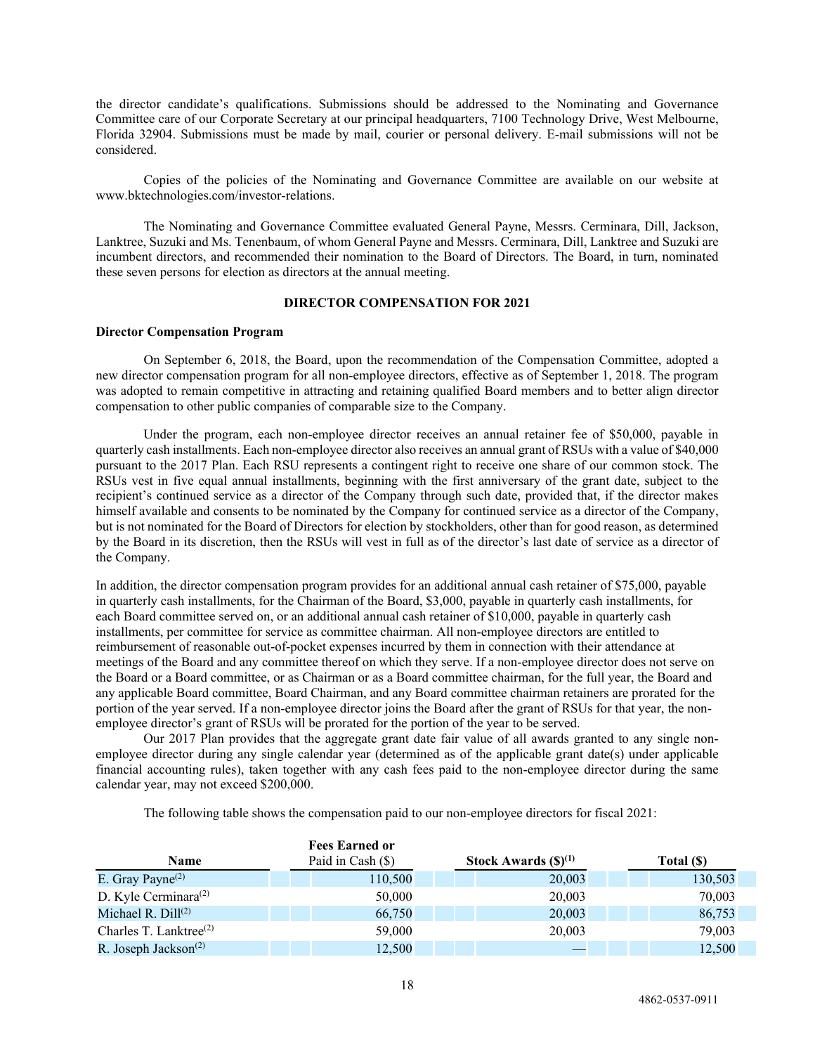the director candidate's qualifications. Submissions should be addressed to the Nominating and Governance Committee care of our Corporate Secretary at our principal headquarters, 7100 Technology Drive, West Melbourne, Florida 32904. Submissions must be made by mail, courier or personal delivery. E-mail submissions will not be considered.

Copies of the policies of the Nominating and Governance Committee are available on our website at www.bktechnologies.com/investor-relations.

The Nominating and Governance Committee evaluated General Payne, Messrs. Cerminara, Dill, Jackson, Lanktree, Suzuki and Ms. Tenenbaum, of whom General Payne and Messrs. Cerminara, Dill, Lanktree and Suzuki are incumbent directors, and recommended their nomination to the Board of Directors. The Board, in turn, nominated these seven persons for election as directors at the annual meeting.

## DIRECTOR COMPENSATION FOR 2021

### Director Compensation Program

On September 6, 2018, the Board, upon the recommendation of the Compensation Committee, adopted a new director compensation program for all non-employee directors, effective as of September 1, 2018. The program was adopted to remain competitive in attracting and retaining qualified Board members and to better align director compensation to other public companies of comparable size to the Company.

Under the program, each non-employee director receives an annual retainer fee of $50,000, payable in quarterly cash installments. Each non-employee director also receives an annual grant of RSUs with a value of $40,000 pursuant to the 2017 Plan. Each RSU represents a contingent right to receive one share of our common stock. The RSUs vest in five equal annual installments, beginning with the first anniversary of the grant date, subject to the recipient's continued service as a director of the Company through such date, provided that, if the director makes himself available and consents to be nominated by the Company for continued service as a director of the Company, but is not nominated for the Board of Directors for election by stockholders, other than for good reason, as determined by the Board in its discretion, then the RSUs will vest in full as of the director's last date of service as a director of the Company.

In addition, the director compensation program provides for an additional annual cash retainer of $75,000, payable in quarterly cash installments, for the Chairman of the Board, $3,000, payable in quarterly cash installments, for each Board committee served on, or an additional annual cash retainer of $10,000, payable in quarterly cash installments, per committee for service as committee chairman. All non-employee directors are entitled to reimbursement of reasonable out-of-pocket expenses incurred by them in connection with their attendance at meetings of the Board and any committee thereof on which they serve. If a non-employee director does not serve on the Board or a Board committee, or as Chairman or as a Board committee chairman, for the full year, the Board and any applicable Board committee, Board Chairman, and any Board committee chairman retainers are prorated for the portion of the year served. If a non-employee director joins the Board after the grant of RSUs for that year, the non-employee director's grant of RSUs will be prorated for the portion of the year to be served.

Our 2017 Plan provides that the aggregate grant date fair value of all awards granted to any single non-employee director during any single calendar year (determined as of the applicable grant date(s) under applicable financial accounting rules), taken together with any cash fees paid to the non-employee director during the same calendar year, may not exceed $200,000.

The following table shows the compensation paid to our non-employee directors for fiscal 2021:

| Name | Fees Earned or Paid in Cash ($) | Stock Awards ($)[(1)] | Total ($) |
|---|---|---|---|
| E. Gray Payne[(2)] | 110,500 | 20,003 | 130,503 |
| D. Kyle Cerminara[(2)] | 50,000 | 20,003 | 70,003 |
| Michael R. Dill[(2)] | 66,750 | 20,003 | 86,753 |
| Charles T. Lanktree[(2)] | 59,000 | 20,003 | 79,003 |
| R. Joseph Jackson[(2)] | 12,500 | — | 12,500 |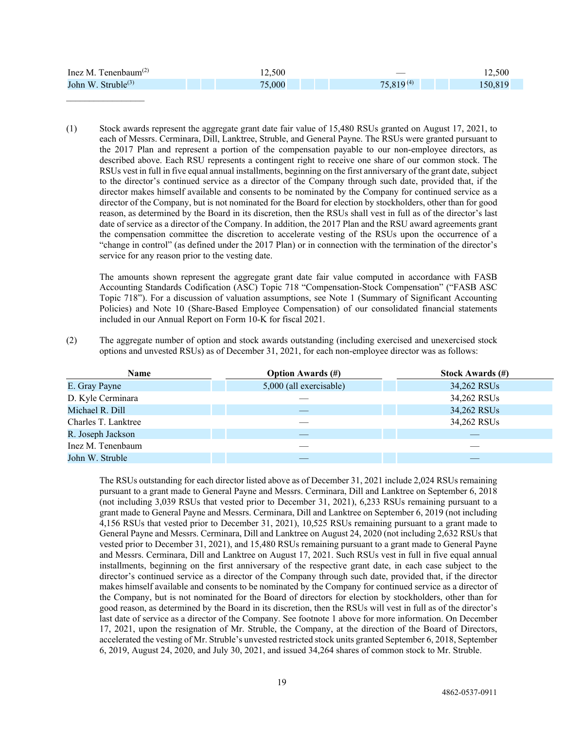| | | | |
|---|---|---|---|
| Inez M. Tenenbaum[2] | 12,500 | — | 12,500 |
| John W. Struble[3] | 75,000 | 75,819 [4] | 150,819 |

---

(1) Stock awards represent the aggregate grant date fair value of 15,480 RSUs granted on August 17, 2021, to each of Messrs. Cerminara, Dill, Lanktree, Struble, and General Payne. The RSUs were granted pursuant to the 2017 Plan and represent a portion of the compensation payable to our non-employee directors, as described above. Each RSU represents a contingent right to receive one share of our common stock. The RSUs vest in full in five equal annual installments, beginning on the first anniversary of the grant date, subject to the director's continued service as a director of the Company through such date, provided that, if the director makes himself available and consents to be nominated by the Company for continued service as a director of the Company, but is not nominated for the Board for election by stockholders, other than for good reason, as determined by the Board in its discretion, then the RSUs shall vest in full as of the director's last date of service as a director of the Company. In addition, the 2017 Plan and the RSU award agreements grant the compensation committee the discretion to accelerate vesting of the RSUs upon the occurrence of a "change in control" (as defined under the 2017 Plan) or in connection with the termination of the director's service for any reason prior to the vesting date.

The amounts shown represent the aggregate grant date fair value computed in accordance with FASB Accounting Standards Codification (ASC) Topic 718 "Compensation-Stock Compensation" ("FASB ASC Topic 718"). For a discussion of valuation assumptions, see Note 1 (Summary of Significant Accounting Policies) and Note 10 (Share-Based Employee Compensation) of our consolidated financial statements included in our Annual Report on Form 10-K for fiscal 2021.

(2) The aggregate number of option and stock awards outstanding (including exercised and unexercised stock options and unvested RSUs) as of December 31, 2021, for each non-employee director was as follows:

| Name | Option Awards (#) | Stock Awards (#) |
|---|---|---|
| E. Gray Payne | 5,000 (all exercisable) | 34,262 RSUs |
| D. Kyle Cerminara | — | 34,262 RSUs |
| Michael R. Dill | — | 34,262 RSUs |
| Charles T. Lanktree | — | 34,262 RSUs |
| R. Joseph Jackson | — | — |
| Inez M. Tenenbaum | — | — |
| John W. Struble | — | — |

The RSUs outstanding for each director listed above as of December 31, 2021 include 2,024 RSUs remaining pursuant to a grant made to General Payne and Messrs. Cerminara, Dill and Lanktree on September 6, 2018 (not including 3,039 RSUs that vested prior to December 31, 2021), 6,233 RSUs remaining pursuant to a grant made to General Payne and Messrs. Cerminara, Dill and Lanktree on September 6, 2019 (not including 4,156 RSUs that vested prior to December 31, 2021), 10,525 RSUs remaining pursuant to a grant made to General Payne and Messrs. Cerminara, Dill and Lanktree on August 24, 2020 (not including 2,632 RSUs that vested prior to December 31, 2021), and 15,480 RSUs remaining pursuant to a grant made to General Payne and Messrs. Cerminara, Dill and Lanktree on August 17, 2021. Such RSUs vest in full in five equal annual installments, beginning on the first anniversary of the respective grant date, in each case subject to the director's continued service as a director of the Company through such date, provided that, if the director makes himself available and consents to be nominated by the Company for continued service as a director of the Company, but is not nominated for the Board of directors for election by stockholders, other than for good reason, as determined by the Board in its discretion, then the RSUs will vest in full as of the director's last date of service as a director of the Company. See footnote 1 above for more information. On December 17, 2021, upon the resignation of Mr. Struble, the Company, at the direction of the Board of Directors, accelerated the vesting of Mr. Struble's unvested restricted stock units granted September 6, 2018, September 6, 2019, August 24, 2020, and July 30, 2021, and issued 34,264 shares of common stock to Mr. Struble.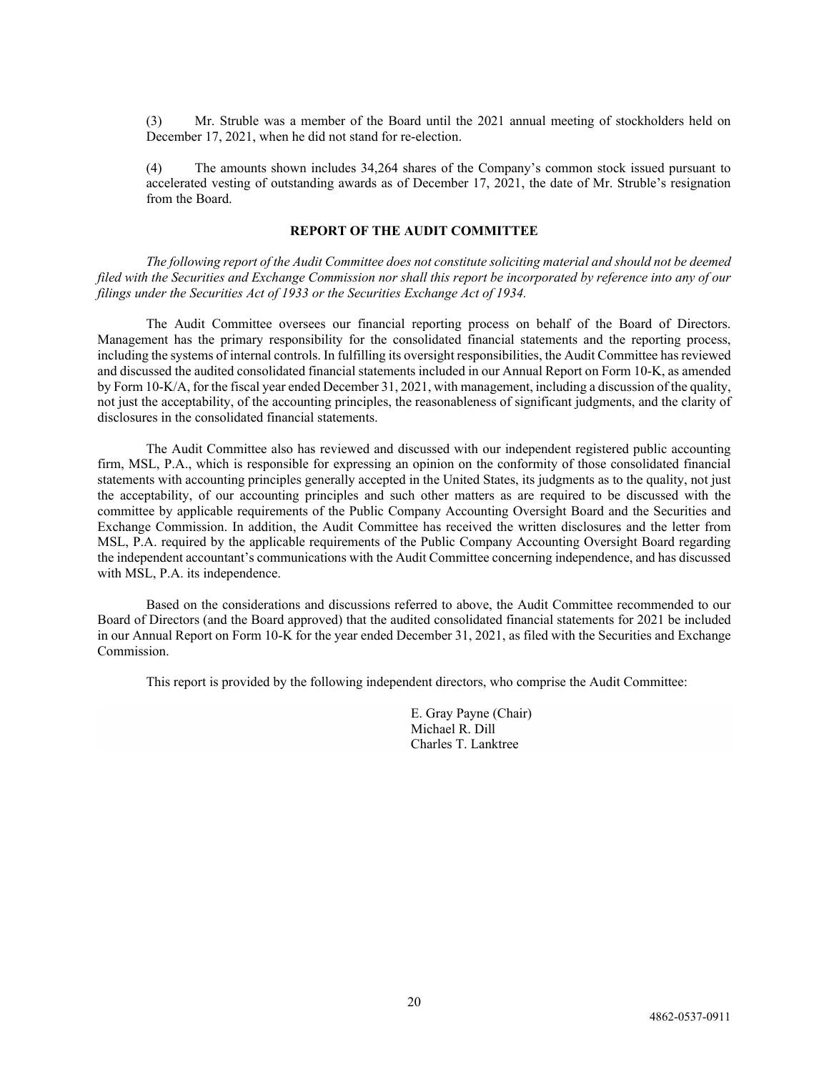(3) Mr. Struble was a member of the Board until the 2021 annual meeting of stockholders held on December 17, 2021, when he did not stand for re-election.

(4) The amounts shown includes 34,264 shares of the Company's common stock issued pursuant to accelerated vesting of outstanding awards as of December 17, 2021, the date of Mr. Struble's resignation from the Board.

## REPORT OF THE AUDIT COMMITTEE

*The following report of the Audit Committee does not constitute soliciting material and should not be deemed filed with the Securities and Exchange Commission nor shall this report be incorporated by reference into any of our filings under the Securities Act of 1933 or the Securities Exchange Act of 1934.*

The Audit Committee oversees our financial reporting process on behalf of the Board of Directors. Management has the primary responsibility for the consolidated financial statements and the reporting process, including the systems of internal controls. In fulfilling its oversight responsibilities, the Audit Committee has reviewed and discussed the audited consolidated financial statements included in our Annual Report on Form 10-K, as amended by Form 10-K/A, for the fiscal year ended December 31, 2021, with management, including a discussion of the quality, not just the acceptability, of the accounting principles, the reasonableness of significant judgments, and the clarity of disclosures in the consolidated financial statements.

The Audit Committee also has reviewed and discussed with our independent registered public accounting firm, MSL, P.A., which is responsible for expressing an opinion on the conformity of those consolidated financial statements with accounting principles generally accepted in the United States, its judgments as to the quality, not just the acceptability, of our accounting principles and such other matters as are required to be discussed with the committee by applicable requirements of the Public Company Accounting Oversight Board and the Securities and Exchange Commission. In addition, the Audit Committee has received the written disclosures and the letter from MSL, P.A. required by the applicable requirements of the Public Company Accounting Oversight Board regarding the independent accountant's communications with the Audit Committee concerning independence, and has discussed with MSL, P.A. its independence.

Based on the considerations and discussions referred to above, the Audit Committee recommended to our Board of Directors (and the Board approved) that the audited consolidated financial statements for 2021 be included in our Annual Report on Form 10-K for the year ended December 31, 2021, as filed with the Securities and Exchange Commission.

This report is provided by the following independent directors, who comprise the Audit Committee:

E. Gray Payne (Chair)
Michael R. Dill
Charles T. Lanktree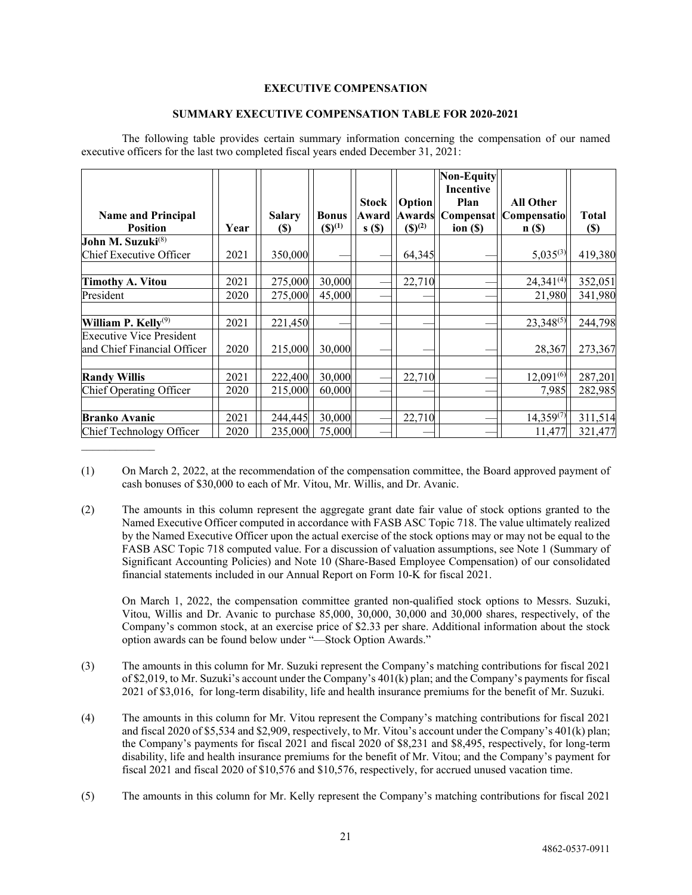## EXECUTIVE COMPENSATION

### SUMMARY EXECUTIVE COMPENSATION TABLE FOR 2020-2021

The following table provides certain summary information concerning the compensation of our named executive officers for the last two completed fiscal years ended December 31, 2021:

| Name and Principal Position | Year | Salary ($) | Bonus ($)[(1)] | Stock Awards ($) | Option Awards ($)[(2)] | Non-Equity Incentive Plan Compensation ($) | All Other Compensation ($) | Total ($) |
|---|---|---|---|---|---|---|---|---|
| **John M. Suzuki**[(8)] | | | | | | | | |
| Chief Executive Officer | 2021 | 350,000 | | — | 64,345 | — | 5,035[(3)] | 419,380 |
| **Timothy A. Vitou** | 2021 | 275,000 | 30,000 | — | 22,710 | — | 24,341[(4)] | 352,051 |
| President | 2020 | 275,000 | 45,000 | — | — | — | 21,980 | 341,980 |
| **William P. Kelly**[(9)] | 2021 | 221,450 | — | — | — | — | 23,348[(5)] | 244,798 |
| Executive Vice President and Chief Financial Officer | 2020 | 215,000 | 30,000 | — | — | — | 28,367 | 273,367 |
| **Randy Willis** | 2021 | 222,400 | 30,000 | — | 22,710 | — | 12,091[(6)] | 287,201 |
| Chief Operating Officer | 2020 | 215,000 | 60,000 | — | — | — | 7,985 | 282,985 |
| **Branko Avanic** | 2021 | 244,445 | 30,000 | — | 22,710 | — | 14,359[(7)] | 311,514 |
| Chief Technology Officer | 2020 | 235,000 | 75,000 | — | — | — | 11,477 | 321,477 |

(1) On March 2, 2022, at the recommendation of the compensation committee, the Board approved payment of cash bonuses of $30,000 to each of Mr. Vitou, Mr. Willis, and Dr. Avanic.

(2) The amounts in this column represent the aggregate grant date fair value of stock options granted to the Named Executive Officer computed in accordance with FASB ASC Topic 718. The value ultimately realized by the Named Executive Officer upon the actual exercise of the stock options may or may not be equal to the FASB ASC Topic 718 computed value. For a discussion of valuation assumptions, see Note 1 (Summary of Significant Accounting Policies) and Note 10 (Share-Based Employee Compensation) of our consolidated financial statements included in our Annual Report on Form 10-K for fiscal 2021.

On March 1, 2022, the compensation committee granted non-qualified stock options to Messrs. Suzuki, Vitou, Willis and Dr. Avanic to purchase 85,000, 30,000, 30,000 and 30,000 shares, respectively, of the Company's common stock, at an exercise price of $2.33 per share. Additional information about the stock option awards can be found below under "—Stock Option Awards."

(3) The amounts in this column for Mr. Suzuki represent the Company's matching contributions for fiscal 2021 of $2,019, to Mr. Suzuki's account under the Company's 401(k) plan; and the Company's payments for fiscal 2021 of $3,016, for long-term disability, life and health insurance premiums for the benefit of Mr. Suzuki.

(4) The amounts in this column for Mr. Vitou represent the Company's matching contributions for fiscal 2021 and fiscal 2020 of $5,534 and $2,909, respectively, to Mr. Vitou's account under the Company's 401(k) plan; the Company's payments for fiscal 2021 and fiscal 2020 of $8,231 and $8,495, respectively, for long-term disability, life and health insurance premiums for the benefit of Mr. Vitou; and the Company's payment for fiscal 2021 and fiscal 2020 of $10,576 and $10,576, respectively, for accrued unused vacation time.

(5) The amounts in this column for Mr. Kelly represent the Company's matching contributions for fiscal 2021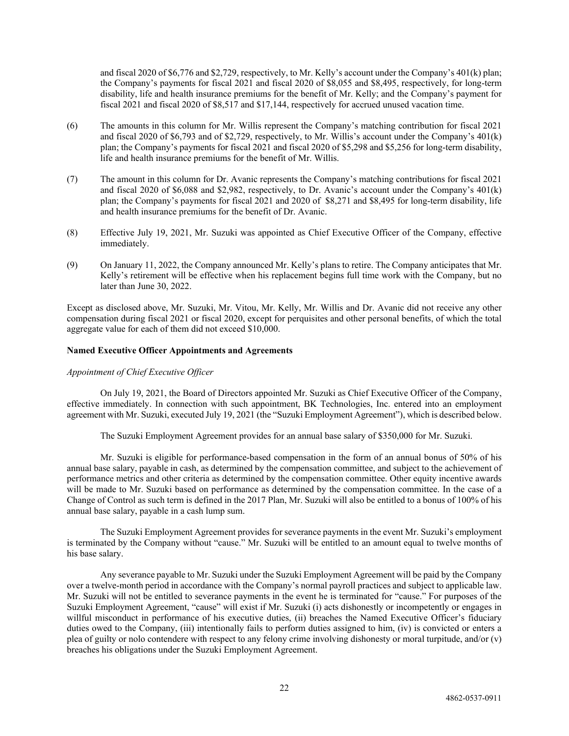and fiscal 2020 of $6,776 and $2,729, respectively, to Mr. Kelly's account under the Company's 401(k) plan; the Company's payments for fiscal 2021 and fiscal 2020 of $8,055 and $8,495, respectively, for long-term disability, life and health insurance premiums for the benefit of Mr. Kelly; and the Company's payment for fiscal 2021 and fiscal 2020 of $8,517 and $17,144, respectively for accrued unused vacation time.

(6) The amounts in this column for Mr. Willis represent the Company's matching contribution for fiscal 2021 and fiscal 2020 of $6,793 and of $2,729, respectively, to Mr. Willis's account under the Company's 401(k) plan; the Company's payments for fiscal 2021 and fiscal 2020 of $5,298 and $5,256 for long-term disability, life and health insurance premiums for the benefit of Mr. Willis.

(7) The amount in this column for Dr. Avanic represents the Company's matching contributions for fiscal 2021 and fiscal 2020 of $6,088 and $2,982, respectively, to Dr. Avanic's account under the Company's 401(k) plan; the Company's payments for fiscal 2021 and 2020 of $8,271 and $8,495 for long-term disability, life and health insurance premiums for the benefit of Dr. Avanic.

(8) Effective July 19, 2021, Mr. Suzuki was appointed as Chief Executive Officer of the Company, effective immediately.

(9) On January 11, 2022, the Company announced Mr. Kelly's plans to retire. The Company anticipates that Mr. Kelly's retirement will be effective when his replacement begins full time work with the Company, but no later than June 30, 2022.

Except as disclosed above, Mr. Suzuki, Mr. Vitou, Mr. Kelly, Mr. Willis and Dr. Avanic did not receive any other compensation during fiscal 2021 or fiscal 2020, except for perquisites and other personal benefits, of which the total aggregate value for each of them did not exceed $10,000.

**Named Executive Officer Appointments and Agreements**

*Appointment of Chief Executive Officer*

On July 19, 2021, the Board of Directors appointed Mr. Suzuki as Chief Executive Officer of the Company, effective immediately. In connection with such appointment, BK Technologies, Inc. entered into an employment agreement with Mr. Suzuki, executed July 19, 2021 (the "Suzuki Employment Agreement"), which is described below.

The Suzuki Employment Agreement provides for an annual base salary of $350,000 for Mr. Suzuki.

Mr. Suzuki is eligible for performance-based compensation in the form of an annual bonus of 50% of his annual base salary, payable in cash, as determined by the compensation committee, and subject to the achievement of performance metrics and other criteria as determined by the compensation committee. Other equity incentive awards will be made to Mr. Suzuki based on performance as determined by the compensation committee. In the case of a Change of Control as such term is defined in the 2017 Plan, Mr. Suzuki will also be entitled to a bonus of 100% of his annual base salary, payable in a cash lump sum.

The Suzuki Employment Agreement provides for severance payments in the event Mr. Suzuki's employment is terminated by the Company without "cause." Mr. Suzuki will be entitled to an amount equal to twelve months of his base salary.

Any severance payable to Mr. Suzuki under the Suzuki Employment Agreement will be paid by the Company over a twelve-month period in accordance with the Company's normal payroll practices and subject to applicable law. Mr. Suzuki will not be entitled to severance payments in the event he is terminated for "cause." For purposes of the Suzuki Employment Agreement, "cause" will exist if Mr. Suzuki (i) acts dishonestly or incompetently or engages in willful misconduct in performance of his executive duties, (ii) breaches the Named Executive Officer's fiduciary duties owed to the Company, (iii) intentionally fails to perform duties assigned to him, (iv) is convicted or enters a plea of guilty or nolo contendere with respect to any felony crime involving dishonesty or moral turpitude, and/or (v) breaches his obligations under the Suzuki Employment Agreement.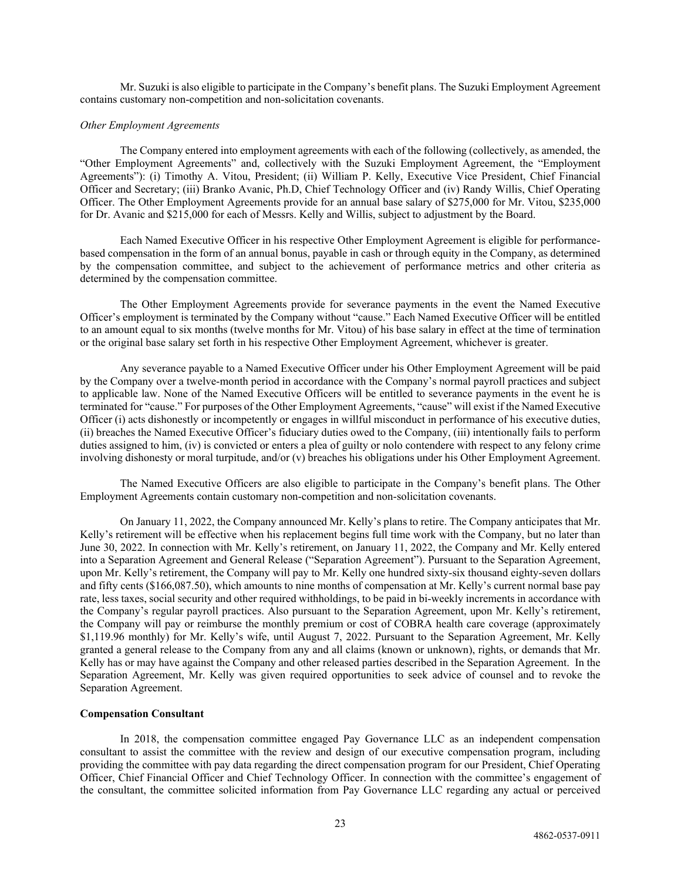Mr. Suzuki is also eligible to participate in the Company's benefit plans. The Suzuki Employment Agreement contains customary non-competition and non-solicitation covenants.

*Other Employment Agreements*

The Company entered into employment agreements with each of the following (collectively, as amended, the "Other Employment Agreements" and, collectively with the Suzuki Employment Agreement, the "Employment Agreements"): (i) Timothy A. Vitou, President; (ii) William P. Kelly, Executive Vice President, Chief Financial Officer and Secretary; (iii) Branko Avanic, Ph.D, Chief Technology Officer and (iv) Randy Willis, Chief Operating Officer. The Other Employment Agreements provide for an annual base salary of $275,000 for Mr. Vitou, $235,000 for Dr. Avanic and $215,000 for each of Messrs. Kelly and Willis, subject to adjustment by the Board.

Each Named Executive Officer in his respective Other Employment Agreement is eligible for performance-based compensation in the form of an annual bonus, payable in cash or through equity in the Company, as determined by the compensation committee, and subject to the achievement of performance metrics and other criteria as determined by the compensation committee.

The Other Employment Agreements provide for severance payments in the event the Named Executive Officer's employment is terminated by the Company without "cause." Each Named Executive Officer will be entitled to an amount equal to six months (twelve months for Mr. Vitou) of his base salary in effect at the time of termination or the original base salary set forth in his respective Other Employment Agreement, whichever is greater.

Any severance payable to a Named Executive Officer under his Other Employment Agreement will be paid by the Company over a twelve-month period in accordance with the Company's normal payroll practices and subject to applicable law. None of the Named Executive Officers will be entitled to severance payments in the event he is terminated for "cause." For purposes of the Other Employment Agreements, "cause" will exist if the Named Executive Officer (i) acts dishonestly or incompetently or engages in willful misconduct in performance of his executive duties, (ii) breaches the Named Executive Officer's fiduciary duties owed to the Company, (iii) intentionally fails to perform duties assigned to him, (iv) is convicted or enters a plea of guilty or nolo contendere with respect to any felony crime involving dishonesty or moral turpitude, and/or (v) breaches his obligations under his Other Employment Agreement.

The Named Executive Officers are also eligible to participate in the Company's benefit plans. The Other Employment Agreements contain customary non-competition and non-solicitation covenants.

On January 11, 2022, the Company announced Mr. Kelly's plans to retire. The Company anticipates that Mr. Kelly's retirement will be effective when his replacement begins full time work with the Company, but no later than June 30, 2022. In connection with Mr. Kelly's retirement, on January 11, 2022, the Company and Mr. Kelly entered into a Separation Agreement and General Release ("Separation Agreement"). Pursuant to the Separation Agreement, upon Mr. Kelly's retirement, the Company will pay to Mr. Kelly one hundred sixty-six thousand eighty-seven dollars and fifty cents ($166,087.50), which amounts to nine months of compensation at Mr. Kelly's current normal base pay rate, less taxes, social security and other required withholdings, to be paid in bi-weekly increments in accordance with the Company's regular payroll practices. Also pursuant to the Separation Agreement, upon Mr. Kelly's retirement, the Company will pay or reimburse the monthly premium or cost of COBRA health care coverage (approximately $1,119.96 monthly) for Mr. Kelly's wife, until August 7, 2022. Pursuant to the Separation Agreement, Mr. Kelly granted a general release to the Company from any and all claims (known or unknown), rights, or demands that Mr. Kelly has or may have against the Company and other released parties described in the Separation Agreement. In the Separation Agreement, Mr. Kelly was given required opportunities to seek advice of counsel and to revoke the Separation Agreement.

**Compensation Consultant**

In 2018, the compensation committee engaged Pay Governance LLC as an independent compensation consultant to assist the committee with the review and design of our executive compensation program, including providing the committee with pay data regarding the direct compensation program for our President, Chief Operating Officer, Chief Financial Officer and Chief Technology Officer. In connection with the committee's engagement of the consultant, the committee solicited information from Pay Governance LLC regarding any actual or perceived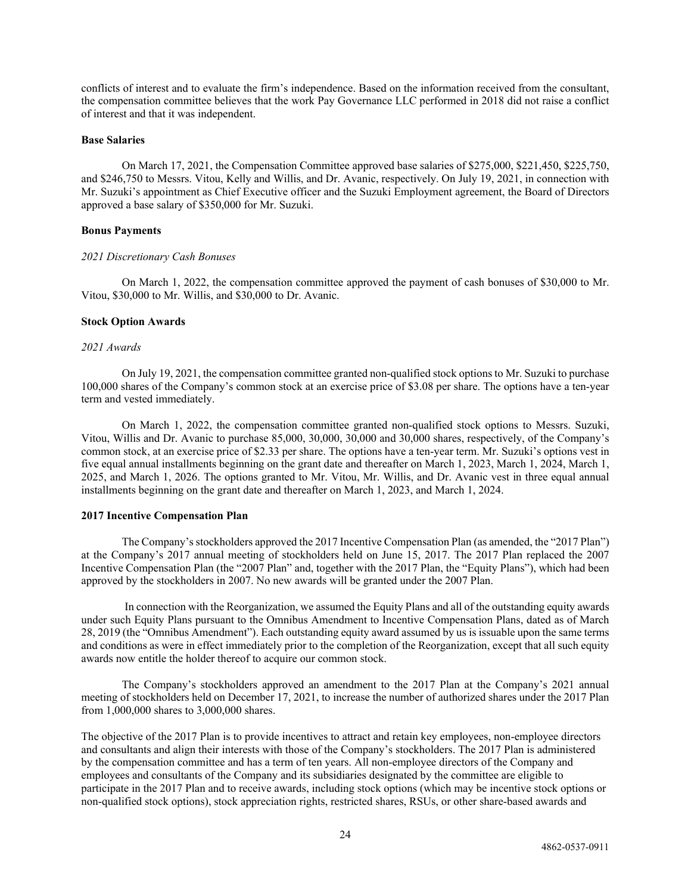conflicts of interest and to evaluate the firm's independence. Based on the information received from the consultant, the compensation committee believes that the work Pay Governance LLC performed in 2018 did not raise a conflict of interest and that it was independent.

**Base Salaries**

On March 17, 2021, the Compensation Committee approved base salaries of $275,000, $221,450, $225,750, and $246,750 to Messrs. Vitou, Kelly and Willis, and Dr. Avanic, respectively. On July 19, 2021, in connection with Mr. Suzuki's appointment as Chief Executive officer and the Suzuki Employment agreement, the Board of Directors approved a base salary of $350,000 for Mr. Suzuki.

**Bonus Payments**

*2021 Discretionary Cash Bonuses*

On March 1, 2022, the compensation committee approved the payment of cash bonuses of $30,000 to Mr. Vitou, $30,000 to Mr. Willis, and $30,000 to Dr. Avanic.

**Stock Option Awards**

*2021 Awards*

On July 19, 2021, the compensation committee granted non-qualified stock options to Mr. Suzuki to purchase 100,000 shares of the Company's common stock at an exercise price of $3.08 per share. The options have a ten-year term and vested immediately.

On March 1, 2022, the compensation committee granted non-qualified stock options to Messrs. Suzuki, Vitou, Willis and Dr. Avanic to purchase 85,000, 30,000, 30,000 and 30,000 shares, respectively, of the Company's common stock, at an exercise price of $2.33 per share. The options have a ten-year term. Mr. Suzuki's options vest in five equal annual installments beginning on the grant date and thereafter on March 1, 2023, March 1, 2024, March 1, 2025, and March 1, 2026. The options granted to Mr. Vitou, Mr. Willis, and Dr. Avanic vest in three equal annual installments beginning on the grant date and thereafter on March 1, 2023, and March 1, 2024.

**2017 Incentive Compensation Plan**

The Company's stockholders approved the 2017 Incentive Compensation Plan (as amended, the "2017 Plan") at the Company's 2017 annual meeting of stockholders held on June 15, 2017. The 2017 Plan replaced the 2007 Incentive Compensation Plan (the "2007 Plan" and, together with the 2017 Plan, the "Equity Plans"), which had been approved by the stockholders in 2007. No new awards will be granted under the 2007 Plan.

In connection with the Reorganization, we assumed the Equity Plans and all of the outstanding equity awards under such Equity Plans pursuant to the Omnibus Amendment to Incentive Compensation Plans, dated as of March 28, 2019 (the "Omnibus Amendment"). Each outstanding equity award assumed by us is issuable upon the same terms and conditions as were in effect immediately prior to the completion of the Reorganization, except that all such equity awards now entitle the holder thereof to acquire our common stock.

The Company's stockholders approved an amendment to the 2017 Plan at the Company's 2021 annual meeting of stockholders held on December 17, 2021, to increase the number of authorized shares under the 2017 Plan from 1,000,000 shares to 3,000,000 shares.

The objective of the 2017 Plan is to provide incentives to attract and retain key employees, non-employee directors and consultants and align their interests with those of the Company's stockholders. The 2017 Plan is administered by the compensation committee and has a term of ten years. All non-employee directors of the Company and employees and consultants of the Company and its subsidiaries designated by the committee are eligible to participate in the 2017 Plan and to receive awards, including stock options (which may be incentive stock options or non-qualified stock options), stock appreciation rights, restricted shares, RSUs, or other share-based awards and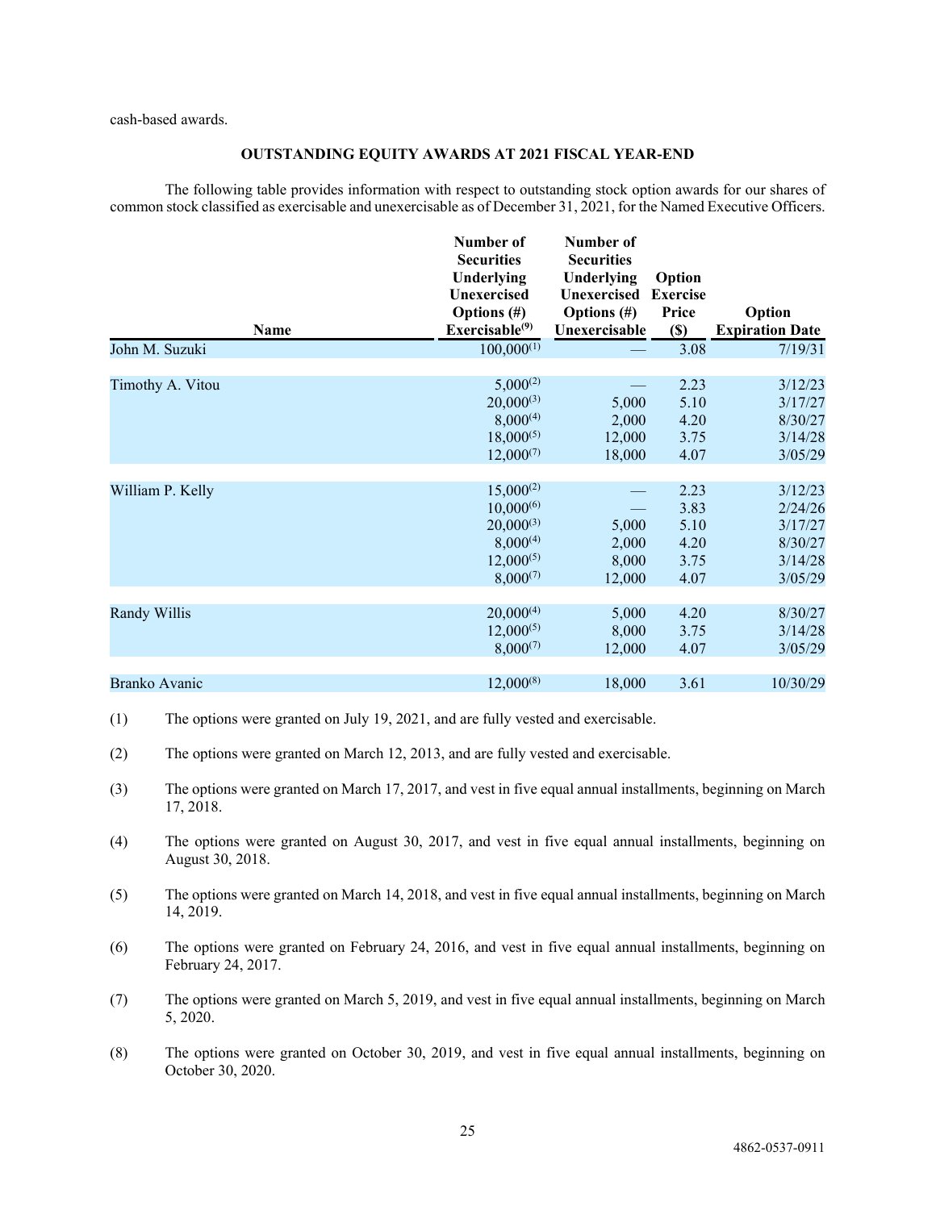cash-based awards.

## OUTSTANDING EQUITY AWARDS AT 2021 FISCAL YEAR-END

The following table provides information with respect to outstanding stock option awards for our shares of common stock classified as exercisable and unexercisable as of December 31, 2021, for the Named Executive Officers.

| Name | Number of Securities Underlying Unexercised Options (#) Exercisable[(9)] | Number of Securities Underlying Unexercised Options (#) Unexercisable | Option Exercise Price ($) | Option Expiration Date |
|---|---|---|---|---|
| John M. Suzuki | 100,000[(1)] | — | 3.08 | 7/19/31 |
| Timothy A. Vitou | 5,000[(2)] | — | 2.23 | 3/12/23 |
| | 20,000[(3)] | 5,000 | 5.10 | 3/17/27 |
| | 8,000[(4)] | 2,000 | 4.20 | 8/30/27 |
| | 18,000[(5)] | 12,000 | 3.75 | 3/14/28 |
| | 12,000[(7)] | 18,000 | 4.07 | 3/05/29 |
| William P. Kelly | 15,000[(2)] | — | 2.23 | 3/12/23 |
| | 10,000[(6)] | — | 3.83 | 2/24/26 |
| | 20,000[(3)] | 5,000 | 5.10 | 3/17/27 |
| | 8,000[(4)] | 2,000 | 4.20 | 8/30/27 |
| | 12,000[(5)] | 8,000 | 3.75 | 3/14/28 |
| | 8,000[(7)] | 12,000 | 4.07 | 3/05/29 |
| Randy Willis | 20,000[(4)] | 5,000 | 4.20 | 8/30/27 |
| | 12,000[(5)] | 8,000 | 3.75 | 3/14/28 |
| | 8,000[(7)] | 12,000 | 4.07 | 3/05/29 |
| Branko Avanic | 12,000[(8)] | 18,000 | 3.61 | 10/30/29 |

(1) The options were granted on July 19, 2021, and are fully vested and exercisable.

(2) The options were granted on March 12, 2013, and are fully vested and exercisable.

(3) The options were granted on March 17, 2017, and vest in five equal annual installments, beginning on March 17, 2018.

(4) The options were granted on August 30, 2017, and vest in five equal annual installments, beginning on August 30, 2018.

(5) The options were granted on March 14, 2018, and vest in five equal annual installments, beginning on March 14, 2019.

(6) The options were granted on February 24, 2016, and vest in five equal annual installments, beginning on February 24, 2017.

(7) The options were granted on March 5, 2019, and vest in five equal annual installments, beginning on March 5, 2020.

(8) The options were granted on October 30, 2019, and vest in five equal annual installments, beginning on October 30, 2020.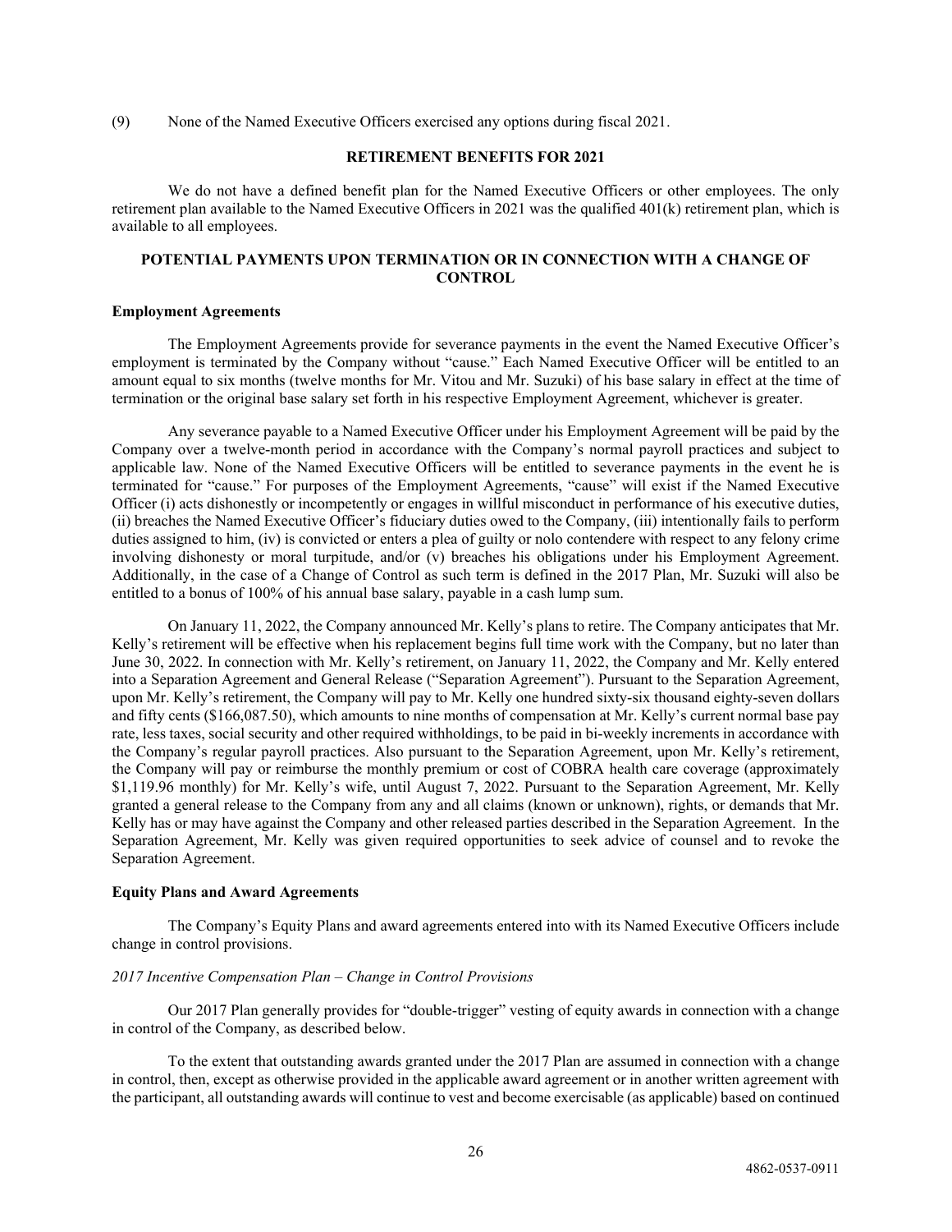(9) None of the Named Executive Officers exercised any options during fiscal 2021.

## RETIREMENT BENEFITS FOR 2021

We do not have a defined benefit plan for the Named Executive Officers or other employees. The only retirement plan available to the Named Executive Officers in 2021 was the qualified 401(k) retirement plan, which is available to all employees.

## POTENTIAL PAYMENTS UPON TERMINATION OR IN CONNECTION WITH A CHANGE OF CONTROL

### Employment Agreements

The Employment Agreements provide for severance payments in the event the Named Executive Officer's employment is terminated by the Company without "cause." Each Named Executive Officer will be entitled to an amount equal to six months (twelve months for Mr. Vitou and Mr. Suzuki) of his base salary in effect at the time of termination or the original base salary set forth in his respective Employment Agreement, whichever is greater.

Any severance payable to a Named Executive Officer under his Employment Agreement will be paid by the Company over a twelve-month period in accordance with the Company's normal payroll practices and subject to applicable law. None of the Named Executive Officers will be entitled to severance payments in the event he is terminated for "cause." For purposes of the Employment Agreements, "cause" will exist if the Named Executive Officer (i) acts dishonestly or incompetently or engages in willful misconduct in performance of his executive duties, (ii) breaches the Named Executive Officer's fiduciary duties owed to the Company, (iii) intentionally fails to perform duties assigned to him, (iv) is convicted or enters a plea of guilty or nolo contendere with respect to any felony crime involving dishonesty or moral turpitude, and/or (v) breaches his obligations under his Employment Agreement. Additionally, in the case of a Change of Control as such term is defined in the 2017 Plan, Mr. Suzuki will also be entitled to a bonus of 100% of his annual base salary, payable in a cash lump sum.

On January 11, 2022, the Company announced Mr. Kelly's plans to retire. The Company anticipates that Mr. Kelly's retirement will be effective when his replacement begins full time work with the Company, but no later than June 30, 2022. In connection with Mr. Kelly's retirement, on January 11, 2022, the Company and Mr. Kelly entered into a Separation Agreement and General Release ("Separation Agreement"). Pursuant to the Separation Agreement, upon Mr. Kelly's retirement, the Company will pay to Mr. Kelly one hundred sixty-six thousand eighty-seven dollars and fifty cents ($166,087.50), which amounts to nine months of compensation at Mr. Kelly's current normal base pay rate, less taxes, social security and other required withholdings, to be paid in bi-weekly increments in accordance with the Company's regular payroll practices. Also pursuant to the Separation Agreement, upon Mr. Kelly's retirement, the Company will pay or reimburse the monthly premium or cost of COBRA health care coverage (approximately $1,119.96 monthly) for Mr. Kelly's wife, until August 7, 2022. Pursuant to the Separation Agreement, Mr. Kelly granted a general release to the Company from any and all claims (known or unknown), rights, or demands that Mr. Kelly has or may have against the Company and other released parties described in the Separation Agreement. In the Separation Agreement, Mr. Kelly was given required opportunities to seek advice of counsel and to revoke the Separation Agreement.

### Equity Plans and Award Agreements

The Company's Equity Plans and award agreements entered into with its Named Executive Officers include change in control provisions.

*2017 Incentive Compensation Plan – Change in Control Provisions*

Our 2017 Plan generally provides for "double-trigger" vesting of equity awards in connection with a change in control of the Company, as described below.

To the extent that outstanding awards granted under the 2017 Plan are assumed in connection with a change in control, then, except as otherwise provided in the applicable award agreement or in another written agreement with the participant, all outstanding awards will continue to vest and become exercisable (as applicable) based on continued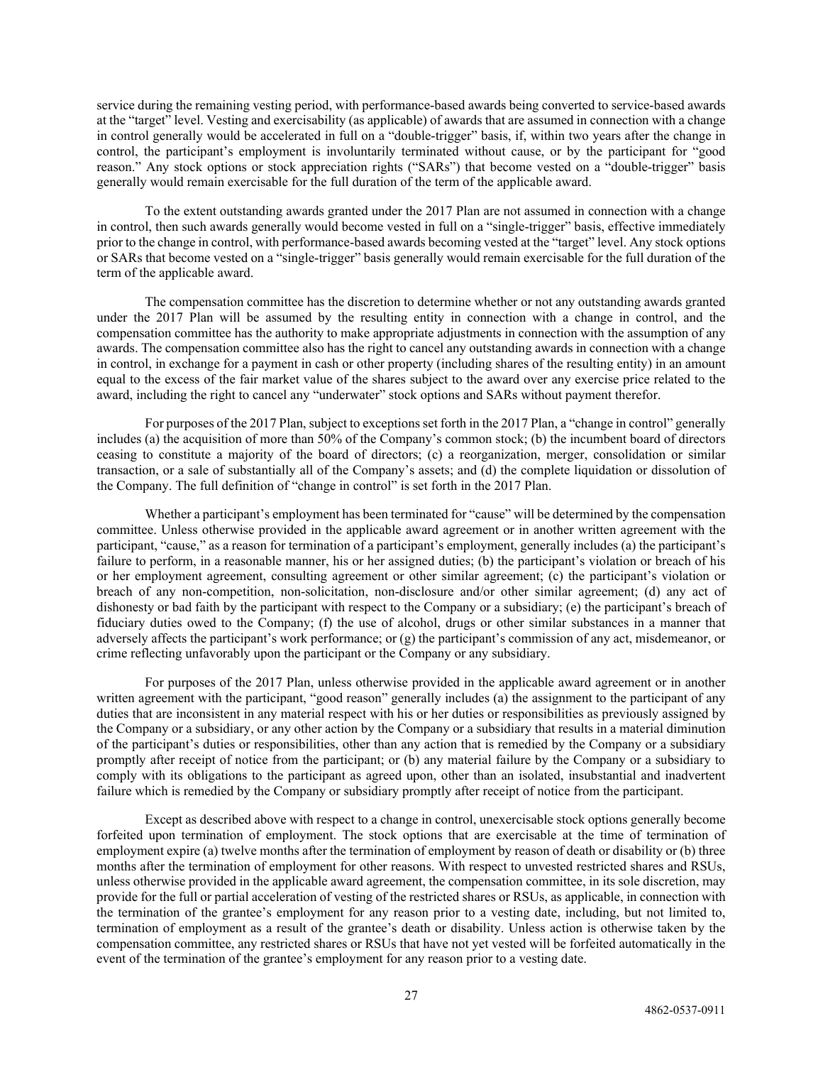service during the remaining vesting period, with performance-based awards being converted to service-based awards at the "target" level. Vesting and exercisability (as applicable) of awards that are assumed in connection with a change in control generally would be accelerated in full on a "double-trigger" basis, if, within two years after the change in control, the participant's employment is involuntarily terminated without cause, or by the participant for "good reason." Any stock options or stock appreciation rights ("SARs") that become vested on a "double-trigger" basis generally would remain exercisable for the full duration of the term of the applicable award.

To the extent outstanding awards granted under the 2017 Plan are not assumed in connection with a change in control, then such awards generally would become vested in full on a "single-trigger" basis, effective immediately prior to the change in control, with performance-based awards becoming vested at the "target" level. Any stock options or SARs that become vested on a "single-trigger" basis generally would remain exercisable for the full duration of the term of the applicable award.

The compensation committee has the discretion to determine whether or not any outstanding awards granted under the 2017 Plan will be assumed by the resulting entity in connection with a change in control, and the compensation committee has the authority to make appropriate adjustments in connection with the assumption of any awards. The compensation committee also has the right to cancel any outstanding awards in connection with a change in control, in exchange for a payment in cash or other property (including shares of the resulting entity) in an amount equal to the excess of the fair market value of the shares subject to the award over any exercise price related to the award, including the right to cancel any "underwater" stock options and SARs without payment therefor.

For purposes of the 2017 Plan, subject to exceptions set forth in the 2017 Plan, a "change in control" generally includes (a) the acquisition of more than 50% of the Company's common stock; (b) the incumbent board of directors ceasing to constitute a majority of the board of directors; (c) a reorganization, merger, consolidation or similar transaction, or a sale of substantially all of the Company's assets; and (d) the complete liquidation or dissolution of the Company. The full definition of "change in control" is set forth in the 2017 Plan.

Whether a participant's employment has been terminated for "cause" will be determined by the compensation committee. Unless otherwise provided in the applicable award agreement or in another written agreement with the participant, "cause," as a reason for termination of a participant's employment, generally includes (a) the participant's failure to perform, in a reasonable manner, his or her assigned duties; (b) the participant's violation or breach of his or her employment agreement, consulting agreement or other similar agreement; (c) the participant's violation or breach of any non-competition, non-solicitation, non-disclosure and/or other similar agreement; (d) any act of dishonesty or bad faith by the participant with respect to the Company or a subsidiary; (e) the participant's breach of fiduciary duties owed to the Company; (f) the use of alcohol, drugs or other similar substances in a manner that adversely affects the participant's work performance; or (g) the participant's commission of any act, misdemeanor, or crime reflecting unfavorably upon the participant or the Company or any subsidiary.

For purposes of the 2017 Plan, unless otherwise provided in the applicable award agreement or in another written agreement with the participant, "good reason" generally includes (a) the assignment to the participant of any duties that are inconsistent in any material respect with his or her duties or responsibilities as previously assigned by the Company or a subsidiary, or any other action by the Company or a subsidiary that results in a material diminution of the participant's duties or responsibilities, other than any action that is remedied by the Company or a subsidiary promptly after receipt of notice from the participant; or (b) any material failure by the Company or a subsidiary to comply with its obligations to the participant as agreed upon, other than an isolated, insubstantial and inadvertent failure which is remedied by the Company or subsidiary promptly after receipt of notice from the participant.

Except as described above with respect to a change in control, unexercisable stock options generally become forfeited upon termination of employment. The stock options that are exercisable at the time of termination of employment expire (a) twelve months after the termination of employment by reason of death or disability or (b) three months after the termination of employment for other reasons. With respect to unvested restricted shares and RSUs, unless otherwise provided in the applicable award agreement, the compensation committee, in its sole discretion, may provide for the full or partial acceleration of vesting of the restricted shares or RSUs, as applicable, in connection with the termination of the grantee's employment for any reason prior to a vesting date, including, but not limited to, termination of employment as a result of the grantee's death or disability. Unless action is otherwise taken by the compensation committee, any restricted shares or RSUs that have not yet vested will be forfeited automatically in the event of the termination of the grantee's employment for any reason prior to a vesting date.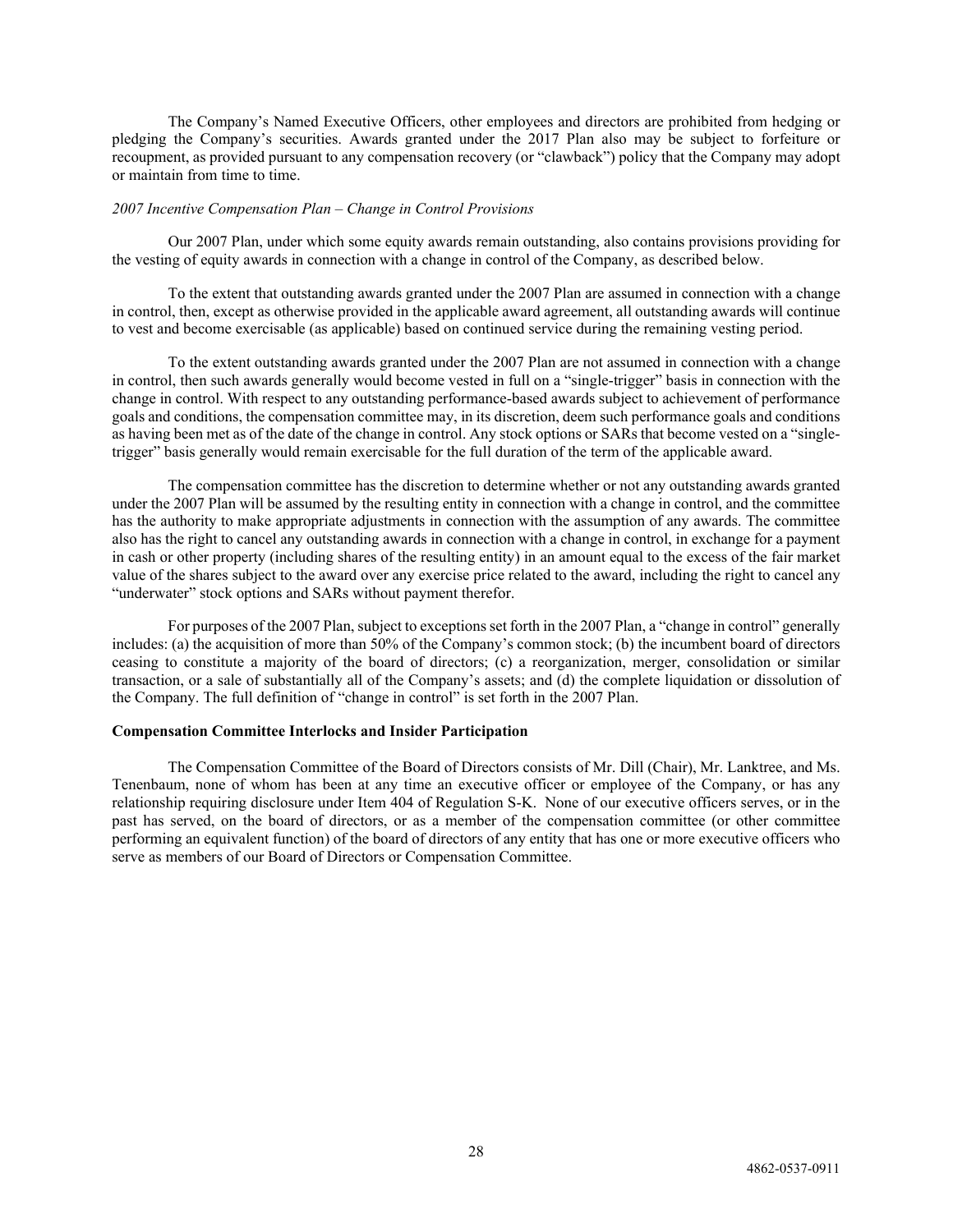The Company's Named Executive Officers, other employees and directors are prohibited from hedging or pledging the Company's securities. Awards granted under the 2017 Plan also may be subject to forfeiture or recoupment, as provided pursuant to any compensation recovery (or "clawback") policy that the Company may adopt or maintain from time to time.

*2007 Incentive Compensation Plan – Change in Control Provisions*

Our 2007 Plan, under which some equity awards remain outstanding, also contains provisions providing for the vesting of equity awards in connection with a change in control of the Company, as described below.

To the extent that outstanding awards granted under the 2007 Plan are assumed in connection with a change in control, then, except as otherwise provided in the applicable award agreement, all outstanding awards will continue to vest and become exercisable (as applicable) based on continued service during the remaining vesting period.

To the extent outstanding awards granted under the 2007 Plan are not assumed in connection with a change in control, then such awards generally would become vested in full on a "single-trigger" basis in connection with the change in control. With respect to any outstanding performance-based awards subject to achievement of performance goals and conditions, the compensation committee may, in its discretion, deem such performance goals and conditions as having been met as of the date of the change in control. Any stock options or SARs that become vested on a "single-trigger" basis generally would remain exercisable for the full duration of the term of the applicable award.

The compensation committee has the discretion to determine whether or not any outstanding awards granted under the 2007 Plan will be assumed by the resulting entity in connection with a change in control, and the committee has the authority to make appropriate adjustments in connection with the assumption of any awards. The committee also has the right to cancel any outstanding awards in connection with a change in control, in exchange for a payment in cash or other property (including shares of the resulting entity) in an amount equal to the excess of the fair market value of the shares subject to the award over any exercise price related to the award, including the right to cancel any "underwater" stock options and SARs without payment therefor.

For purposes of the 2007 Plan, subject to exceptions set forth in the 2007 Plan, a "change in control" generally includes: (a) the acquisition of more than 50% of the Company's common stock; (b) the incumbent board of directors ceasing to constitute a majority of the board of directors; (c) a reorganization, merger, consolidation or similar transaction, or a sale of substantially all of the Company's assets; and (d) the complete liquidation or dissolution of the Company. The full definition of "change in control" is set forth in the 2007 Plan.

**Compensation Committee Interlocks and Insider Participation**

The Compensation Committee of the Board of Directors consists of Mr. Dill (Chair), Mr. Lanktree, and Ms. Tenenbaum, none of whom has been at any time an executive officer or employee of the Company, or has any relationship requiring disclosure under Item 404 of Regulation S-K. None of our executive officers serves, or in the past has served, on the board of directors, or as a member of the compensation committee (or other committee performing an equivalent function) of the board of directors of any entity that has one or more executive officers who serve as members of our Board of Directors or Compensation Committee.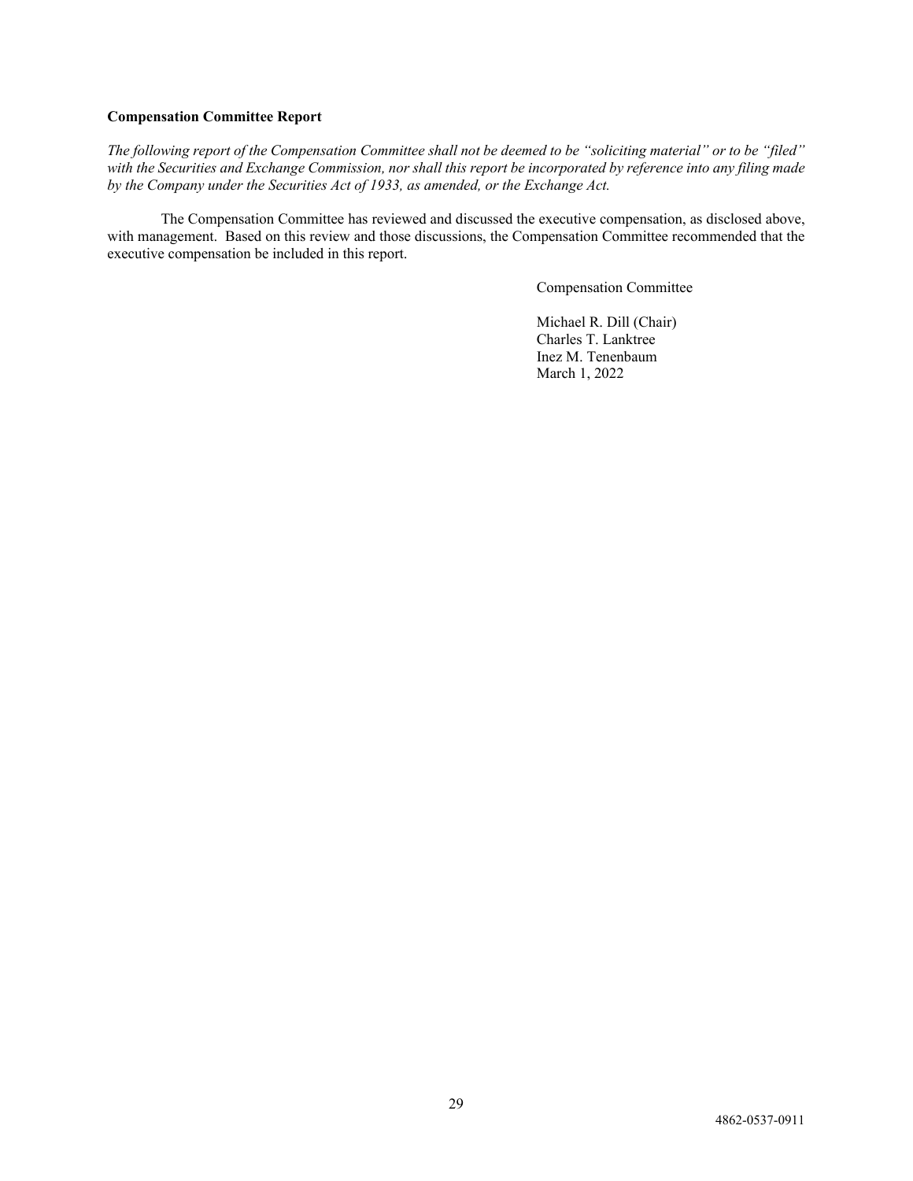**Compensation Committee Report**

*The following report of the Compensation Committee shall not be deemed to be "soliciting material" or to be "filed" with the Securities and Exchange Commission, nor shall this report be incorporated by reference into any filing made by the Company under the Securities Act of 1933, as amended, or the Exchange Act.*

The Compensation Committee has reviewed and discussed the executive compensation, as disclosed above, with management. Based on this review and those discussions, the Compensation Committee recommended that the executive compensation be included in this report.

Compensation Committee

Michael R. Dill (Chair)
Charles T. Lanktree
Inez M. Tenenbaum
March 1, 2022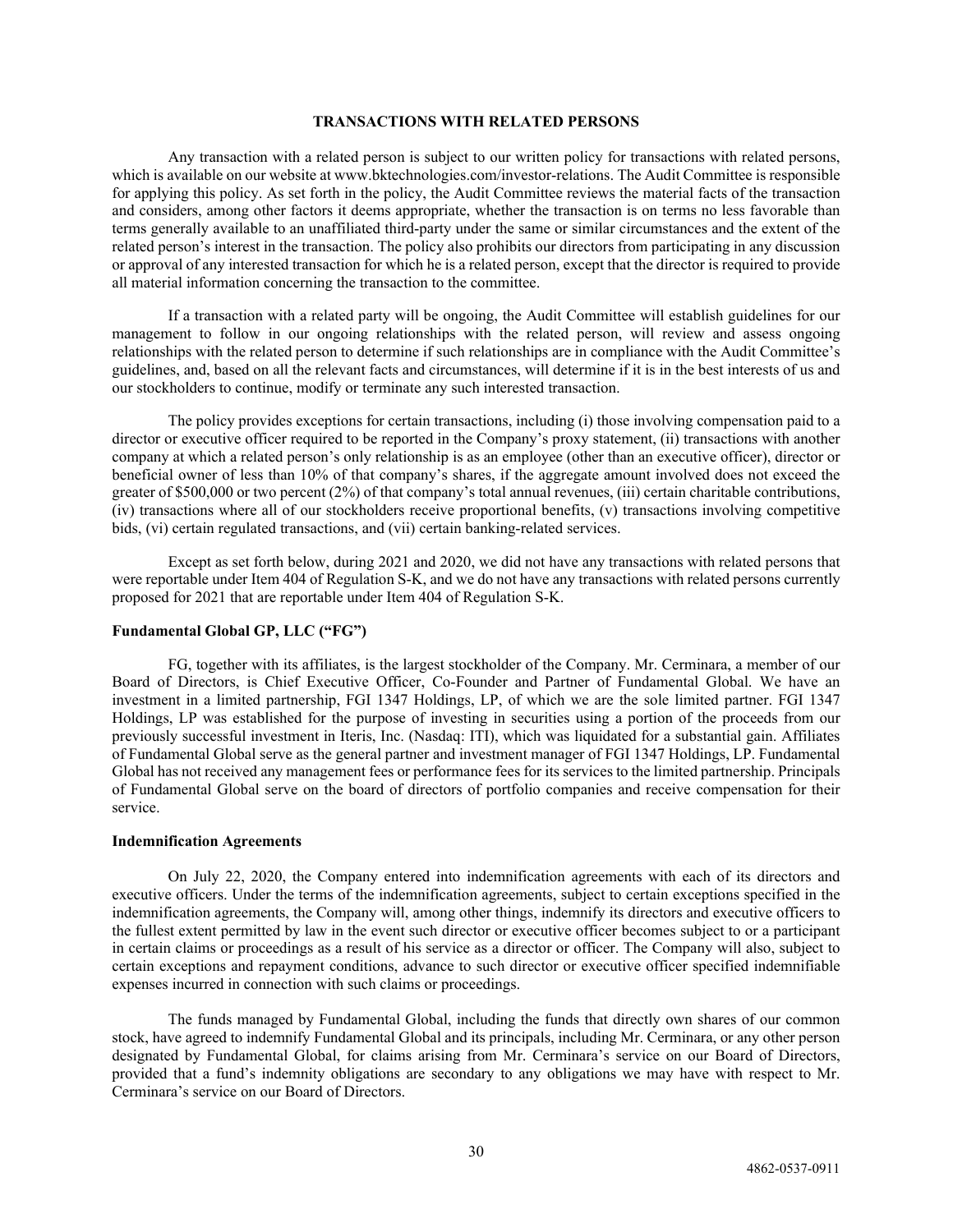## TRANSACTIONS WITH RELATED PERSONS

Any transaction with a related person is subject to our written policy for transactions with related persons, which is available on our website at www.bktechnologies.com/investor-relations. The Audit Committee is responsible for applying this policy. As set forth in the policy, the Audit Committee reviews the material facts of the transaction and considers, among other factors it deems appropriate, whether the transaction is on terms no less favorable than terms generally available to an unaffiliated third-party under the same or similar circumstances and the extent of the related person's interest in the transaction. The policy also prohibits our directors from participating in any discussion or approval of any interested transaction for which he is a related person, except that the director is required to provide all material information concerning the transaction to the committee.

If a transaction with a related party will be ongoing, the Audit Committee will establish guidelines for our management to follow in our ongoing relationships with the related person, will review and assess ongoing relationships with the related person to determine if such relationships are in compliance with the Audit Committee's guidelines, and, based on all the relevant facts and circumstances, will determine if it is in the best interests of us and our stockholders to continue, modify or terminate any such interested transaction.

The policy provides exceptions for certain transactions, including (i) those involving compensation paid to a director or executive officer required to be reported in the Company's proxy statement, (ii) transactions with another company at which a related person's only relationship is as an employee (other than an executive officer), director or beneficial owner of less than 10% of that company's shares, if the aggregate amount involved does not exceed the greater of $500,000 or two percent (2%) of that company's total annual revenues, (iii) certain charitable contributions, (iv) transactions where all of our stockholders receive proportional benefits, (v) transactions involving competitive bids, (vi) certain regulated transactions, and (vii) certain banking-related services.

Except as set forth below, during 2021 and 2020, we did not have any transactions with related persons that were reportable under Item 404 of Regulation S-K, and we do not have any transactions with related persons currently proposed for 2021 that are reportable under Item 404 of Regulation S-K.

### Fundamental Global GP, LLC ("FG")

FG, together with its affiliates, is the largest stockholder of the Company. Mr. Cerminara, a member of our Board of Directors, is Chief Executive Officer, Co-Founder and Partner of Fundamental Global. We have an investment in a limited partnership, FGI 1347 Holdings, LP, of which we are the sole limited partner. FGI 1347 Holdings, LP was established for the purpose of investing in securities using a portion of the proceeds from our previously successful investment in Iteris, Inc. (Nasdaq: ITI), which was liquidated for a substantial gain. Affiliates of Fundamental Global serve as the general partner and investment manager of FGI 1347 Holdings, LP. Fundamental Global has not received any management fees or performance fees for its services to the limited partnership. Principals of Fundamental Global serve on the board of directors of portfolio companies and receive compensation for their service.

### Indemnification Agreements

On July 22, 2020, the Company entered into indemnification agreements with each of its directors and executive officers. Under the terms of the indemnification agreements, subject to certain exceptions specified in the indemnification agreements, the Company will, among other things, indemnify its directors and executive officers to the fullest extent permitted by law in the event such director or executive officer becomes subject to or a participant in certain claims or proceedings as a result of his service as a director or officer. The Company will also, subject to certain exceptions and repayment conditions, advance to such director or executive officer specified indemnifiable expenses incurred in connection with such claims or proceedings.

The funds managed by Fundamental Global, including the funds that directly own shares of our common stock, have agreed to indemnify Fundamental Global and its principals, including Mr. Cerminara, or any other person designated by Fundamental Global, for claims arising from Mr. Cerminara's service on our Board of Directors, provided that a fund's indemnity obligations are secondary to any obligations we may have with respect to Mr. Cerminara's service on our Board of Directors.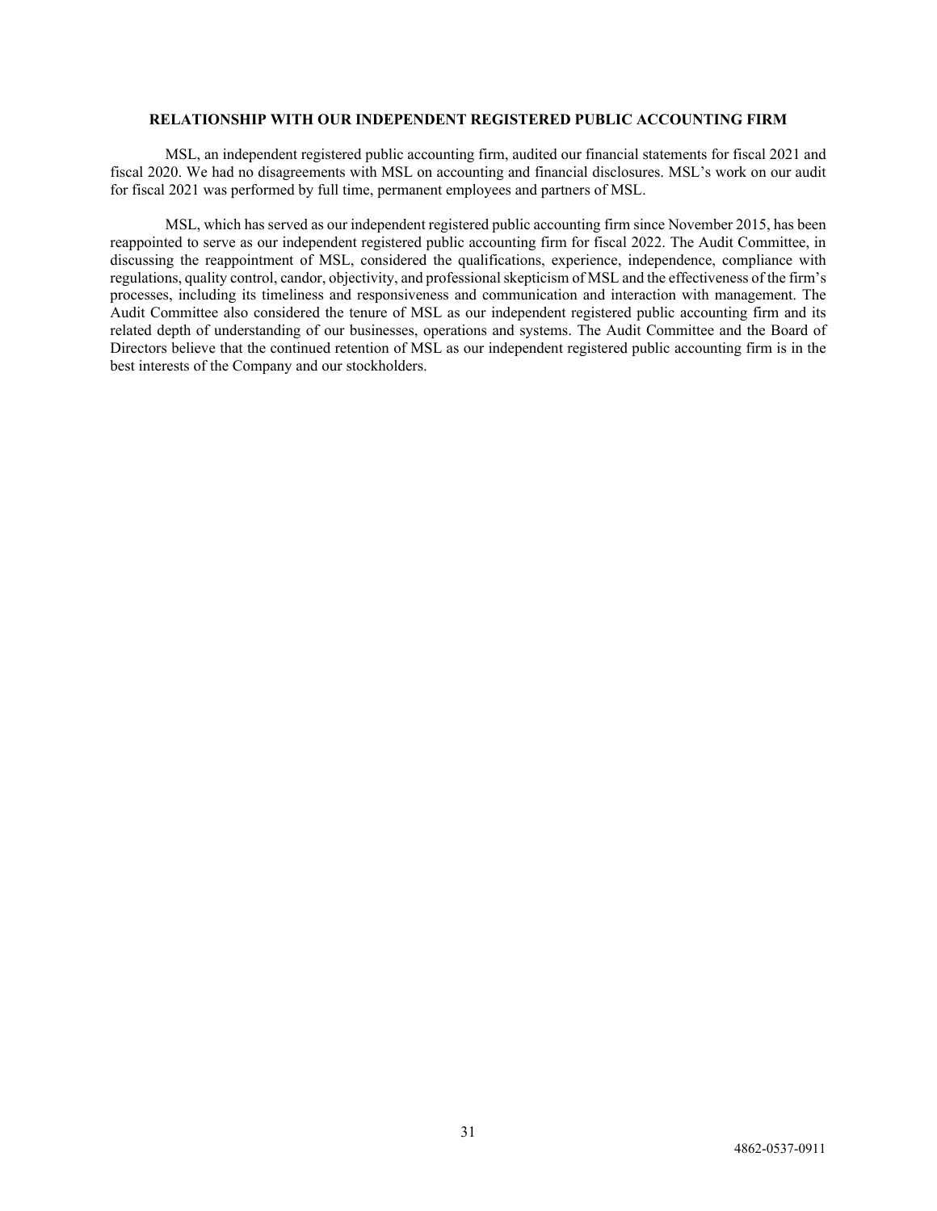## RELATIONSHIP WITH OUR INDEPENDENT REGISTERED PUBLIC ACCOUNTING FIRM

MSL, an independent registered public accounting firm, audited our financial statements for fiscal 2021 and fiscal 2020. We had no disagreements with MSL on accounting and financial disclosures. MSL's work on our audit for fiscal 2021 was performed by full time, permanent employees and partners of MSL.

MSL, which has served as our independent registered public accounting firm since November 2015, has been reappointed to serve as our independent registered public accounting firm for fiscal 2022. The Audit Committee, in discussing the reappointment of MSL, considered the qualifications, experience, independence, compliance with regulations, quality control, candor, objectivity, and professional skepticism of MSL and the effectiveness of the firm's processes, including its timeliness and responsiveness and communication and interaction with management. The Audit Committee also considered the tenure of MSL as our independent registered public accounting firm and its related depth of understanding of our businesses, operations and systems. The Audit Committee and the Board of Directors believe that the continued retention of MSL as our independent registered public accounting firm is in the best interests of the Company and our stockholders.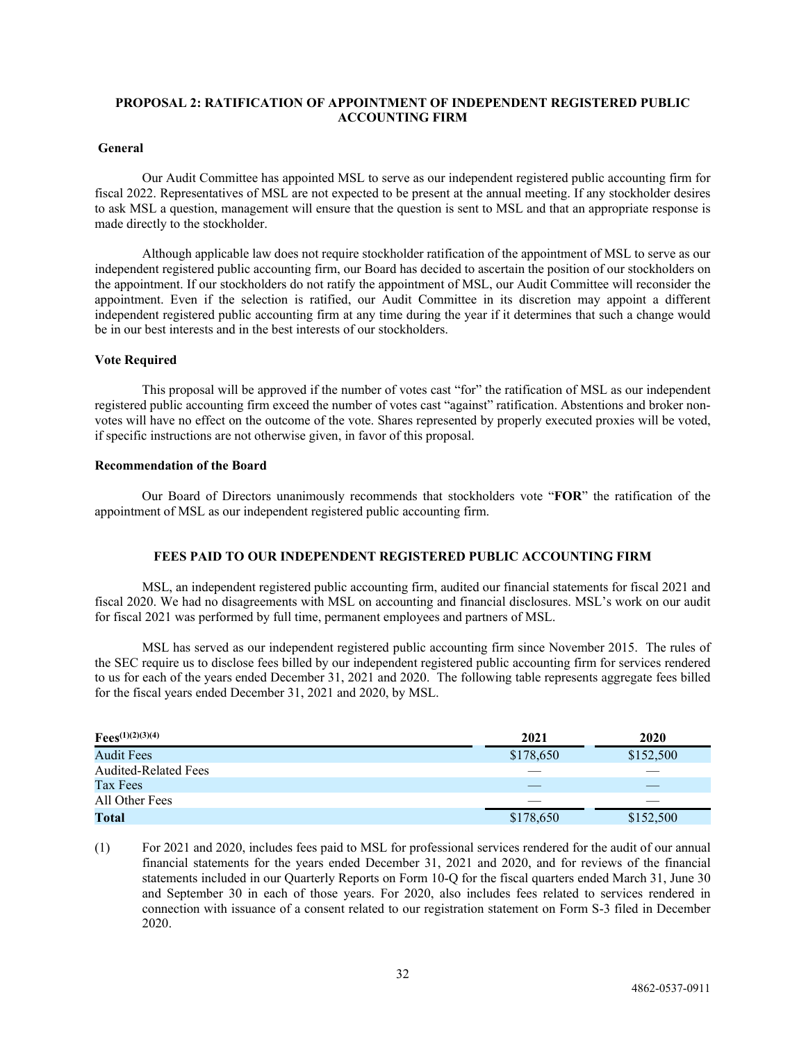## PROPOSAL 2: RATIFICATION OF APPOINTMENT OF INDEPENDENT REGISTERED PUBLIC ACCOUNTING FIRM

### General

Our Audit Committee has appointed MSL to serve as our independent registered public accounting firm for fiscal 2022. Representatives of MSL are not expected to be present at the annual meeting. If any stockholder desires to ask MSL a question, management will ensure that the question is sent to MSL and that an appropriate response is made directly to the stockholder.

Although applicable law does not require stockholder ratification of the appointment of MSL to serve as our independent registered public accounting firm, our Board has decided to ascertain the position of our stockholders on the appointment. If our stockholders do not ratify the appointment of MSL, our Audit Committee will reconsider the appointment. Even if the selection is ratified, our Audit Committee in its discretion may appoint a different independent registered public accounting firm at any time during the year if it determines that such a change would be in our best interests and in the best interests of our stockholders.

### Vote Required

This proposal will be approved if the number of votes cast "for" the ratification of MSL as our independent registered public accounting firm exceed the number of votes cast "against" ratification. Abstentions and broker non-votes will have no effect on the outcome of the vote. Shares represented by properly executed proxies will be voted, if specific instructions are not otherwise given, in favor of this proposal.

### Recommendation of the Board

Our Board of Directors unanimously recommends that stockholders vote "**FOR**" the ratification of the appointment of MSL as our independent registered public accounting firm.

## FEES PAID TO OUR INDEPENDENT REGISTERED PUBLIC ACCOUNTING FIRM

MSL, an independent registered public accounting firm, audited our financial statements for fiscal 2021 and fiscal 2020. We had no disagreements with MSL on accounting and financial disclosures. MSL's work on our audit for fiscal 2021 was performed by full time, permanent employees and partners of MSL.

MSL has served as our independent registered public accounting firm since November 2015. The rules of the SEC require us to disclose fees billed by our independent registered public accounting firm for services rendered to us for each of the years ended December 31, 2021 and 2020. The following table represents aggregate fees billed for the fiscal years ended December 31, 2021 and 2020, by MSL.

| Fees(1)(2)(3)(4) | 2021 | 2020 |
|---|---|---|
| Audit Fees | $178,650 | $152,500 |
| Audited-Related Fees | — | — |
| Tax Fees | — | — |
| All Other Fees | — | — |
| **Total** | $178,650 | $152,500 |

(1) For 2021 and 2020, includes fees paid to MSL for professional services rendered for the audit of our annual financial statements for the years ended December 31, 2021 and 2020, and for reviews of the financial statements included in our Quarterly Reports on Form 10-Q for the fiscal quarters ended March 31, June 30 and September 30 in each of those years. For 2020, also includes fees related to services rendered in connection with issuance of a consent related to our registration statement on Form S-3 filed in December 2020.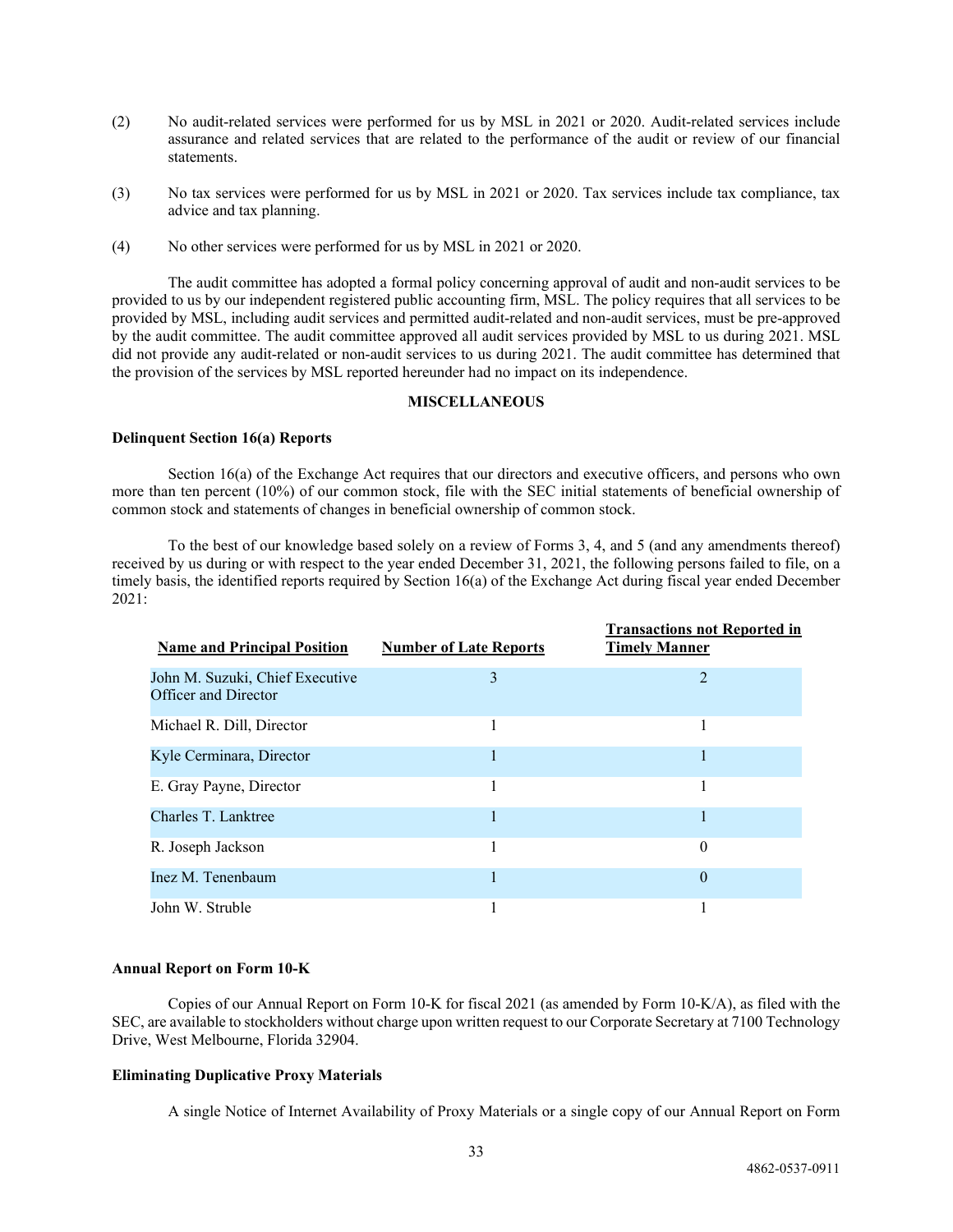(2) No audit-related services were performed for us by MSL in 2021 or 2020. Audit-related services include assurance and related services that are related to the performance of the audit or review of our financial statements.

(3) No tax services were performed for us by MSL in 2021 or 2020. Tax services include tax compliance, tax advice and tax planning.

(4) No other services were performed for us by MSL in 2021 or 2020.

The audit committee has adopted a formal policy concerning approval of audit and non-audit services to be provided to us by our independent registered public accounting firm, MSL. The policy requires that all services to be provided by MSL, including audit services and permitted audit-related and non-audit services, must be pre-approved by the audit committee. The audit committee approved all audit services provided by MSL to us during 2021. MSL did not provide any audit-related or non-audit services to us during 2021. The audit committee has determined that the provision of the services by MSL reported hereunder had no impact on its independence.

## MISCELLANEOUS

### Delinquent Section 16(a) Reports

Section 16(a) of the Exchange Act requires that our directors and executive officers, and persons who own more than ten percent (10%) of our common stock, file with the SEC initial statements of beneficial ownership of common stock and statements of changes in beneficial ownership of common stock.

To the best of our knowledge based solely on a review of Forms 3, 4, and 5 (and any amendments thereof) received by us during or with respect to the year ended December 31, 2021, the following persons failed to file, on a timely basis, the identified reports required by Section 16(a) of the Exchange Act during fiscal year ended December 2021:

| Name and Principal Position | Number of Late Reports | Transactions not Reported in Timely Manner |
|---|---|---|
| John M. Suzuki, Chief Executive Officer and Director | 3 | 2 |
| Michael R. Dill, Director | 1 | 1 |
| Kyle Cerminara, Director | 1 | 1 |
| E. Gray Payne, Director | 1 | 1 |
| Charles T. Lanktree | 1 | 1 |
| R. Joseph Jackson | 1 | 0 |
| Inez M. Tenenbaum | 1 | 0 |
| John W. Struble | 1 | 1 |

### Annual Report on Form 10-K

Copies of our Annual Report on Form 10-K for fiscal 2021 (as amended by Form 10-K/A), as filed with the SEC, are available to stockholders without charge upon written request to our Corporate Secretary at 7100 Technology Drive, West Melbourne, Florida 32904.

### Eliminating Duplicative Proxy Materials

A single Notice of Internet Availability of Proxy Materials or a single copy of our Annual Report on Form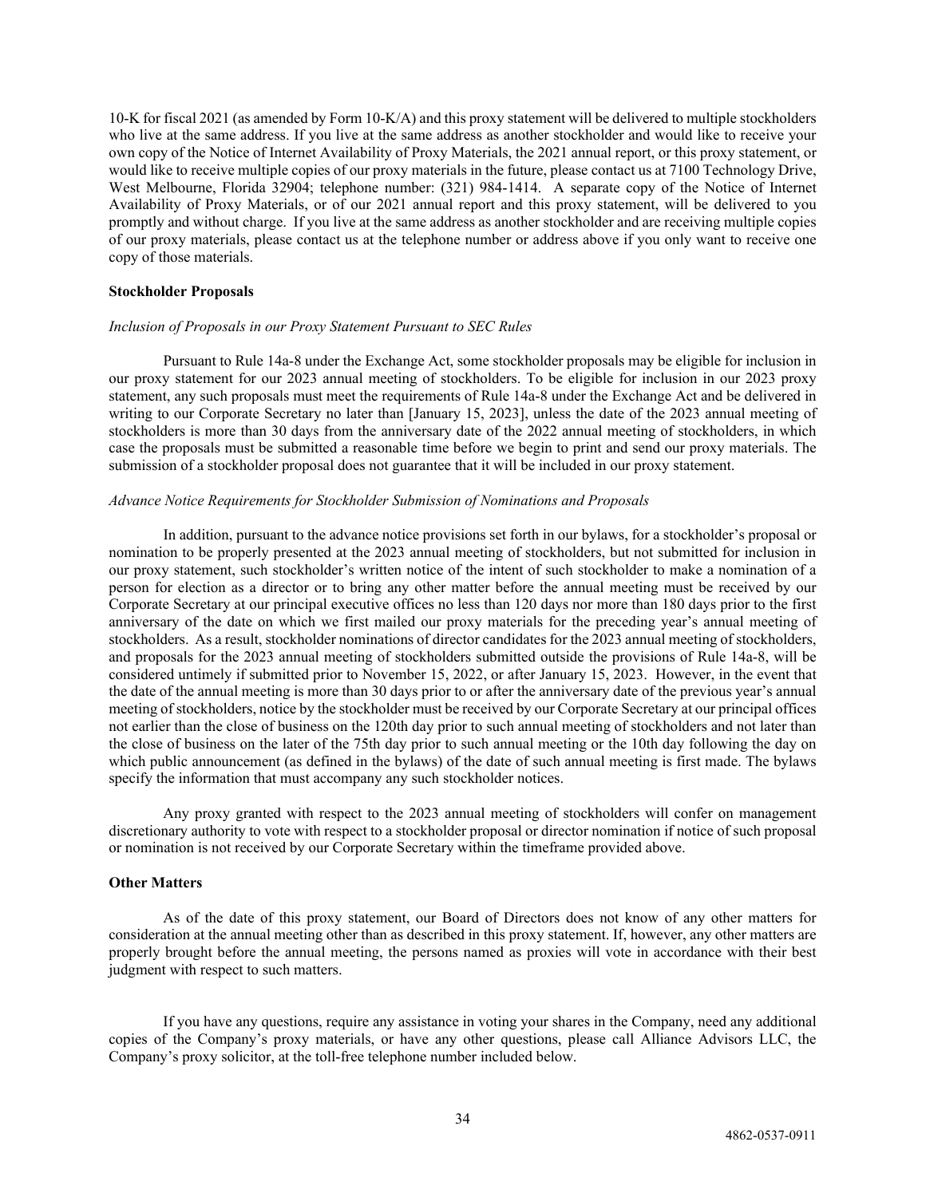10-K for fiscal 2021 (as amended by Form 10-K/A) and this proxy statement will be delivered to multiple stockholders who live at the same address. If you live at the same address as another stockholder and would like to receive your own copy of the Notice of Internet Availability of Proxy Materials, the 2021 annual report, or this proxy statement, or would like to receive multiple copies of our proxy materials in the future, please contact us at 7100 Technology Drive, West Melbourne, Florida 32904; telephone number: (321) 984-1414. A separate copy of the Notice of Internet Availability of Proxy Materials, or of our 2021 annual report and this proxy statement, will be delivered to you promptly and without charge. If you live at the same address as another stockholder and are receiving multiple copies of our proxy materials, please contact us at the telephone number or address above if you only want to receive one copy of those materials.

**Stockholder Proposals**

*Inclusion of Proposals in our Proxy Statement Pursuant to SEC Rules*

Pursuant to Rule 14a-8 under the Exchange Act, some stockholder proposals may be eligible for inclusion in our proxy statement for our 2023 annual meeting of stockholders. To be eligible for inclusion in our 2023 proxy statement, any such proposals must meet the requirements of Rule 14a-8 under the Exchange Act and be delivered in writing to our Corporate Secretary no later than [January 15, 2023], unless the date of the 2023 annual meeting of stockholders is more than 30 days from the anniversary date of the 2022 annual meeting of stockholders, in which case the proposals must be submitted a reasonable time before we begin to print and send our proxy materials. The submission of a stockholder proposal does not guarantee that it will be included in our proxy statement.

*Advance Notice Requirements for Stockholder Submission of Nominations and Proposals*

In addition, pursuant to the advance notice provisions set forth in our bylaws, for a stockholder's proposal or nomination to be properly presented at the 2023 annual meeting of stockholders, but not submitted for inclusion in our proxy statement, such stockholder's written notice of the intent of such stockholder to make a nomination of a person for election as a director or to bring any other matter before the annual meeting must be received by our Corporate Secretary at our principal executive offices no less than 120 days nor more than 180 days prior to the first anniversary of the date on which we first mailed our proxy materials for the preceding year's annual meeting of stockholders. As a result, stockholder nominations of director candidates for the 2023 annual meeting of stockholders, and proposals for the 2023 annual meeting of stockholders submitted outside the provisions of Rule 14a-8, will be considered untimely if submitted prior to November 15, 2022, or after January 15, 2023. However, in the event that the date of the annual meeting is more than 30 days prior to or after the anniversary date of the previous year's annual meeting of stockholders, notice by the stockholder must be received by our Corporate Secretary at our principal offices not earlier than the close of business on the 120th day prior to such annual meeting of stockholders and not later than the close of business on the later of the 75th day prior to such annual meeting or the 10th day following the day on which public announcement (as defined in the bylaws) of the date of such annual meeting is first made. The bylaws specify the information that must accompany any such stockholder notices.

Any proxy granted with respect to the 2023 annual meeting of stockholders will confer on management discretionary authority to vote with respect to a stockholder proposal or director nomination if notice of such proposal or nomination is not received by our Corporate Secretary within the timeframe provided above.

**Other Matters**

As of the date of this proxy statement, our Board of Directors does not know of any other matters for consideration at the annual meeting other than as described in this proxy statement. If, however, any other matters are properly brought before the annual meeting, the persons named as proxies will vote in accordance with their best judgment with respect to such matters.

If you have any questions, require any assistance in voting your shares in the Company, need any additional copies of the Company's proxy materials, or have any other questions, please call Alliance Advisors LLC, the Company's proxy solicitor, at the toll-free telephone number included below.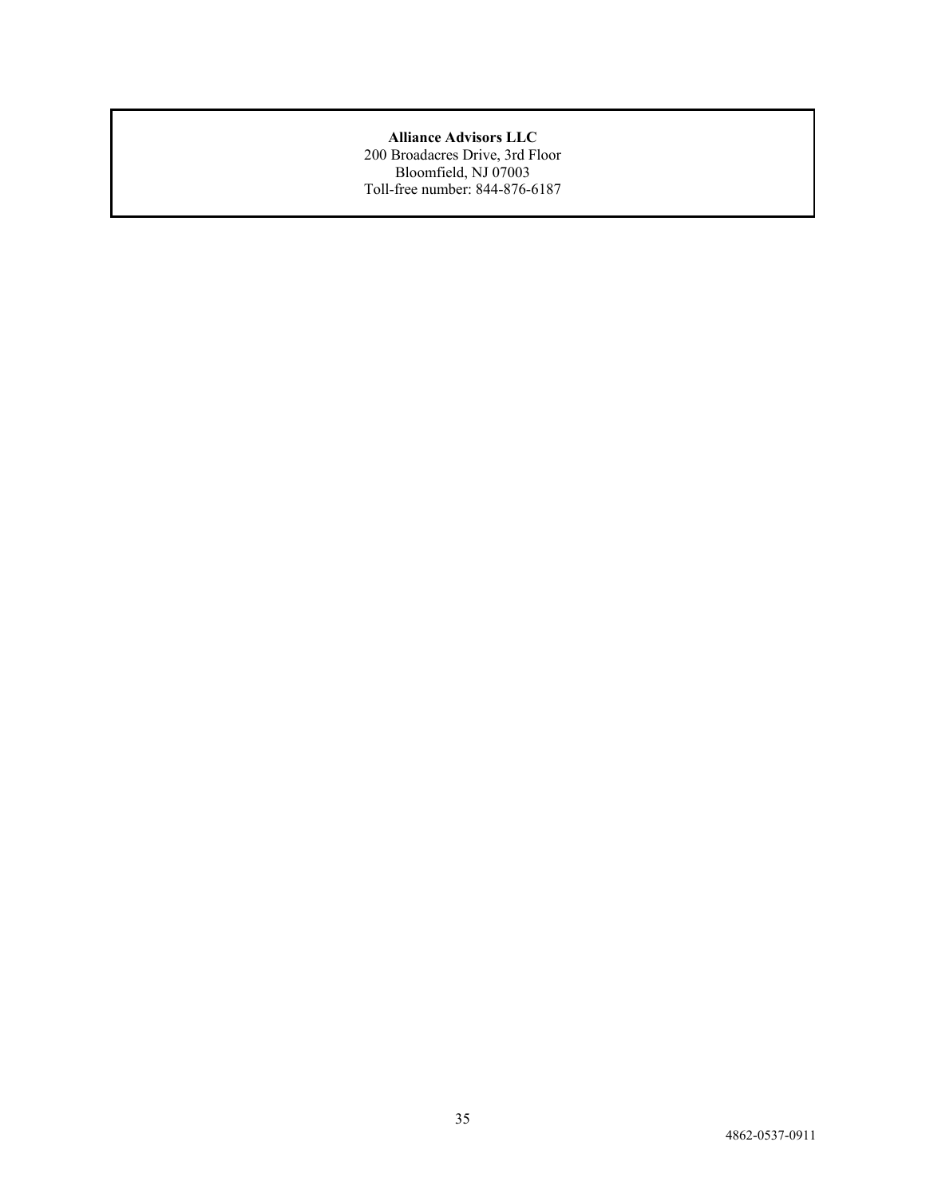**Alliance Advisors LLC**
200 Broadacres Drive, 3rd Floor
Bloomfield, NJ 07003
Toll-free number: 844-876-6187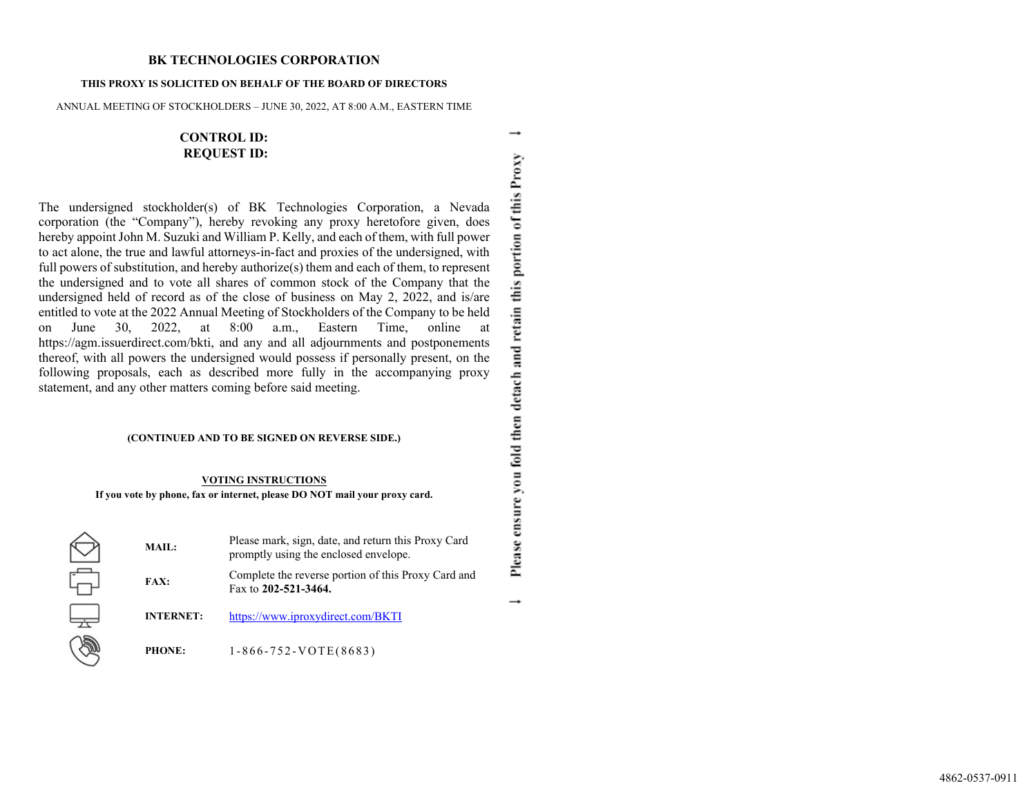**BK TECHNOLOGIES CORPORATION**

**THIS PROXY IS SOLICITED ON BEHALF OF THE BOARD OF DIRECTORS**

ANNUAL MEETING OF STOCKHOLDERS – JUNE 30, 2022, AT 8:00 A.M., EASTERN TIME

**CONTROL ID:**
**REQUEST ID:**

The undersigned stockholder(s) of BK Technologies Corporation, a Nevada corporation (the "Company"), hereby revoking any proxy heretofore given, does hereby appoint John M. Suzuki and William P. Kelly, and each of them, with full power to act alone, the true and lawful attorneys-in-fact and proxies of the undersigned, with full powers of substitution, and hereby authorize(s) them and each of them, to represent the undersigned and to vote all shares of common stock of the Company that the undersigned held of record as of the close of business on May 2, 2022, and is/are entitled to vote at the 2022 Annual Meeting of Stockholders of the Company to be held on June 30, 2022, at 8:00 a.m., Eastern Time, online at https://agm.issuerdirect.com/bkti, and any and all adjournments and postponements thereof, with all powers the undersigned would possess if personally present, on the following proposals, each as described more fully in the accompanying proxy statement, and any other matters coming before said meeting.

**(CONTINUED AND TO BE SIGNED ON REVERSE SIDE.)**

**VOTING INSTRUCTIONS**

**If you vote by phone, fax or internet, please DO NOT mail your proxy card.**

| | |
|---|---|
| **MAIL:** | Please mark, sign, date, and return this Proxy Card promptly using the enclosed envelope. |
| **FAX:** | Complete the reverse portion of this Proxy Card and Fax to **202-521-3464.** |
| **INTERNET:** | https://www.iproxydirect.com/BKTI |
| **PHONE:** | 1-866-752-VOTE(8683) |

↓ Please ensure you fold then detach and retain this portion of this Proxy ↓

4862-0537-0911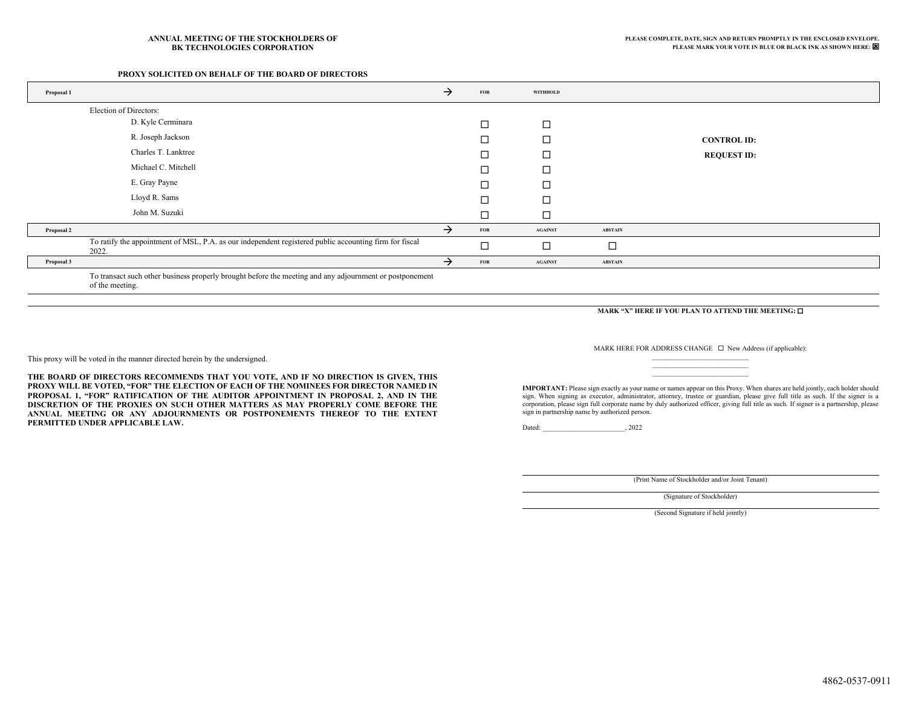**ANNUAL MEETING OF THE STOCKHOLDERS OF**
**BK TECHNOLOGIES CORPORATION**

**PLEASE COMPLETE, DATE, SIGN AND RETURN PROMPTLY IN THE ENCLOSED ENVELOPE.**
**PLEASE MARK YOUR VOTE IN BLUE OR BLACK INK AS SHOWN HERE: ☒**

**PROXY SOLICITED ON BEHALF OF THE BOARD OF DIRECTORS**

| **Proposal 1** | → | **FOR** | **WITHHOLD** | |
|---|---|---|---|---|
| Election of Directors: | | | | |
| D. Kyle Cerminara | | ☐ | ☐ | |
| R. Joseph Jackson | | ☐ | ☐ | **CONTROL ID:** |
| Charles T. Lanktree | | ☐ | ☐ | **REQUEST ID:** |
| Michael C. Mitchell | | ☐ | ☐ | |
| E. Gray Payne | | ☐ | ☐ | |
| Lloyd R. Sams | | ☐ | ☐ | |
| John M. Suzuki | | ☐ | ☐ | |

| **Proposal 2** | → | **FOR** | **AGAINST** | **ABSTAIN** |
|---|---|---|---|---|
| To ratify the appointment of MSL, P.A. as our independent registered public accounting firm for fiscal 2022. | | ☐ | ☐ | ☐ |

| **Proposal 3** | → | **FOR** | **AGAINST** | **ABSTAIN** |
|---|---|---|---|---|
| To transact such other business properly brought before the meeting and any adjournment or postponement of the meeting. | | | | |

**MARK "X" HERE IF YOU PLAN TO ATTEND THE MEETING: ☐**

This proxy will be voted in the manner directed herein by the undersigned.

**THE BOARD OF DIRECTORS RECOMMENDS THAT YOU VOTE, AND IF NO DIRECTION IS GIVEN, THIS PROXY WILL BE VOTED, "FOR" THE ELECTION OF EACH OF THE NOMINEES FOR DIRECTOR NAMED IN PROPOSAL 1, "FOR" RATIFICATION OF THE AUDITOR APPOINTMENT IN PROPOSAL 2, AND IN THE DISCRETION OF THE PROXIES ON SUCH OTHER MATTERS AS MAY PROPERLY COME BEFORE THE ANNUAL MEETING OR ANY ADJOURNMENTS OR POSTPONEMENTS THEREOF TO THE EXTENT PERMITTED UNDER APPLICABLE LAW.**

MARK HERE FOR ADDRESS CHANGE ☐ New Address (if applicable):

\_\_\_\_\_\_\_\_\_\_\_\_\_\_\_\_\_\_\_\_\_\_\_\_\_\_\_\_
\_\_\_\_\_\_\_\_\_\_\_\_\_\_\_\_\_\_\_\_\_\_\_\_\_\_\_\_
\_\_\_\_\_\_\_\_\_\_\_\_\_\_\_\_\_\_\_\_\_\_\_\_\_\_\_\_

**IMPORTANT:** Please sign exactly as your name or names appear on this Proxy. When shares are held jointly, each holder should sign. When signing as executor, administrator, attorney, trustee or guardian, please give full title as such. If the signer is a corporation, please sign full corporate name by duly authorized officer, giving full title as such. If signer is a partnership, please sign in partnership name by authorized person.

Dated: \_\_\_\_\_\_\_\_\_\_\_\_\_\_\_\_\_\_\_\_\_\_\_\_, 2022

\_\_\_\_\_\_\_\_\_\_\_\_\_\_\_\_\_\_\_\_\_\_\_\_\_\_\_\_\_\_\_\_\_\_\_\_\_\_\_\_
(Print Name of Stockholder and/or Joint Tenant)

\_\_\_\_\_\_\_\_\_\_\_\_\_\_\_\_\_\_\_\_\_\_\_\_\_\_\_\_\_\_\_\_\_\_\_\_\_\_\_\_
(Signature of Stockholder)

\_\_\_\_\_\_\_\_\_\_\_\_\_\_\_\_\_\_\_\_\_\_\_\_\_\_\_\_\_\_\_\_\_\_\_\_\_\_\_\_
(Second Signature if held jointly)

4862-0537-0911